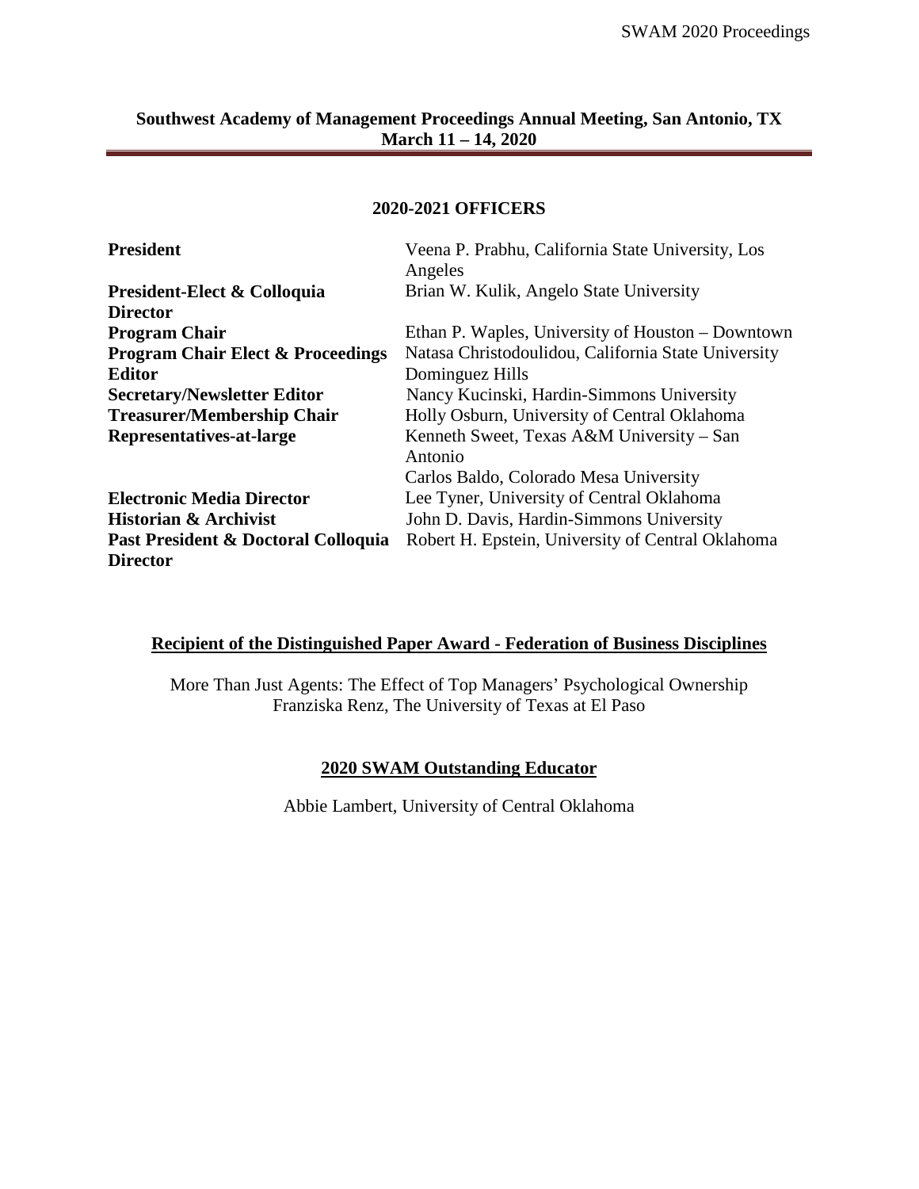**Southwest Academy of Management Proceedings Annual Meeting, San Antonio, TX**
**March 11 – 14, 2020**

## 2020-2021 OFFICERS

| | |
|---|---|
| **President** | Veena P. Prabhu, California State University, Los Angeles |
| **President-Elect & Colloquia Director** | Brian W. Kulik, Angelo State University |
| **Program Chair** | Ethan P. Waples, University of Houston – Downtown |
| **Program Chair Elect & Proceedings Editor** | Natasa Christodoulidou, California State University Dominguez Hills |
| **Secretary/Newsletter Editor** | Nancy Kucinski, Hardin-Simmons University |
| **Treasurer/Membership Chair** | Holly Osburn, University of Central Oklahoma |
| **Representatives-at-large** | Kenneth Sweet, Texas A&M University – San Antonio |
| | Carlos Baldo, Colorado Mesa University |
| **Electronic Media Director** | Lee Tyner, University of Central Oklahoma |
| **Historian & Archivist** | John D. Davis, Hardin-Simmons University |
| **Past President & Doctoral Colloquia Director** | Robert H. Epstein, University of Central Oklahoma |

## Recipient of the Distinguished Paper Award - Federation of Business Disciplines

More Than Just Agents: The Effect of Top Managers' Psychological Ownership
Franziska Renz, The University of Texas at El Paso

## 2020 SWAM Outstanding Educator

Abbie Lambert, University of Central Oklahoma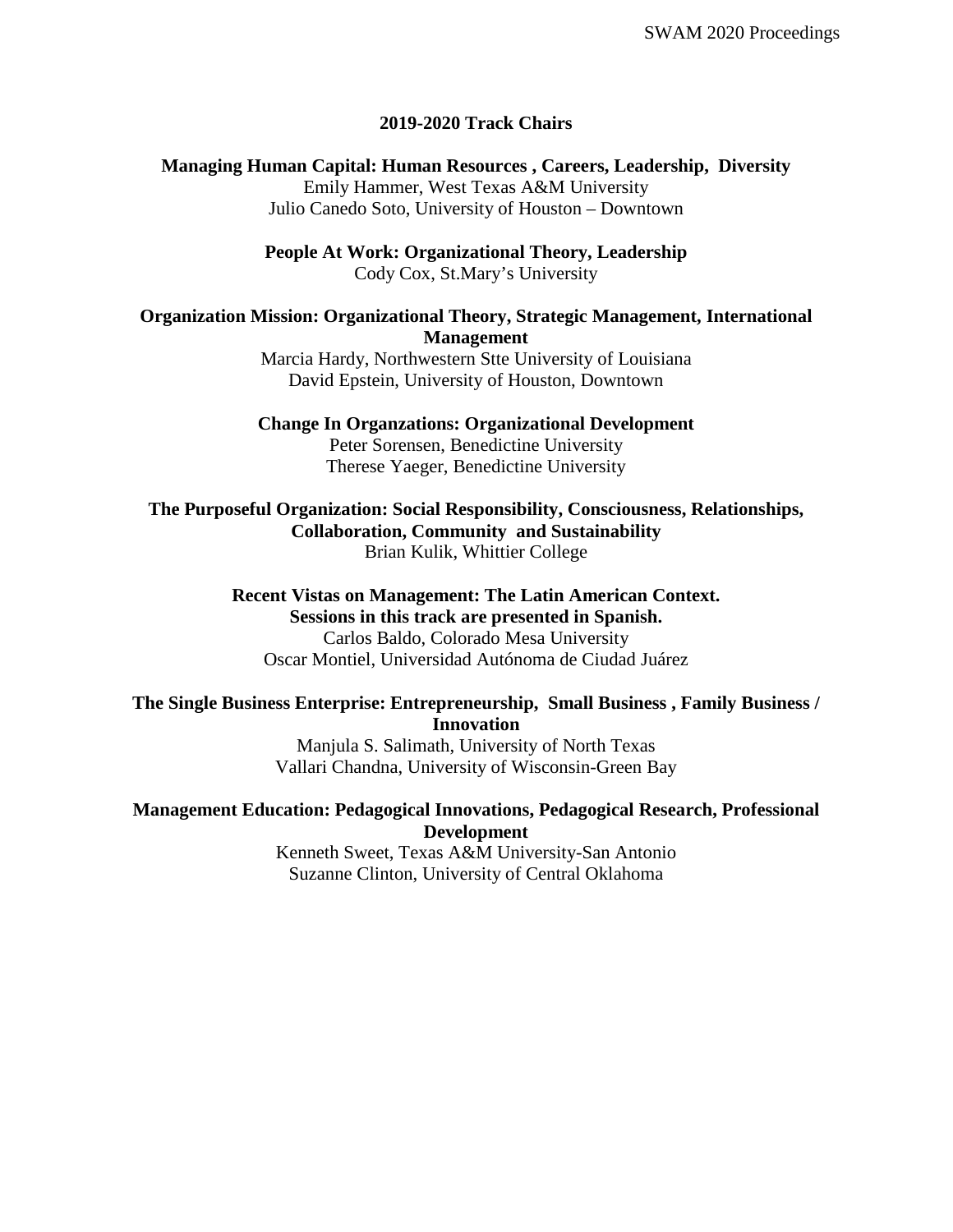## 2019-2020 Track Chairs

**Managing Human Capital: Human Resources , Careers, Leadership, Diversity**
Emily Hammer, West Texas A&M University
Julio Canedo Soto, University of Houston – Downtown

**People At Work: Organizational Theory, Leadership**
Cody Cox, St.Mary's University

**Organization Mission: Organizational Theory, Strategic Management, International Management**
Marcia Hardy, Northwestern Stte University of Louisiana
David Epstein, University of Houston, Downtown

**Change In Organzations: Organizational Development**
Peter Sorensen, Benedictine University
Therese Yaeger, Benedictine University

**The Purposeful Organization: Social Responsibility, Consciousness, Relationships, Collaboration, Community and Sustainability**
Brian Kulik, Whittier College

**Recent Vistas on Management: The Latin American Context. Sessions in this track are presented in Spanish.**
Carlos Baldo, Colorado Mesa University
Oscar Montiel, Universidad Autónoma de Ciudad Juárez

**The Single Business Enterprise: Entrepreneurship, Small Business , Family Business / Innovation**
Manjula S. Salimath, University of North Texas
Vallari Chandna, University of Wisconsin-Green Bay

**Management Education: Pedagogical Innovations, Pedagogical Research, Professional Development**
Kenneth Sweet, Texas A&M University-San Antonio
Suzanne Clinton, University of Central Oklahoma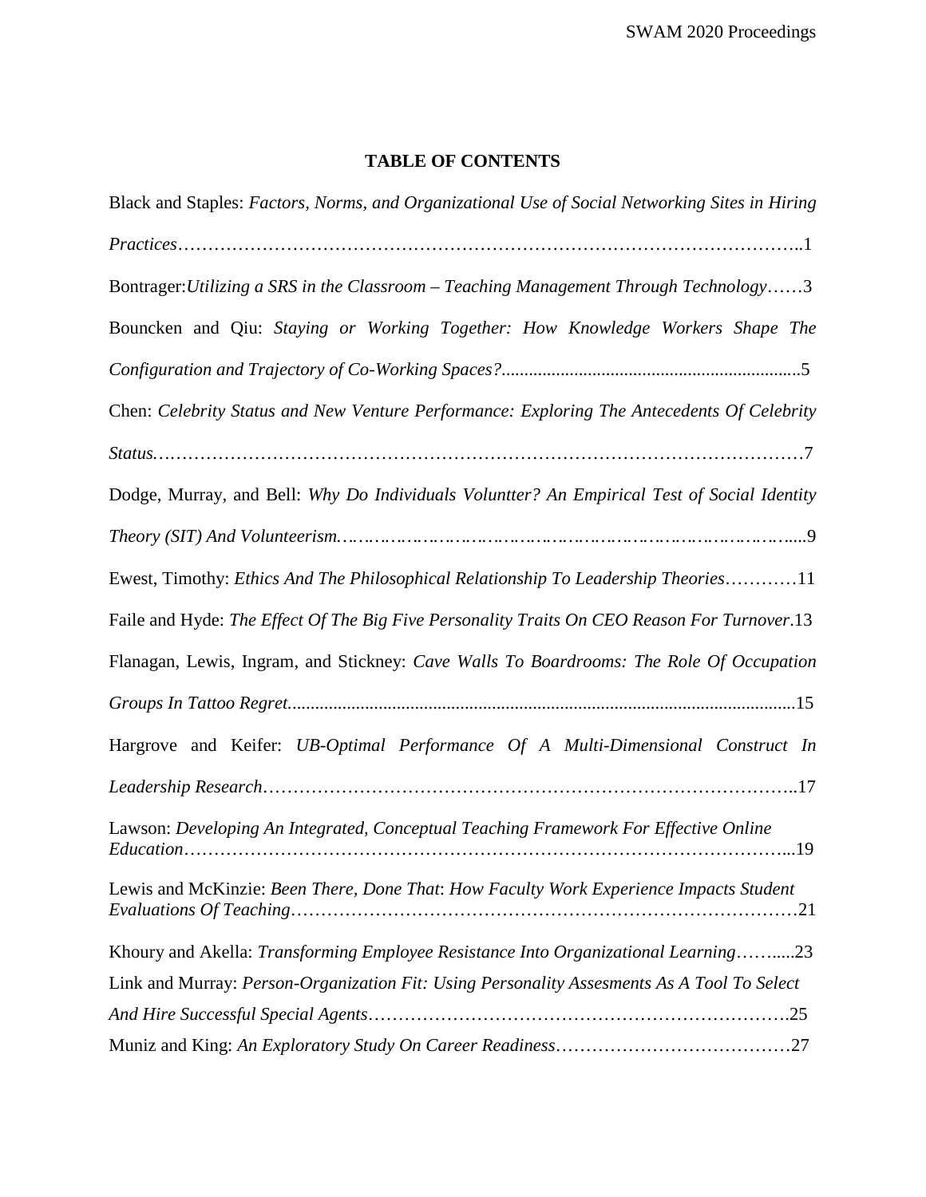# TABLE OF CONTENTS

Black and Staples: *Factors, Norms, and Organizational Use of Social Networking Sites in Hiring Practices*……………………………………………………………………………………..1

Bontrager:*Utilizing a SRS in the Classroom – Teaching Management Through Technology*……3

Bouncken and Qiu: *Staying or Working Together: How Knowledge Workers Shape The Configuration and Trajectory of Co-Working Spaces?*..................................................................5

Chen: *Celebrity Status and New Venture Performance: Exploring The Antecedents Of Celebrity Status.*…………………………………………………………………………………………7

Dodge, Murray, and Bell: *Why Do Individuals Voluntter? An Empirical Test of Social Identity Theory (SIT) And Volunteerism.*……………………………………………………………….....9

Ewest, Timothy: *Ethics And The Philosophical Relationship To Leadership Theories*…………11

Faile and Hyde: *The Effect Of The Big Five Personality Traits On CEO Reason For Turnover*.13

Flanagan, Lewis, Ingram, and Stickney: *Cave Walls To Boardrooms: The Role Of Occupation Groups In Tattoo Regret.*.............................................................................................................15

Hargrove and Keifer: *UB-Optimal Performance Of A Multi-Dimensional Construct In Leadership Research*…………………………………………………………………………..17

Lawson: *Developing An Integrated, Conceptual Teaching Framework For Effective Online Education*…………………………………………………………………………………...19

Lewis and McKinzie: *Been There, Done That*: *How Faculty Work Experience Impacts Student Evaluations Of Teaching*………………………………………………………………………21

Khoury and Akella: *Transforming Employee Resistance Into Organizational Learning*……....23

Link and Murray: *Person-Organization Fit: Using Personality Assesments As A Tool To Select And Hire Successful Special Agents*………………………………………………………….25

Muniz and King: *An Exploratory Study On Career Readiness*…………………………………27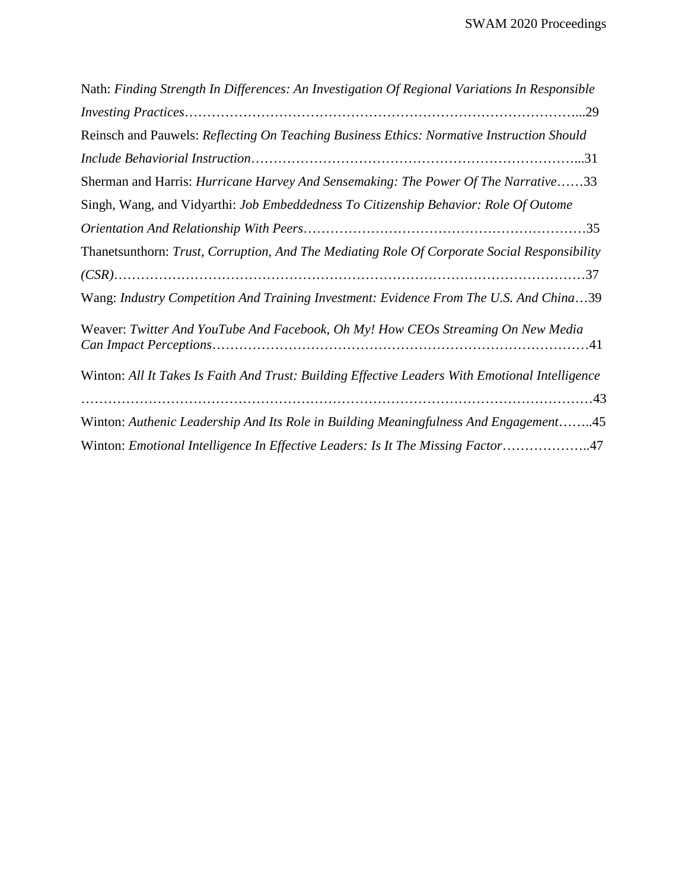Nath: *Finding Strength In Differences: An Investigation Of Regional Variations In Responsible Investing Practices*……………………………………………………………………………...29

Reinsch and Pauwels: *Reflecting On Teaching Business Ethics: Normative Instruction Should Include Behaviorial Instruction*…………………………………………………………………...31

Sherman and Harris: *Hurricane Harvey And Sensemaking: The Power Of The Narrative*……33

Singh, Wang, and Vidyarthi: *Job Embeddedness To Citizenship Behavior: Role Of Outome Orientation And Relationship With Peers*……………………………………………………35

Thanetsunthorn: *Trust, Corruption, And The Mediating Role Of Corporate Social Responsibility (CSR)*…………………………………………………………………………………………37

Wang: *Industry Competition And Training Investment: Evidence From The U.S. And China*…39

Weaver: *Twitter And YouTube And Facebook, Oh My! How CEOs Streaming On New Media Can Impact Perceptions*……………………………………………………………………41

Winton: *All It Takes Is Faith And Trust: Building Effective Leaders With Emotional Intelligence* ……………………………………………………………………………………………43

Winton: *Authenic Leadership And Its Role in Building Meaningfulness And Engagement*……..45

Winton: *Emotional Intelligence In Effective Leaders: Is It The Missing Factor*………………..47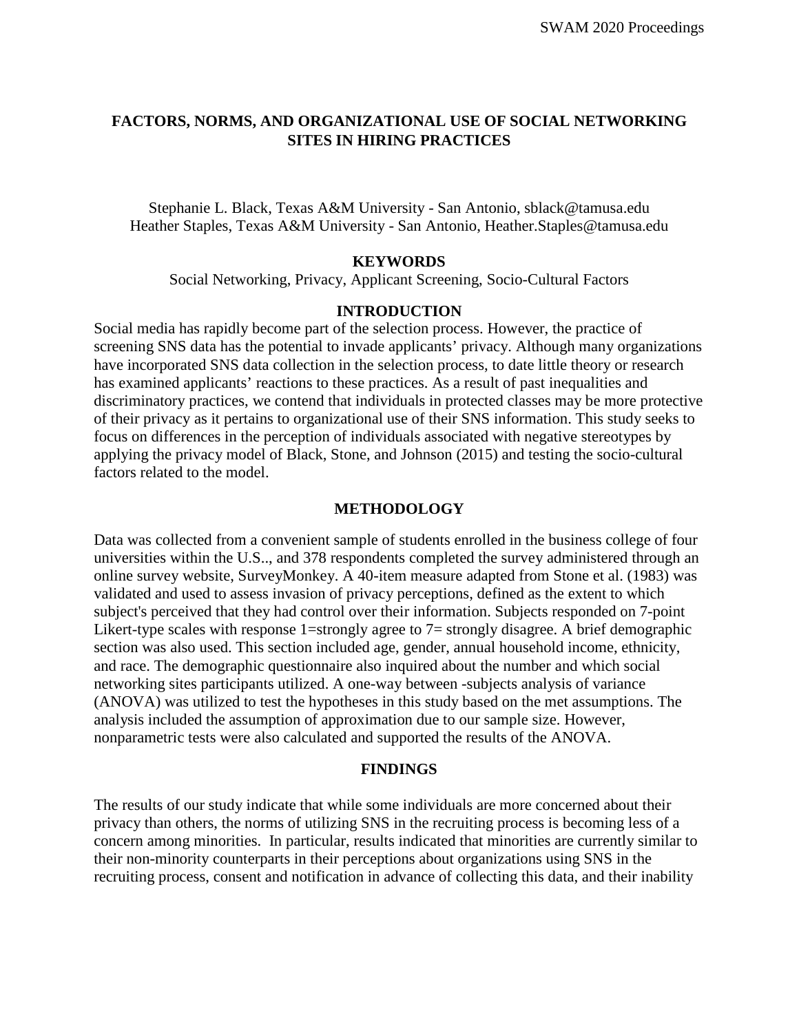# FACTORS, NORMS, AND ORGANIZATIONAL USE OF SOCIAL NETWORKING SITES IN HIRING PRACTICES

Stephanie L. Black, Texas A&M University - San Antonio, sblack@tamusa.edu
Heather Staples, Texas A&M University - San Antonio, Heather.Staples@tamusa.edu

## KEYWORDS

Social Networking, Privacy, Applicant Screening, Socio-Cultural Factors

## INTRODUCTION

Social media has rapidly become part of the selection process. However, the practice of screening SNS data has the potential to invade applicants' privacy. Although many organizations have incorporated SNS data collection in the selection process, to date little theory or research has examined applicants' reactions to these practices. As a result of past inequalities and discriminatory practices, we contend that individuals in protected classes may be more protective of their privacy as it pertains to organizational use of their SNS information. This study seeks to focus on differences in the perception of individuals associated with negative stereotypes by applying the privacy model of Black, Stone, and Johnson (2015) and testing the socio-cultural factors related to the model.

## METHODOLOGY

Data was collected from a convenient sample of students enrolled in the business college of four universities within the U.S.., and 378 respondents completed the survey administered through an online survey website, SurveyMonkey. A 40-item measure adapted from Stone et al. (1983) was validated and used to assess invasion of privacy perceptions, defined as the extent to which subject's perceived that they had control over their information. Subjects responded on 7-point Likert-type scales with response 1=strongly agree to 7= strongly disagree. A brief demographic section was also used. This section included age, gender, annual household income, ethnicity, and race. The demographic questionnaire also inquired about the number and which social networking sites participants utilized. A one-way between -subjects analysis of variance (ANOVA) was utilized to test the hypotheses in this study based on the met assumptions. The analysis included the assumption of approximation due to our sample size. However, nonparametric tests were also calculated and supported the results of the ANOVA.

## FINDINGS

The results of our study indicate that while some individuals are more concerned about their privacy than others, the norms of utilizing SNS in the recruiting process is becoming less of a concern among minorities. In particular, results indicated that minorities are currently similar to their non-minority counterparts in their perceptions about organizations using SNS in the recruiting process, consent and notification in advance of collecting this data, and their inability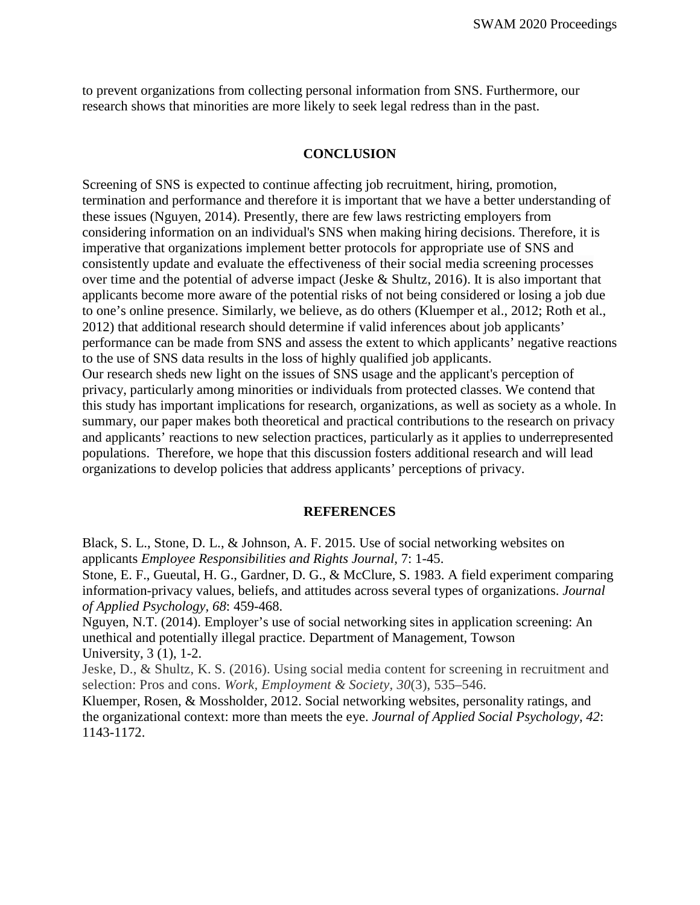to prevent organizations from collecting personal information from SNS. Furthermore, our research shows that minorities are more likely to seek legal redress than in the past.

## CONCLUSION

Screening of SNS is expected to continue affecting job recruitment, hiring, promotion, termination and performance and therefore it is important that we have a better understanding of these issues (Nguyen, 2014). Presently, there are few laws restricting employers from considering information on an individual's SNS when making hiring decisions. Therefore, it is imperative that organizations implement better protocols for appropriate use of SNS and consistently update and evaluate the effectiveness of their social media screening processes over time and the potential of adverse impact (Jeske & Shultz, 2016). It is also important that applicants become more aware of the potential risks of not being considered or losing a job due to one's online presence. Similarly, we believe, as do others (Kluemper et al., 2012; Roth et al., 2012) that additional research should determine if valid inferences about job applicants' performance can be made from SNS and assess the extent to which applicants' negative reactions to the use of SNS data results in the loss of highly qualified job applicants.

Our research sheds new light on the issues of SNS usage and the applicant's perception of privacy, particularly among minorities or individuals from protected classes. We contend that this study has important implications for research, organizations, as well as society as a whole. In summary, our paper makes both theoretical and practical contributions to the research on privacy and applicants' reactions to new selection practices, particularly as it applies to underrepresented populations. Therefore, we hope that this discussion fosters additional research and will lead organizations to develop policies that address applicants' perceptions of privacy.

## REFERENCES

Black, S. L., Stone, D. L., & Johnson, A. F. 2015. Use of social networking websites on applicants *Employee Responsibilities and Rights Journal,* 7: 1-45.

Stone, E. F., Gueutal, H. G., Gardner, D. G., & McClure, S. 1983. A field experiment comparing information-privacy values, beliefs, and attitudes across several types of organizations. *Journal of Applied Psychology, 68*: 459-468.

Nguyen, N.T. (2014). Employer's use of social networking sites in application screening: An unethical and potentially illegal practice. Department of Management, Towson University, 3 (1), 1-2.

Jeske, D., & Shultz, K. S. (2016). Using social media content for screening in recruitment and selection: Pros and cons. *Work, Employment & Society, 30*(3), 535–546.

Kluemper, Rosen, & Mossholder, 2012. Social networking websites, personality ratings, and the organizational context: more than meets the eye. *Journal of Applied Social Psychology, 42*: 1143-1172.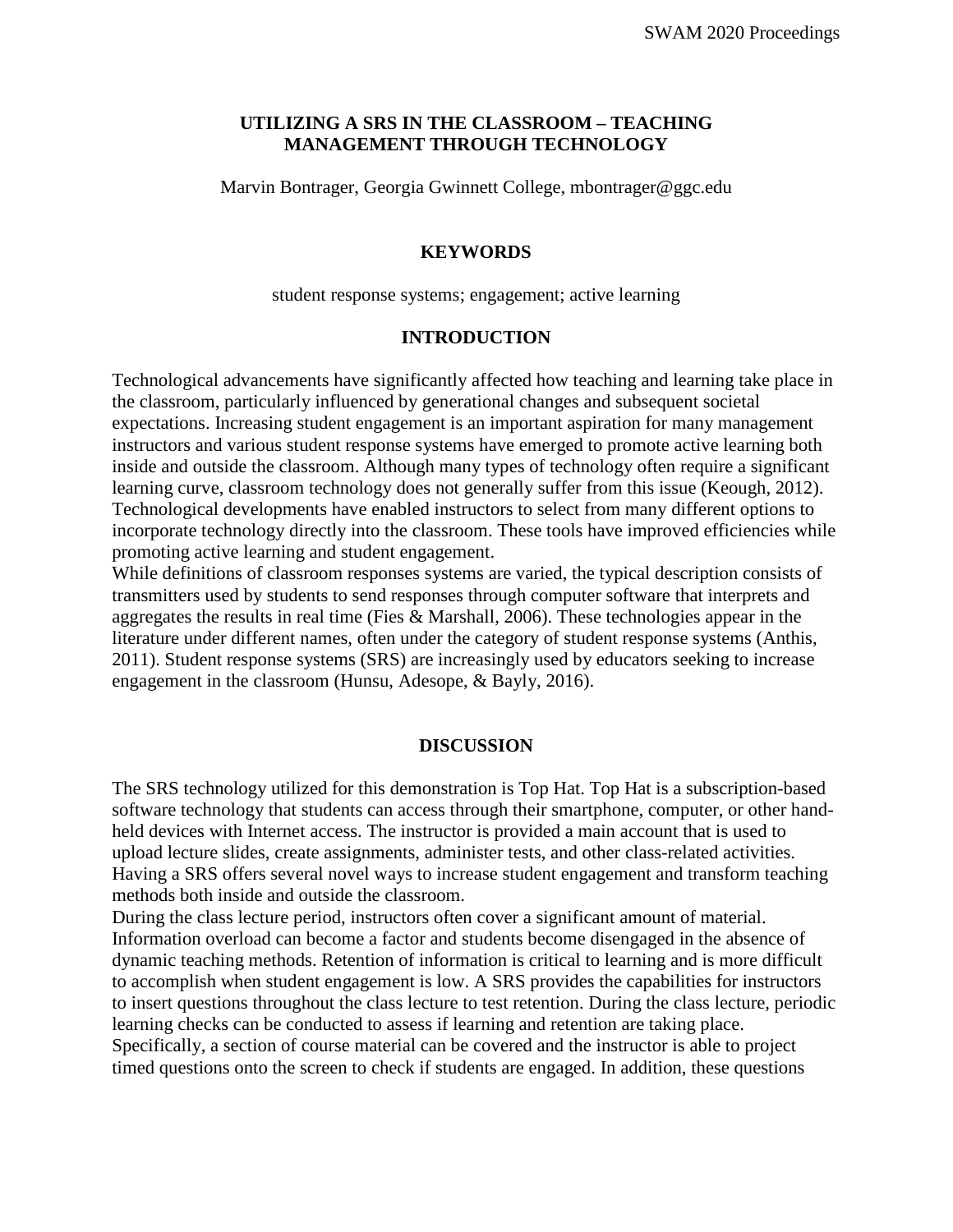## UTILIZING A SRS IN THE CLASSROOM – TEACHING MANAGEMENT THROUGH TECHNOLOGY

Marvin Bontrager, Georgia Gwinnett College, mbontrager@ggc.edu

### KEYWORDS

student response systems; engagement; active learning

### INTRODUCTION

Technological advancements have significantly affected how teaching and learning take place in the classroom, particularly influenced by generational changes and subsequent societal expectations. Increasing student engagement is an important aspiration for many management instructors and various student response systems have emerged to promote active learning both inside and outside the classroom. Although many types of technology often require a significant learning curve, classroom technology does not generally suffer from this issue (Keough, 2012). Technological developments have enabled instructors to select from many different options to incorporate technology directly into the classroom. These tools have improved efficiencies while promoting active learning and student engagement.

While definitions of classroom responses systems are varied, the typical description consists of transmitters used by students to send responses through computer software that interprets and aggregates the results in real time (Fies & Marshall, 2006). These technologies appear in the literature under different names, often under the category of student response systems (Anthis, 2011). Student response systems (SRS) are increasingly used by educators seeking to increase engagement in the classroom (Hunsu, Adesope, & Bayly, 2016).

### DISCUSSION

The SRS technology utilized for this demonstration is Top Hat. Top Hat is a subscription-based software technology that students can access through their smartphone, computer, or other hand-held devices with Internet access. The instructor is provided a main account that is used to upload lecture slides, create assignments, administer tests, and other class-related activities. Having a SRS offers several novel ways to increase student engagement and transform teaching methods both inside and outside the classroom.

During the class lecture period, instructors often cover a significant amount of material. Information overload can become a factor and students become disengaged in the absence of dynamic teaching methods. Retention of information is critical to learning and is more difficult to accomplish when student engagement is low. A SRS provides the capabilities for instructors to insert questions throughout the class lecture to test retention. During the class lecture, periodic learning checks can be conducted to assess if learning and retention are taking place. Specifically, a section of course material can be covered and the instructor is able to project timed questions onto the screen to check if students are engaged. In addition, these questions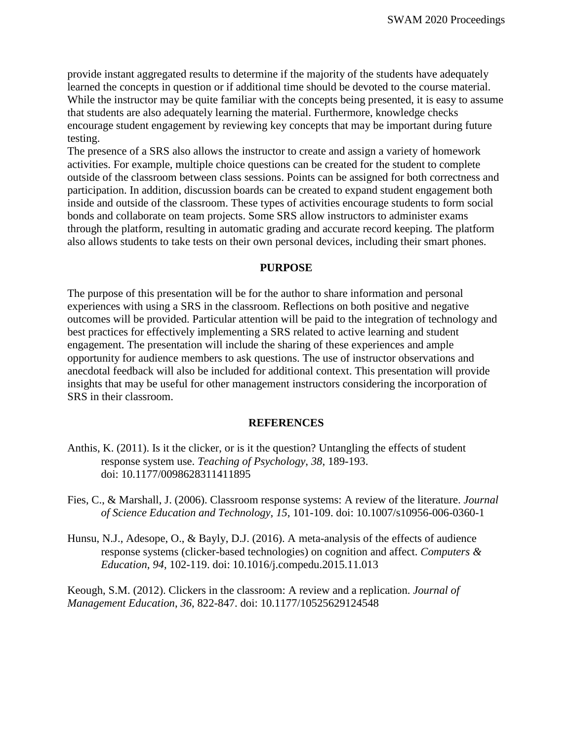provide instant aggregated results to determine if the majority of the students have adequately learned the concepts in question or if additional time should be devoted to the course material. While the instructor may be quite familiar with the concepts being presented, it is easy to assume that students are also adequately learning the material. Furthermore, knowledge checks encourage student engagement by reviewing key concepts that may be important during future testing.

The presence of a SRS also allows the instructor to create and assign a variety of homework activities. For example, multiple choice questions can be created for the student to complete outside of the classroom between class sessions. Points can be assigned for both correctness and participation. In addition, discussion boards can be created to expand student engagement both inside and outside of the classroom. These types of activities encourage students to form social bonds and collaborate on team projects. Some SRS allow instructors to administer exams through the platform, resulting in automatic grading and accurate record keeping. The platform also allows students to take tests on their own personal devices, including their smart phones.

## PURPOSE

The purpose of this presentation will be for the author to share information and personal experiences with using a SRS in the classroom. Reflections on both positive and negative outcomes will be provided. Particular attention will be paid to the integration of technology and best practices for effectively implementing a SRS related to active learning and student engagement. The presentation will include the sharing of these experiences and ample opportunity for audience members to ask questions. The use of instructor observations and anecdotal feedback will also be included for additional context. This presentation will provide insights that may be useful for other management instructors considering the incorporation of SRS in their classroom.

## REFERENCES

Anthis, K. (2011). Is it the clicker, or is it the question? Untangling the effects of student response system use. *Teaching of Psychology*, *38*, 189-193. doi: 10.1177/0098628311411895

Fies, C., & Marshall, J. (2006). Classroom response systems: A review of the literature. *Journal of Science Education and Technology*, *15*, 101-109. doi: 10.1007/s10956-006-0360-1

Hunsu, N.J., Adesope, O., & Bayly, D.J. (2016). A meta-analysis of the effects of audience response systems (clicker-based technologies) on cognition and affect. *Computers & Education*, *94*, 102-119. doi: 10.1016/j.compedu.2015.11.013

Keough, S.M. (2012). Clickers in the classroom: A review and a replication. *Journal of Management Education*, *36*, 822-847. doi: 10.1177/10525629124548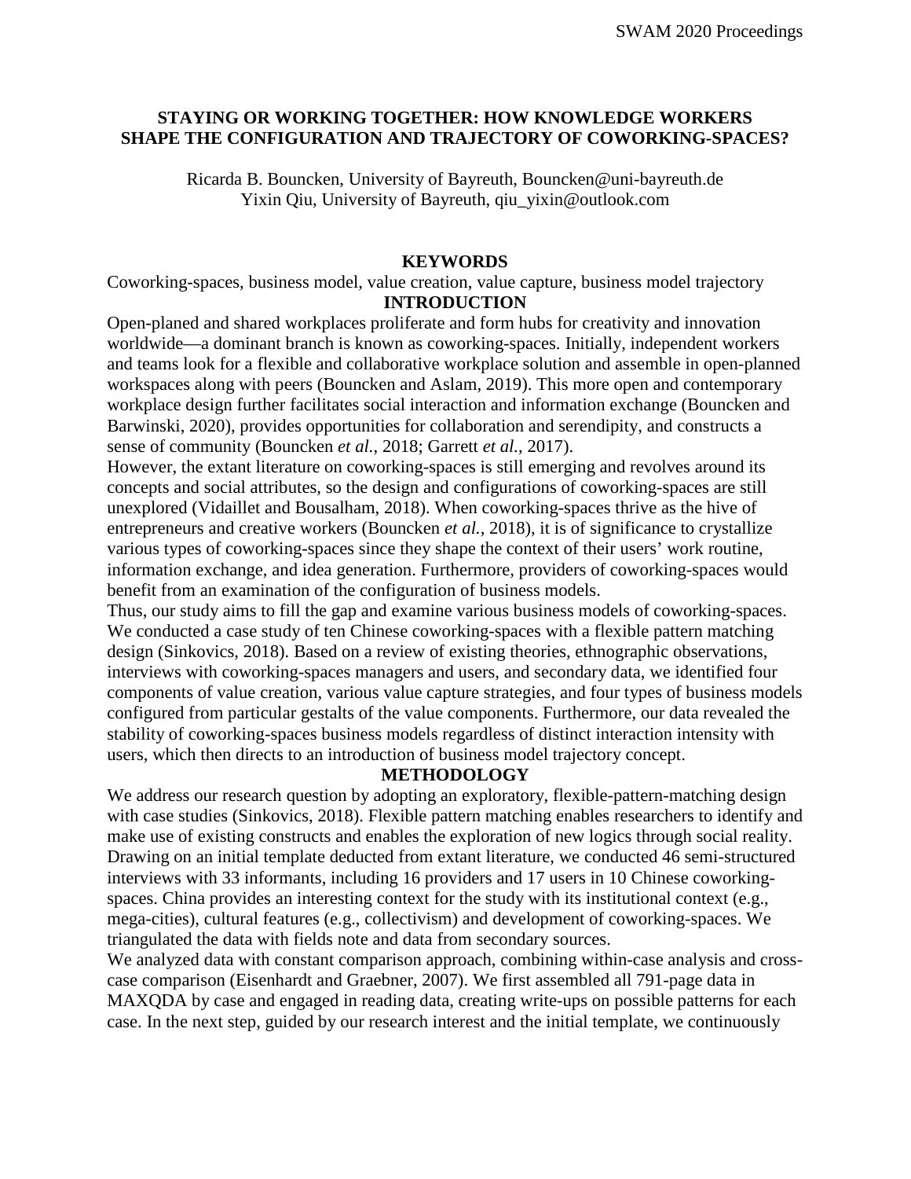## STAYING OR WORKING TOGETHER: HOW KNOWLEDGE WORKERS SHAPE THE CONFIGURATION AND TRAJECTORY OF COWORKING-SPACES?

Ricarda B. Bouncken, University of Bayreuth, Bouncken@uni-bayreuth.de
Yixin Qiu, University of Bayreuth, qiu_yixin@outlook.com

### KEYWORDS

Coworking-spaces, business model, value creation, value capture, business model trajectory

### INTRODUCTION

Open-planed and shared workplaces proliferate and form hubs for creativity and innovation worldwide—a dominant branch is known as coworking-spaces. Initially, independent workers and teams look for a flexible and collaborative workplace solution and assemble in open-planned workspaces along with peers (Bouncken and Aslam, 2019). This more open and contemporary workplace design further facilitates social interaction and information exchange (Bouncken and Barwinski, 2020), provides opportunities for collaboration and serendipity, and constructs a sense of community (Bouncken *et al.*, 2018; Garrett *et al.*, 2017).

However, the extant literature on coworking-spaces is still emerging and revolves around its concepts and social attributes, so the design and configurations of coworking-spaces are still unexplored (Vidaillet and Bousalham, 2018). When coworking-spaces thrive as the hive of entrepreneurs and creative workers (Bouncken *et al.*, 2018), it is of significance to crystallize various types of coworking-spaces since they shape the context of their users' work routine, information exchange, and idea generation. Furthermore, providers of coworking-spaces would benefit from an examination of the configuration of business models.

Thus, our study aims to fill the gap and examine various business models of coworking-spaces. We conducted a case study of ten Chinese coworking-spaces with a flexible pattern matching design (Sinkovics, 2018). Based on a review of existing theories, ethnographic observations, interviews with coworking-spaces managers and users, and secondary data, we identified four components of value creation, various value capture strategies, and four types of business models configured from particular gestalts of the value components. Furthermore, our data revealed the stability of coworking-spaces business models regardless of distinct interaction intensity with users, which then directs to an introduction of business model trajectory concept.

### METHODOLOGY

We address our research question by adopting an exploratory, flexible-pattern-matching design with case studies (Sinkovics, 2018). Flexible pattern matching enables researchers to identify and make use of existing constructs and enables the exploration of new logics through social reality. Drawing on an initial template deducted from extant literature, we conducted 46 semi-structured interviews with 33 informants, including 16 providers and 17 users in 10 Chinese coworking-spaces. China provides an interesting context for the study with its institutional context (e.g., mega-cities), cultural features (e.g., collectivism) and development of coworking-spaces. We triangulated the data with fields note and data from secondary sources.

We analyzed data with constant comparison approach, combining within-case analysis and cross-case comparison (Eisenhardt and Graebner, 2007). We first assembled all 791-page data in MAXQDA by case and engaged in reading data, creating write-ups on possible patterns for each case. In the next step, guided by our research interest and the initial template, we continuously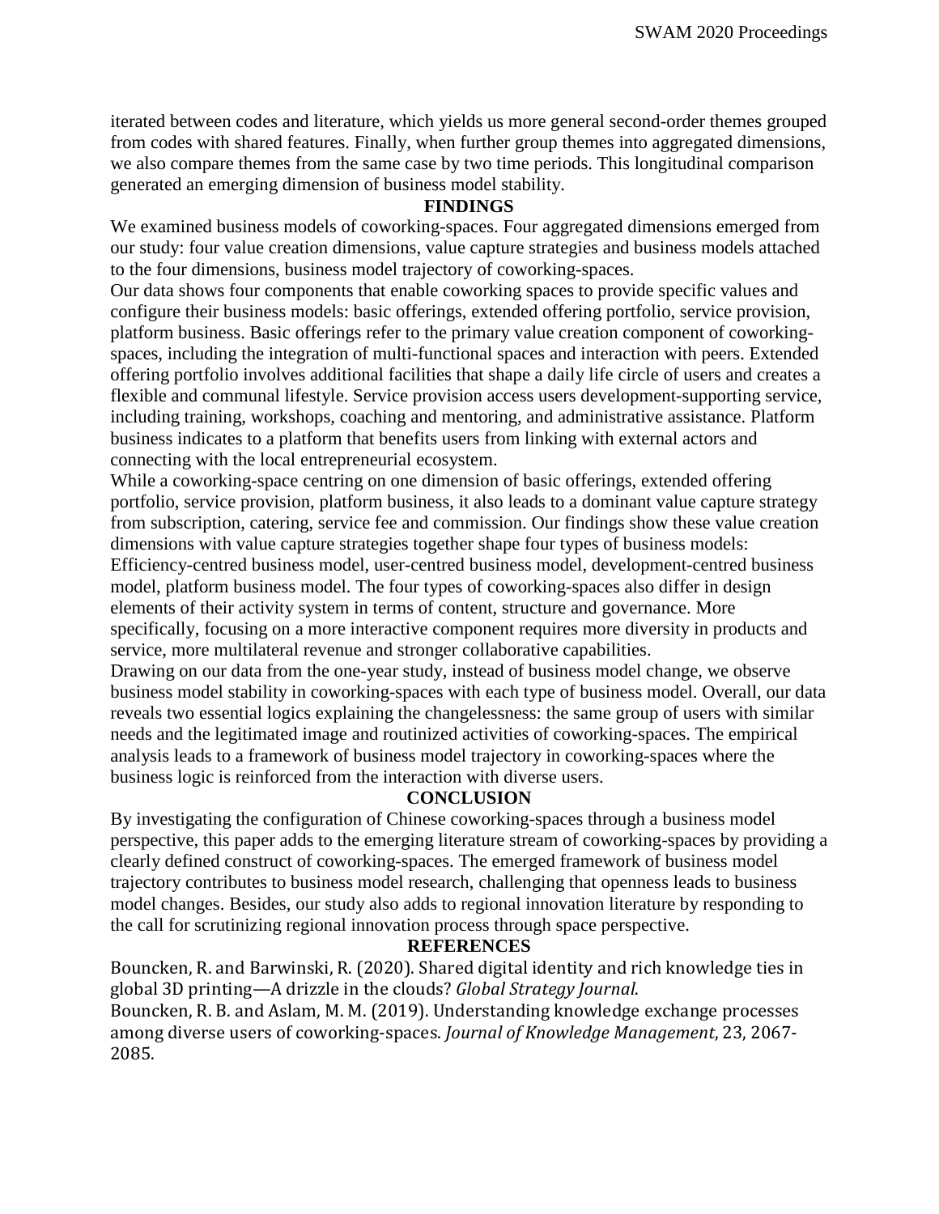iterated between codes and literature, which yields us more general second-order themes grouped from codes with shared features. Finally, when further group themes into aggregated dimensions, we also compare themes from the same case by two time periods. This longitudinal comparison generated an emerging dimension of business model stability.

## FINDINGS

We examined business models of coworking-spaces. Four aggregated dimensions emerged from our study: four value creation dimensions, value capture strategies and business models attached to the four dimensions, business model trajectory of coworking-spaces.

Our data shows four components that enable coworking spaces to provide specific values and configure their business models: basic offerings, extended offering portfolio, service provision, platform business. Basic offerings refer to the primary value creation component of coworking-spaces, including the integration of multi-functional spaces and interaction with peers. Extended offering portfolio involves additional facilities that shape a daily life circle of users and creates a flexible and communal lifestyle. Service provision access users development-supporting service, including training, workshops, coaching and mentoring, and administrative assistance. Platform business indicates to a platform that benefits users from linking with external actors and connecting with the local entrepreneurial ecosystem.

While a coworking-space centring on one dimension of basic offerings, extended offering portfolio, service provision, platform business, it also leads to a dominant value capture strategy from subscription, catering, service fee and commission. Our findings show these value creation dimensions with value capture strategies together shape four types of business models: Efficiency-centred business model, user-centred business model, development-centred business model, platform business model. The four types of coworking-spaces also differ in design elements of their activity system in terms of content, structure and governance. More specifically, focusing on a more interactive component requires more diversity in products and service, more multilateral revenue and stronger collaborative capabilities.

Drawing on our data from the one-year study, instead of business model change, we observe business model stability in coworking-spaces with each type of business model. Overall, our data reveals two essential logics explaining the changelessness: the same group of users with similar needs and the legitimated image and routinized activities of coworking-spaces. The empirical analysis leads to a framework of business model trajectory in coworking-spaces where the business logic is reinforced from the interaction with diverse users.

## CONCLUSION

By investigating the configuration of Chinese coworking-spaces through a business model perspective, this paper adds to the emerging literature stream of coworking-spaces by providing a clearly defined construct of coworking-spaces. The emerged framework of business model trajectory contributes to business model research, challenging that openness leads to business model changes. Besides, our study also adds to regional innovation literature by responding to the call for scrutinizing regional innovation process through space perspective.

## REFERENCES

Bouncken, R. and Barwinski, R. (2020). Shared digital identity and rich knowledge ties in global 3D printing—A drizzle in the clouds? *Global Strategy Journal*.

Bouncken, R. B. and Aslam, M. M. (2019). Understanding knowledge exchange processes among diverse users of coworking-spaces. *Journal of Knowledge Management*, 23, 2067-2085.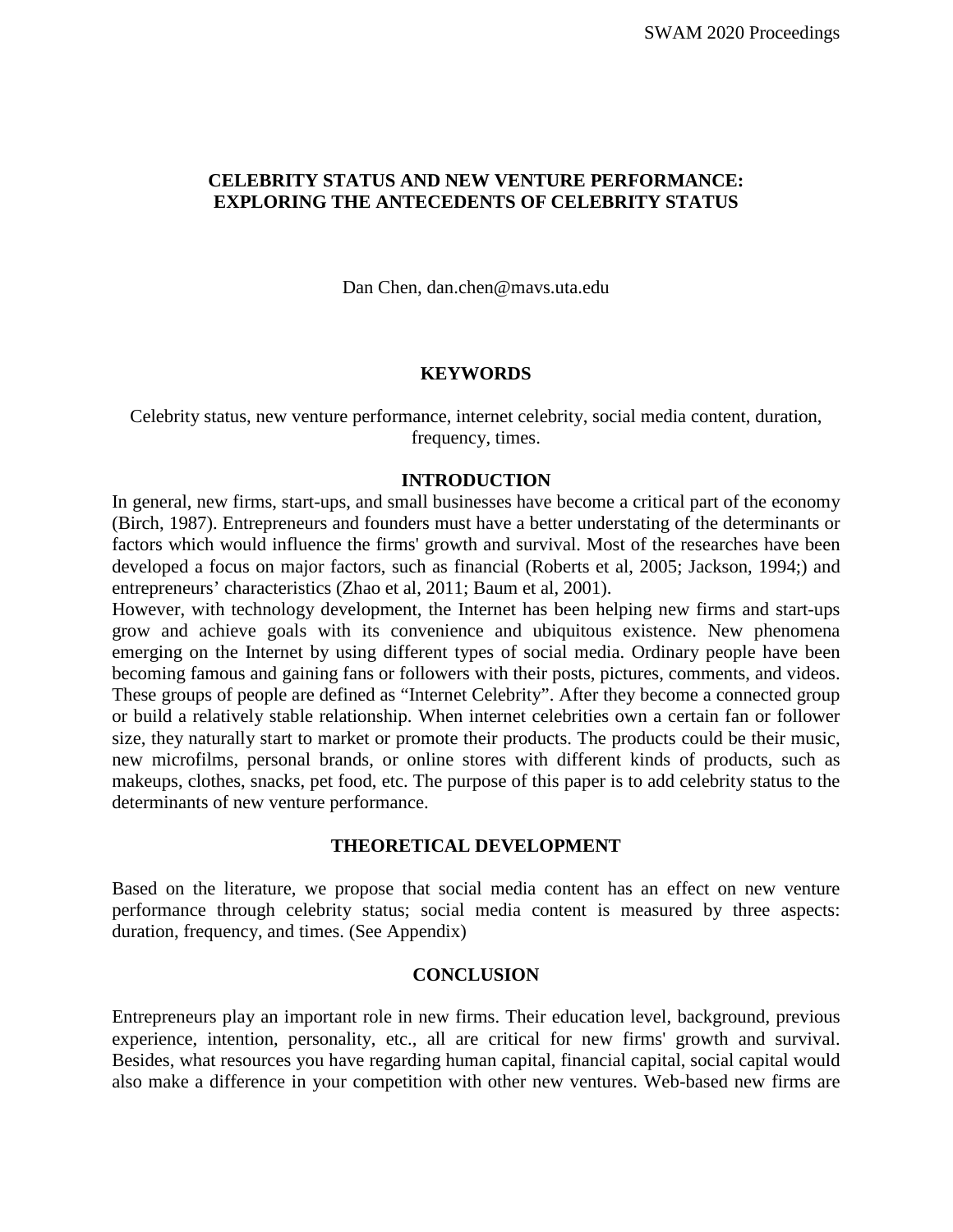# CELEBRITY STATUS AND NEW VENTURE PERFORMANCE: EXPLORING THE ANTECEDENTS OF CELEBRITY STATUS

Dan Chen, dan.chen@mavs.uta.edu

## KEYWORDS

Celebrity status, new venture performance, internet celebrity, social media content, duration, frequency, times.

## INTRODUCTION

In general, new firms, start-ups, and small businesses have become a critical part of the economy (Birch, 1987). Entrepreneurs and founders must have a better understating of the determinants or factors which would influence the firms' growth and survival. Most of the researches have been developed a focus on major factors, such as financial (Roberts et al, 2005; Jackson, 1994;) and entrepreneurs' characteristics (Zhao et al, 2011; Baum et al, 2001).

However, with technology development, the Internet has been helping new firms and start-ups grow and achieve goals with its convenience and ubiquitous existence. New phenomena emerging on the Internet by using different types of social media. Ordinary people have been becoming famous and gaining fans or followers with their posts, pictures, comments, and videos. These groups of people are defined as "Internet Celebrity". After they become a connected group or build a relatively stable relationship. When internet celebrities own a certain fan or follower size, they naturally start to market or promote their products. The products could be their music, new microfilms, personal brands, or online stores with different kinds of products, such as makeups, clothes, snacks, pet food, etc. The purpose of this paper is to add celebrity status to the determinants of new venture performance.

## THEORETICAL DEVELOPMENT

Based on the literature, we propose that social media content has an effect on new venture performance through celebrity status; social media content is measured by three aspects: duration, frequency, and times. (See Appendix)

## CONCLUSION

Entrepreneurs play an important role in new firms. Their education level, background, previous experience, intention, personality, etc., all are critical for new firms' growth and survival. Besides, what resources you have regarding human capital, financial capital, social capital would also make a difference in your competition with other new ventures. Web-based new firms are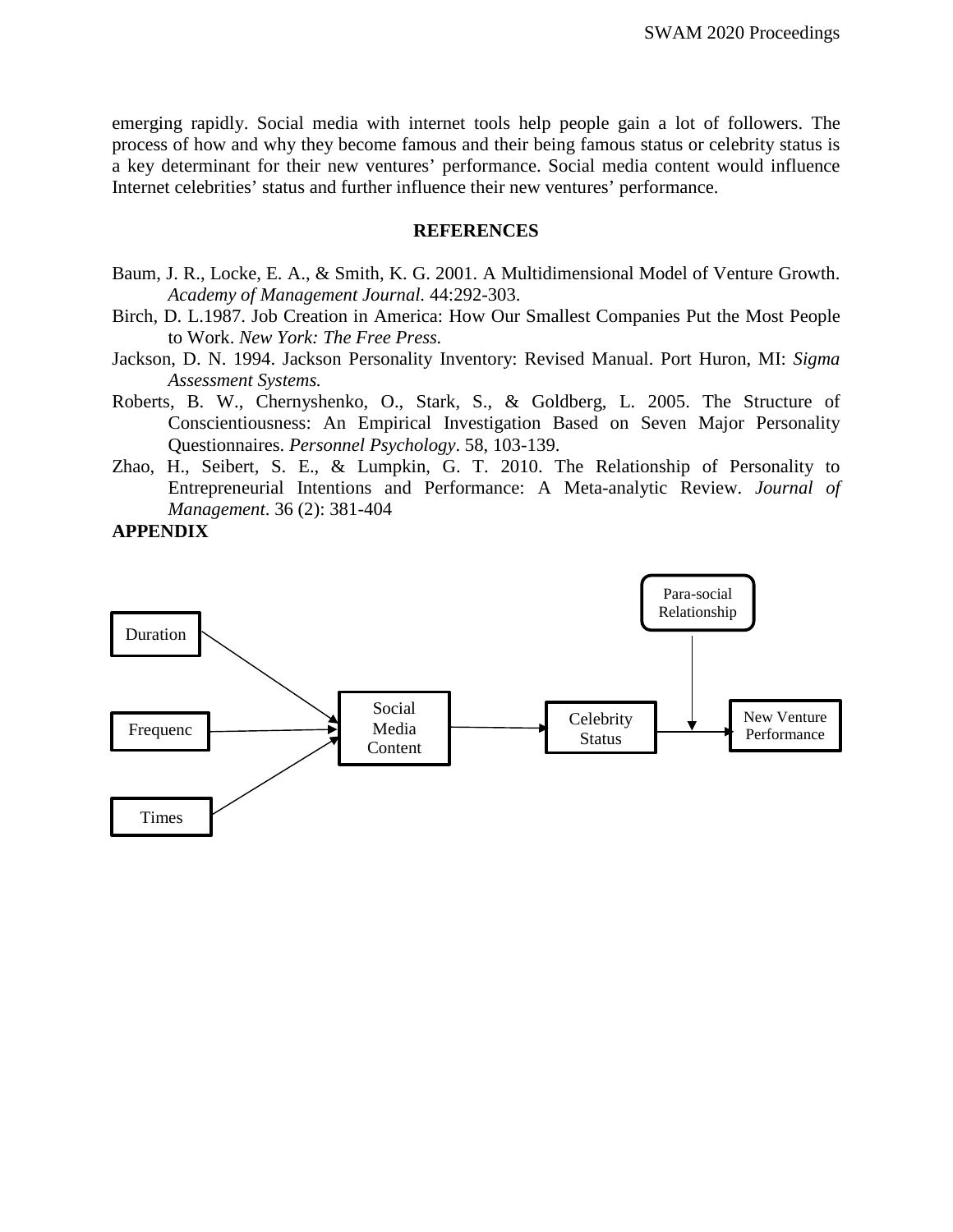emerging rapidly. Social media with internet tools help people gain a lot of followers. The process of how and why they become famous and their being famous status or celebrity status is a key determinant for their new ventures' performance. Social media content would influence Internet celebrities' status and further influence their new ventures' performance.

## REFERENCES

Baum, J. R., Locke, E. A., & Smith, K. G. 2001. A Multidimensional Model of Venture Growth. *Academy of Management Journal*. 44:292-303.

Birch, D. L.1987. Job Creation in America: How Our Smallest Companies Put the Most People to Work. *New York: The Free Press.*

Jackson, D. N. 1994. Jackson Personality Inventory: Revised Manual. Port Huron, MI: *Sigma Assessment Systems.*

Roberts, B. W., Chernyshenko, O., Stark, S., & Goldberg, L. 2005. The Structure of Conscientiousness: An Empirical Investigation Based on Seven Major Personality Questionnaires. *Personnel Psychology*. 58, 103-139.

Zhao, H., Seibert, S. E., & Lumpkin, G. T. 2010. The Relationship of Personality to Entrepreneurial Intentions and Performance: A Meta-analytic Review. *Journal of Management*. 36 (2): 381-404

## APPENDIX

Duration

Frequenc

Times

Social Media Content

Celebrity Status

Para-social Relationship

New Venture Performance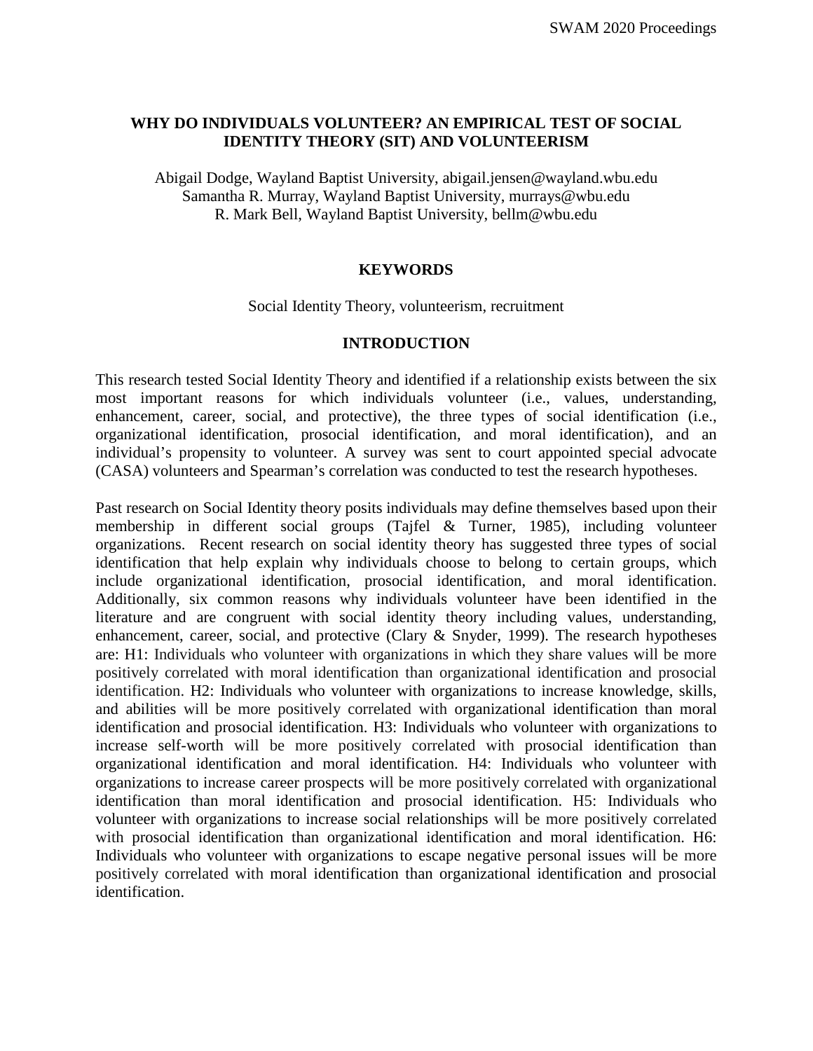# WHY DO INDIVIDUALS VOLUNTEER? AN EMPIRICAL TEST OF SOCIAL IDENTITY THEORY (SIT) AND VOLUNTEERISM

Abigail Dodge, Wayland Baptist University, abigail.jensen@wayland.wbu.edu
Samantha R. Murray, Wayland Baptist University, murrays@wbu.edu
R. Mark Bell, Wayland Baptist University, bellm@wbu.edu

## KEYWORDS

Social Identity Theory, volunteerism, recruitment

## INTRODUCTION

This research tested Social Identity Theory and identified if a relationship exists between the six most important reasons for which individuals volunteer (i.e., values, understanding, enhancement, career, social, and protective), the three types of social identification (i.e., organizational identification, prosocial identification, and moral identification), and an individual's propensity to volunteer. A survey was sent to court appointed special advocate (CASA) volunteers and Spearman's correlation was conducted to test the research hypotheses.

Past research on Social Identity theory posits individuals may define themselves based upon their membership in different social groups (Tajfel & Turner, 1985), including volunteer organizations. Recent research on social identity theory has suggested three types of social identification that help explain why individuals choose to belong to certain groups, which include organizational identification, prosocial identification, and moral identification. Additionally, six common reasons why individuals volunteer have been identified in the literature and are congruent with social identity theory including values, understanding, enhancement, career, social, and protective (Clary & Snyder, 1999). The research hypotheses are: H1: Individuals who volunteer with organizations in which they share values will be more positively correlated with moral identification than organizational identification and prosocial identification. H2: Individuals who volunteer with organizations to increase knowledge, skills, and abilities will be more positively correlated with organizational identification than moral identification and prosocial identification. H3: Individuals who volunteer with organizations to increase self-worth will be more positively correlated with prosocial identification than organizational identification and moral identification. H4: Individuals who volunteer with organizations to increase career prospects will be more positively correlated with organizational identification than moral identification and prosocial identification. H5: Individuals who volunteer with organizations to increase social relationships will be more positively correlated with prosocial identification than organizational identification and moral identification. H6: Individuals who volunteer with organizations to escape negative personal issues will be more positively correlated with moral identification than organizational identification and prosocial identification.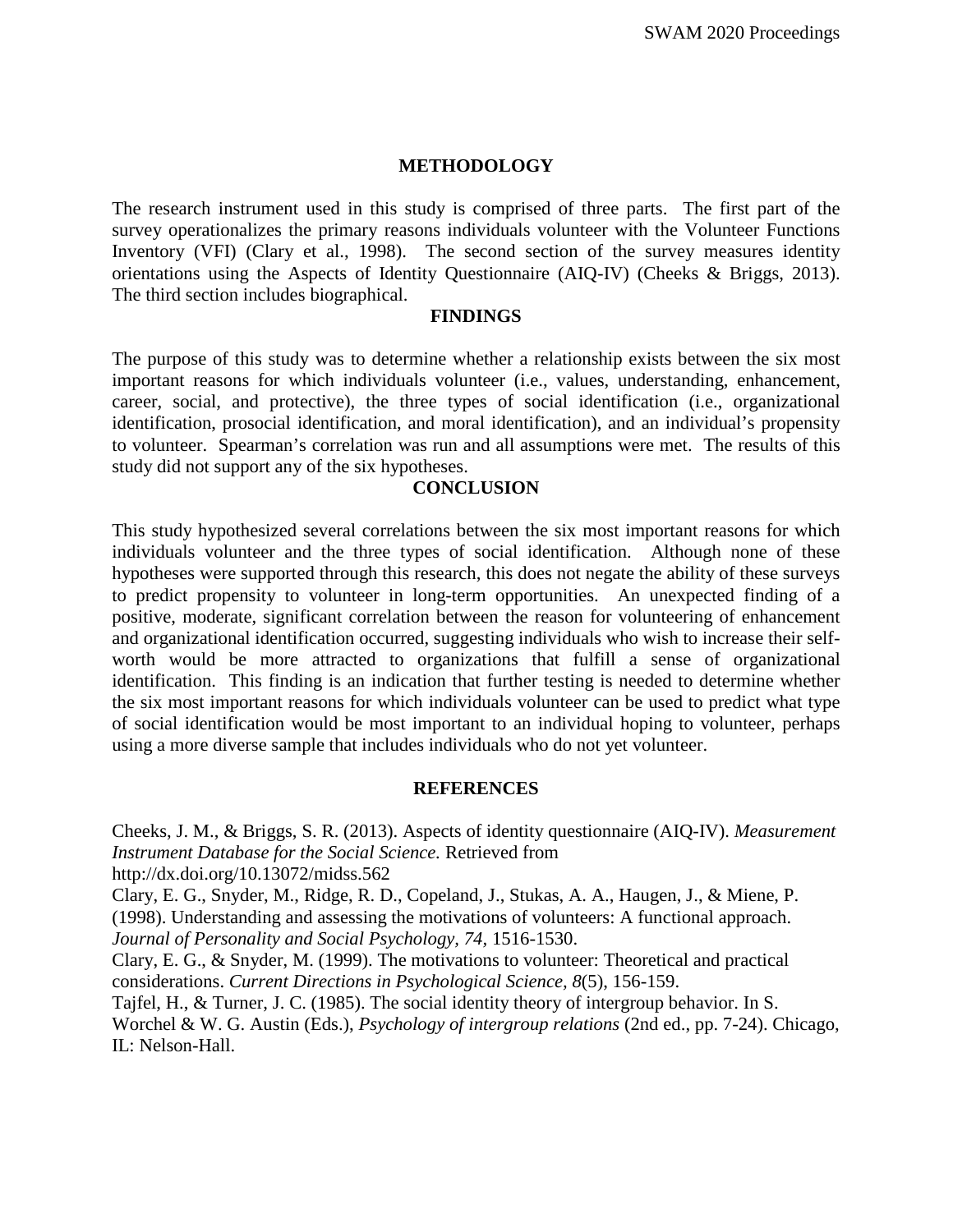## METHODOLOGY

The research instrument used in this study is comprised of three parts. The first part of the survey operationalizes the primary reasons individuals volunteer with the Volunteer Functions Inventory (VFI) (Clary et al., 1998). The second section of the survey measures identity orientations using the Aspects of Identity Questionnaire (AIQ-IV) (Cheeks & Briggs, 2013). The third section includes biographical.

## FINDINGS

The purpose of this study was to determine whether a relationship exists between the six most important reasons for which individuals volunteer (i.e., values, understanding, enhancement, career, social, and protective), the three types of social identification (i.e., organizational identification, prosocial identification, and moral identification), and an individual's propensity to volunteer. Spearman's correlation was run and all assumptions were met. The results of this study did not support any of the six hypotheses.

## CONCLUSION

This study hypothesized several correlations between the six most important reasons for which individuals volunteer and the three types of social identification. Although none of these hypotheses were supported through this research, this does not negate the ability of these surveys to predict propensity to volunteer in long-term opportunities. An unexpected finding of a positive, moderate, significant correlation between the reason for volunteering of enhancement and organizational identification occurred, suggesting individuals who wish to increase their self-worth would be more attracted to organizations that fulfill a sense of organizational identification. This finding is an indication that further testing is needed to determine whether the six most important reasons for which individuals volunteer can be used to predict what type of social identification would be most important to an individual hoping to volunteer, perhaps using a more diverse sample that includes individuals who do not yet volunteer.

## REFERENCES

Cheeks, J. M., & Briggs, S. R. (2013). Aspects of identity questionnaire (AIQ-IV). *Measurement Instrument Database for the Social Science.* Retrieved from http://dx.doi.org/10.13072/midss.562

Clary, E. G., Snyder, M., Ridge, R. D., Copeland, J., Stukas, A. A., Haugen, J., & Miene, P. (1998). Understanding and assessing the motivations of volunteers: A functional approach. *Journal of Personality and Social Psychology, 74,* 1516-1530.

Clary, E. G., & Snyder, M. (1999). The motivations to volunteer: Theoretical and practical considerations. *Current Directions in Psychological Science, 8*(5), 156-159.

Tajfel, H., & Turner, J. C. (1985). The social identity theory of intergroup behavior. In S. Worchel & W. G. Austin (Eds.), *Psychology of intergroup relations* (2nd ed., pp. 7-24). Chicago, IL: Nelson-Hall.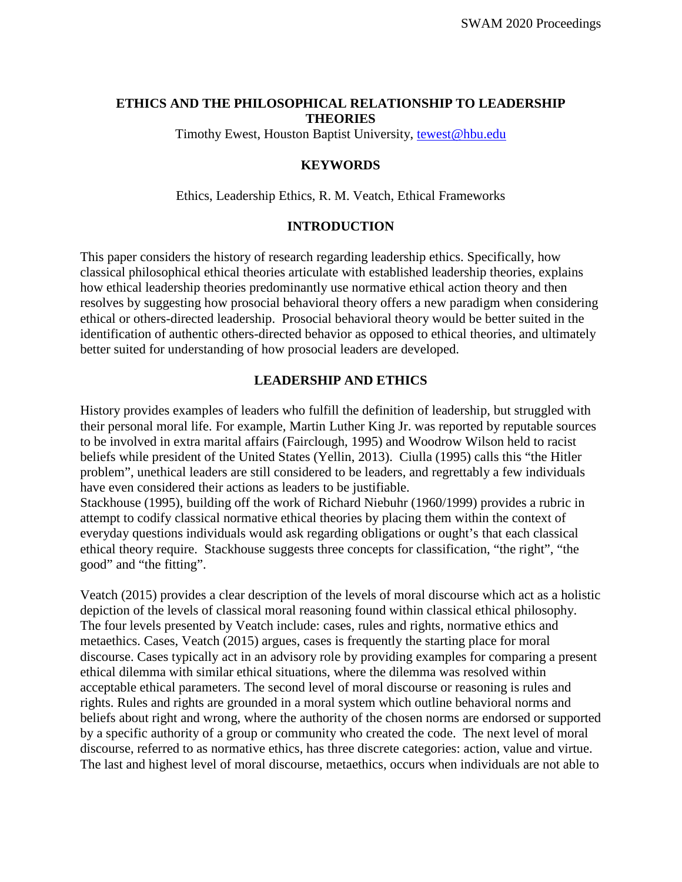## ETHICS AND THE PHILOSOPHICAL RELATIONSHIP TO LEADERSHIP THEORIES

Timothy Ewest, Houston Baptist University, tewest@hbu.edu

### KEYWORDS

Ethics, Leadership Ethics, R. M. Veatch, Ethical Frameworks

### INTRODUCTION

This paper considers the history of research regarding leadership ethics. Specifically, how classical philosophical ethical theories articulate with established leadership theories, explains how ethical leadership theories predominantly use normative ethical action theory and then resolves by suggesting how prosocial behavioral theory offers a new paradigm when considering ethical or others-directed leadership. Prosocial behavioral theory would be better suited in the identification of authentic others-directed behavior as opposed to ethical theories, and ultimately better suited for understanding of how prosocial leaders are developed.

### LEADERSHIP AND ETHICS

History provides examples of leaders who fulfill the definition of leadership, but struggled with their personal moral life. For example, Martin Luther King Jr. was reported by reputable sources to be involved in extra marital affairs (Fairclough, 1995) and Woodrow Wilson held to racist beliefs while president of the United States (Yellin, 2013). Ciulla (1995) calls this "the Hitler problem", unethical leaders are still considered to be leaders, and regrettably a few individuals have even considered their actions as leaders to be justifiable.

Stackhouse (1995), building off the work of Richard Niebuhr (1960/1999) provides a rubric in attempt to codify classical normative ethical theories by placing them within the context of everyday questions individuals would ask regarding obligations or ought's that each classical ethical theory require. Stackhouse suggests three concepts for classification, "the right", "the good" and "the fitting".

Veatch (2015) provides a clear description of the levels of moral discourse which act as a holistic depiction of the levels of classical moral reasoning found within classical ethical philosophy. The four levels presented by Veatch include: cases, rules and rights, normative ethics and metaethics. Cases, Veatch (2015) argues, cases is frequently the starting place for moral discourse. Cases typically act in an advisory role by providing examples for comparing a present ethical dilemma with similar ethical situations, where the dilemma was resolved within acceptable ethical parameters. The second level of moral discourse or reasoning is rules and rights. Rules and rights are grounded in a moral system which outline behavioral norms and beliefs about right and wrong, where the authority of the chosen norms are endorsed or supported by a specific authority of a group or community who created the code. The next level of moral discourse, referred to as normative ethics, has three discrete categories: action, value and virtue. The last and highest level of moral discourse, metaethics, occurs when individuals are not able to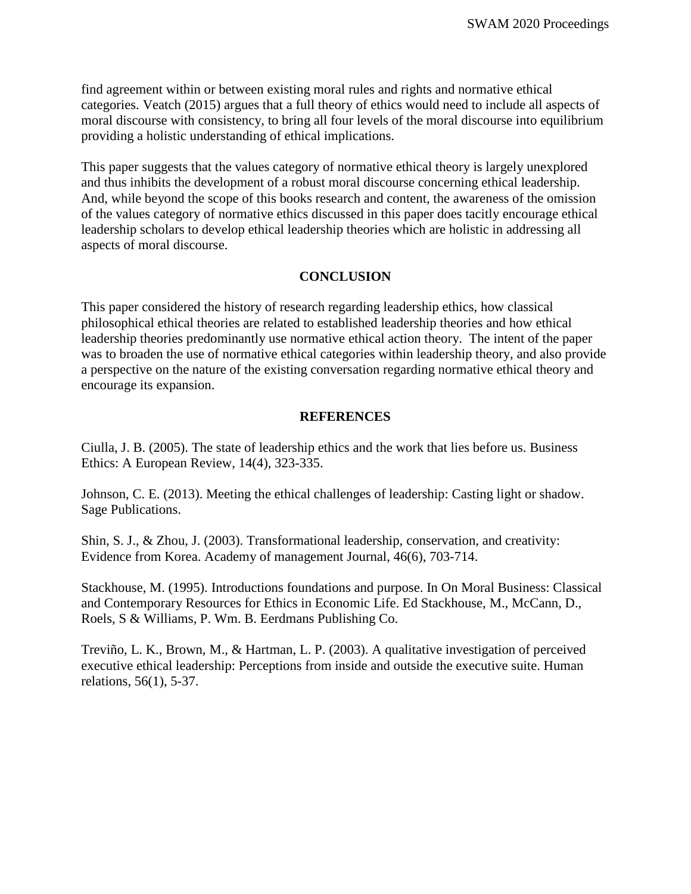find agreement within or between existing moral rules and rights and normative ethical categories. Veatch (2015) argues that a full theory of ethics would need to include all aspects of moral discourse with consistency, to bring all four levels of the moral discourse into equilibrium providing a holistic understanding of ethical implications.

This paper suggests that the values category of normative ethical theory is largely unexplored and thus inhibits the development of a robust moral discourse concerning ethical leadership. And, while beyond the scope of this books research and content, the awareness of the omission of the values category of normative ethics discussed in this paper does tacitly encourage ethical leadership scholars to develop ethical leadership theories which are holistic in addressing all aspects of moral discourse.

## CONCLUSION

This paper considered the history of research regarding leadership ethics, how classical philosophical ethical theories are related to established leadership theories and how ethical leadership theories predominantly use normative ethical action theory. The intent of the paper was to broaden the use of normative ethical categories within leadership theory, and also provide a perspective on the nature of the existing conversation regarding normative ethical theory and encourage its expansion.

## REFERENCES

Ciulla, J. B. (2005). The state of leadership ethics and the work that lies before us. Business Ethics: A European Review, 14(4), 323-335.

Johnson, C. E. (2013). Meeting the ethical challenges of leadership: Casting light or shadow. Sage Publications.

Shin, S. J., & Zhou, J. (2003). Transformational leadership, conservation, and creativity: Evidence from Korea. Academy of management Journal, 46(6), 703-714.

Stackhouse, M. (1995). Introductions foundations and purpose. In On Moral Business: Classical and Contemporary Resources for Ethics in Economic Life. Ed Stackhouse, M., McCann, D., Roels, S & Williams, P. Wm. B. Eerdmans Publishing Co.

Treviño, L. K., Brown, M., & Hartman, L. P. (2003). A qualitative investigation of perceived executive ethical leadership: Perceptions from inside and outside the executive suite. Human relations, 56(1), 5-37.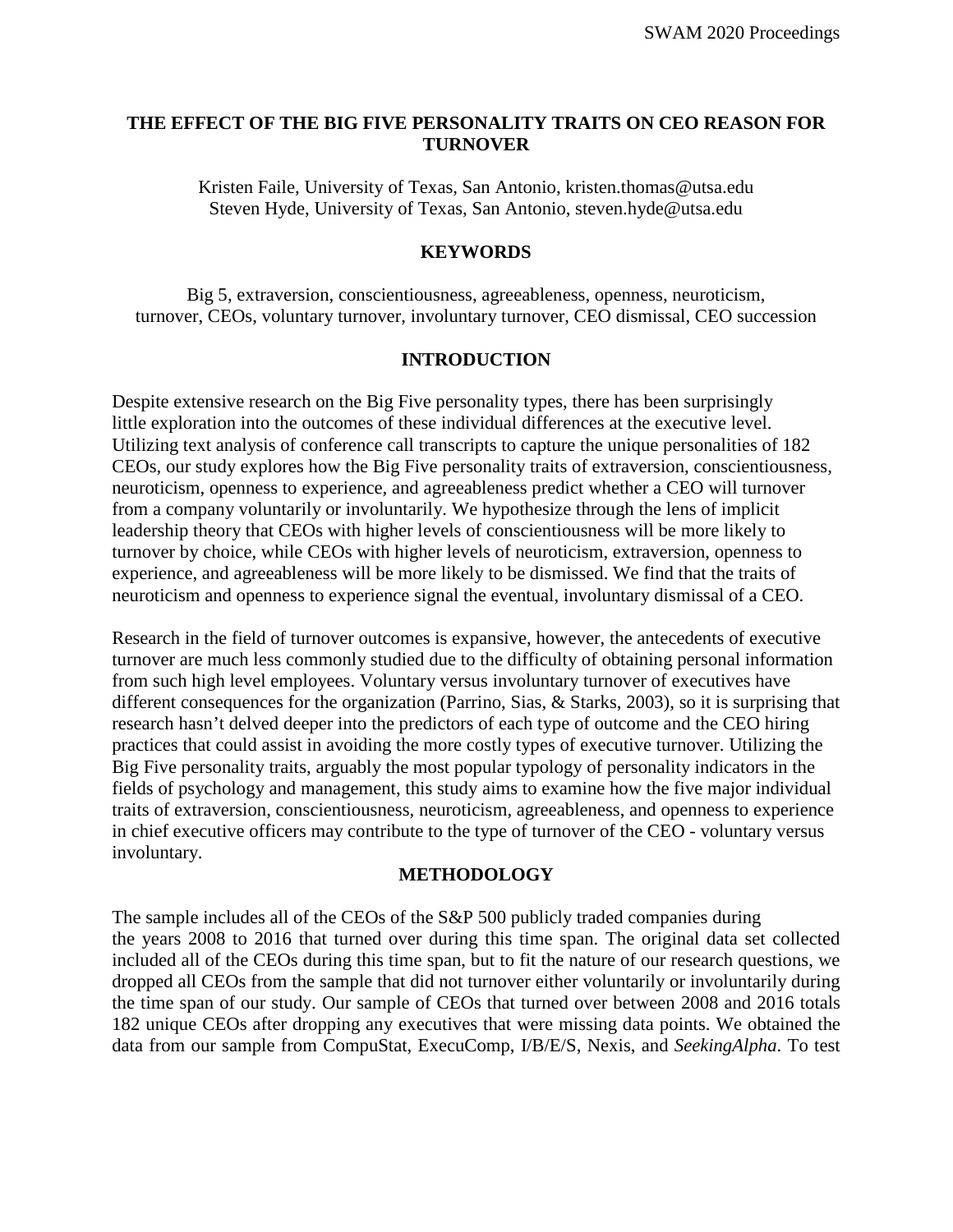# THE EFFECT OF THE BIG FIVE PERSONALITY TRAITS ON CEO REASON FOR TURNOVER

Kristen Faile, University of Texas, San Antonio, kristen.thomas@utsa.edu
Steven Hyde, University of Texas, San Antonio, steven.hyde@utsa.edu

## KEYWORDS

Big 5, extraversion, conscientiousness, agreeableness, openness, neuroticism, turnover, CEOs, voluntary turnover, involuntary turnover, CEO dismissal, CEO succession

## INTRODUCTION

Despite extensive research on the Big Five personality types, there has been surprisingly little exploration into the outcomes of these individual differences at the executive level. Utilizing text analysis of conference call transcripts to capture the unique personalities of 182 CEOs, our study explores how the Big Five personality traits of extraversion, conscientiousness, neuroticism, openness to experience, and agreeableness predict whether a CEO will turnover from a company voluntarily or involuntarily. We hypothesize through the lens of implicit leadership theory that CEOs with higher levels of conscientiousness will be more likely to turnover by choice, while CEOs with higher levels of neuroticism, extraversion, openness to experience, and agreeableness will be more likely to be dismissed. We find that the traits of neuroticism and openness to experience signal the eventual, involuntary dismissal of a CEO.

Research in the field of turnover outcomes is expansive, however, the antecedents of executive turnover are much less commonly studied due to the difficulty of obtaining personal information from such high level employees. Voluntary versus involuntary turnover of executives have different consequences for the organization (Parrino, Sias, & Starks, 2003), so it is surprising that research hasn't delved deeper into the predictors of each type of outcome and the CEO hiring practices that could assist in avoiding the more costly types of executive turnover. Utilizing the Big Five personality traits, arguably the most popular typology of personality indicators in the fields of psychology and management, this study aims to examine how the five major individual traits of extraversion, conscientiousness, neuroticism, agreeableness, and openness to experience in chief executive officers may contribute to the type of turnover of the CEO - voluntary versus involuntary.

## METHODOLOGY

The sample includes all of the CEOs of the S&P 500 publicly traded companies during the years 2008 to 2016 that turned over during this time span. The original data set collected included all of the CEOs during this time span, but to fit the nature of our research questions, we dropped all CEOs from the sample that did not turnover either voluntarily or involuntarily during the time span of our study. Our sample of CEOs that turned over between 2008 and 2016 totals 182 unique CEOs after dropping any executives that were missing data points. We obtained the data from our sample from CompuStat, ExecuComp, I/B/E/S, Nexis, and *SeekingAlpha*. To test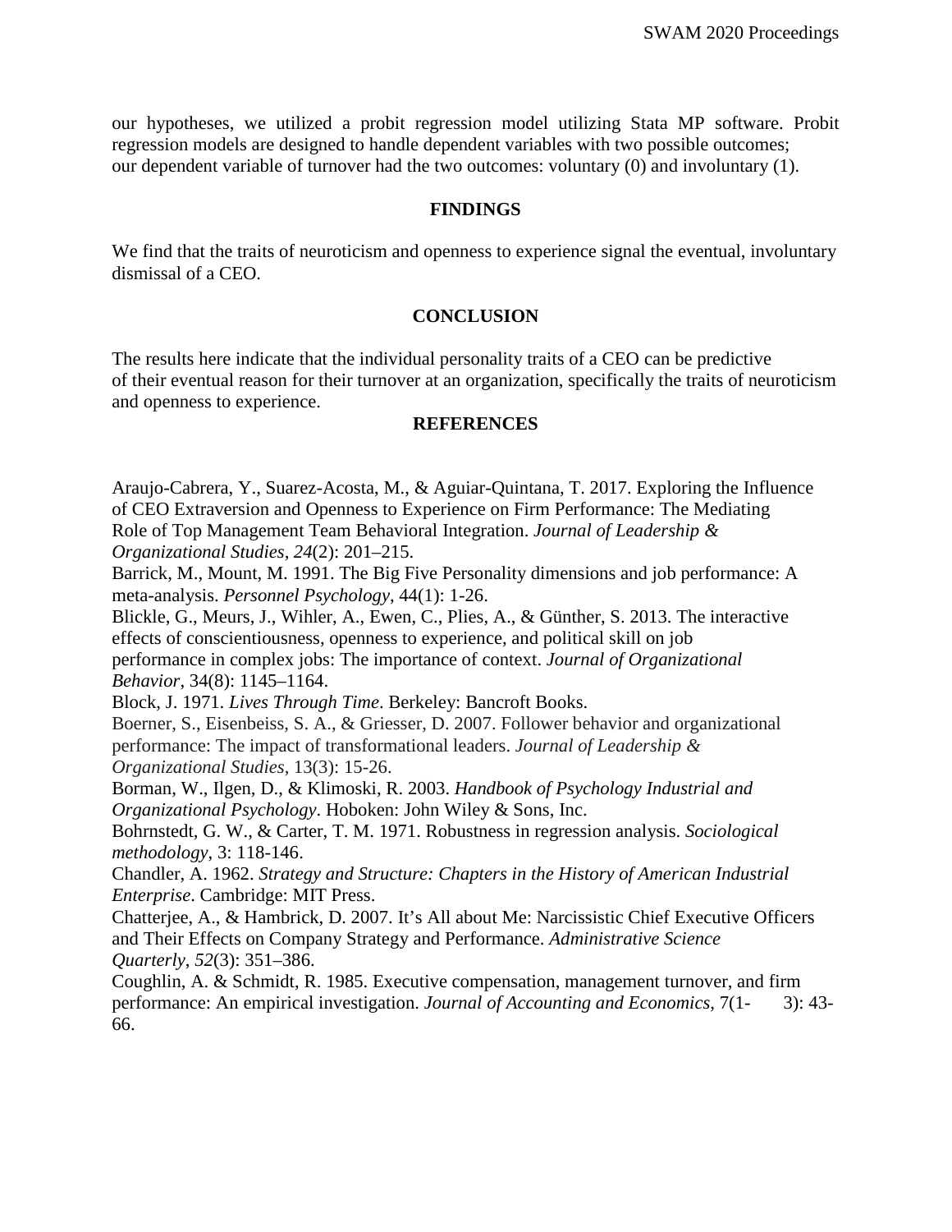our hypotheses, we utilized a probit regression model utilizing Stata MP software. Probit regression models are designed to handle dependent variables with two possible outcomes; our dependent variable of turnover had the two outcomes: voluntary (0) and involuntary (1).

## FINDINGS

We find that the traits of neuroticism and openness to experience signal the eventual, involuntary dismissal of a CEO.

## CONCLUSION

The results here indicate that the individual personality traits of a CEO can be predictive of their eventual reason for their turnover at an organization, specifically the traits of neuroticism and openness to experience.

## REFERENCES

Araujo-Cabrera, Y., Suarez-Acosta, M., & Aguiar-Quintana, T. 2017. Exploring the Influence of CEO Extraversion and Openness to Experience on Firm Performance: The Mediating Role of Top Management Team Behavioral Integration. *Journal of Leadership & Organizational Studies*, *24*(2): 201–215.

Barrick, M., Mount, M. 1991. The Big Five Personality dimensions and job performance: A meta-analysis. *Personnel Psychology*, 44(1): 1-26.

Blickle, G., Meurs, J., Wihler, A., Ewen, C., Plies, A., & Günther, S. 2013. The interactive effects of conscientiousness, openness to experience, and political skill on job performance in complex jobs: The importance of context. *Journal of Organizational Behavior*, 34(8): 1145–1164.

Block, J. 1971. *Lives Through Time*. Berkeley: Bancroft Books.

Boerner, S., Eisenbeiss, S. A., & Griesser, D. 2007. Follower behavior and organizational performance: The impact of transformational leaders. *Journal of Leadership & Organizational Studies*, 13(3): 15-26.

Borman, W., Ilgen, D., & Klimoski, R. 2003. *Handbook of Psychology Industrial and Organizational Psychology*. Hoboken: John Wiley & Sons, Inc.

Bohrnstedt, G. W., & Carter, T. M. 1971. Robustness in regression analysis. *Sociological methodology*, 3: 118-146.

Chandler, A. 1962. *Strategy and Structure: Chapters in the History of American Industrial Enterprise*. Cambridge: MIT Press.

Chatterjee, A., & Hambrick, D. 2007. It's All about Me: Narcissistic Chief Executive Officers and Their Effects on Company Strategy and Performance. *Administrative Science Quarterly*, *52*(3): 351–386.

Coughlin, A. & Schmidt, R. 1985. Executive compensation, management turnover, and firm performance: An empirical investigation. *Journal of Accounting and Economics*, 7(1- 3): 43-66.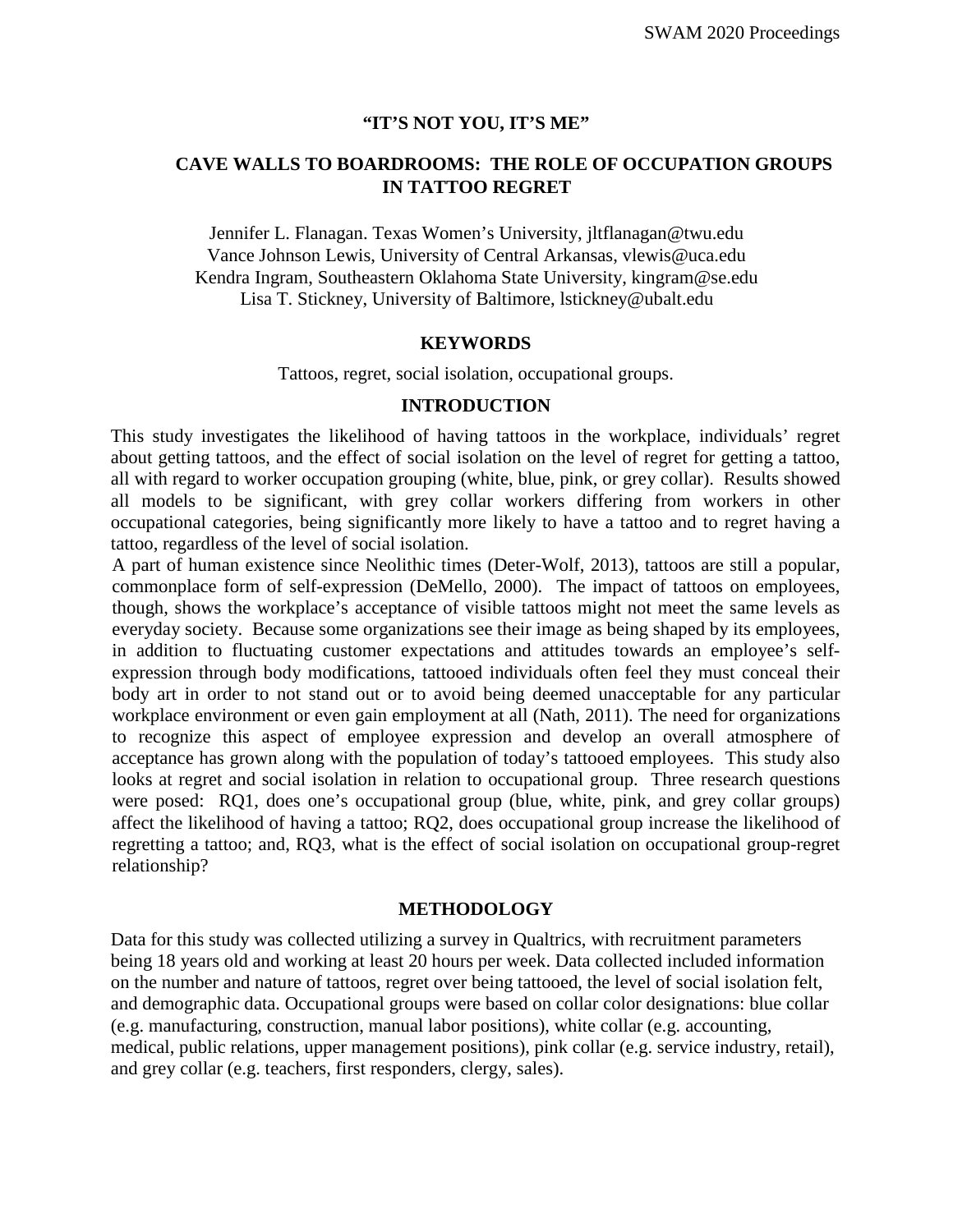**"IT'S NOT YOU, IT'S ME"**

# CAVE WALLS TO BOARDROOMS: THE ROLE OF OCCUPATION GROUPS IN TATTOO REGRET

Jennifer L. Flanagan. Texas Women's University, jltflanagan@twu.edu
Vance Johnson Lewis, University of Central Arkansas, vlewis@uca.edu
Kendra Ingram, Southeastern Oklahoma State University, kingram@se.edu
Lisa T. Stickney, University of Baltimore, lstickney@ubalt.edu

## KEYWORDS

Tattoos, regret, social isolation, occupational groups.

## INTRODUCTION

This study investigates the likelihood of having tattoos in the workplace, individuals' regret about getting tattoos, and the effect of social isolation on the level of regret for getting a tattoo, all with regard to worker occupation grouping (white, blue, pink, or grey collar). Results showed all models to be significant, with grey collar workers differing from workers in other occupational categories, being significantly more likely to have a tattoo and to regret having a tattoo, regardless of the level of social isolation.

A part of human existence since Neolithic times (Deter-Wolf, 2013), tattoos are still a popular, commonplace form of self-expression (DeMello, 2000). The impact of tattoos on employees, though, shows the workplace's acceptance of visible tattoos might not meet the same levels as everyday society. Because some organizations see their image as being shaped by its employees, in addition to fluctuating customer expectations and attitudes towards an employee's self-expression through body modifications, tattooed individuals often feel they must conceal their body art in order to not stand out or to avoid being deemed unacceptable for any particular workplace environment or even gain employment at all (Nath, 2011). The need for organizations to recognize this aspect of employee expression and develop an overall atmosphere of acceptance has grown along with the population of today's tattooed employees. This study also looks at regret and social isolation in relation to occupational group. Three research questions were posed: RQ1, does one's occupational group (blue, white, pink, and grey collar groups) affect the likelihood of having a tattoo; RQ2, does occupational group increase the likelihood of regretting a tattoo; and, RQ3, what is the effect of social isolation on occupational group-regret relationship?

## METHODOLOGY

Data for this study was collected utilizing a survey in Qualtrics, with recruitment parameters being 18 years old and working at least 20 hours per week. Data collected included information on the number and nature of tattoos, regret over being tattooed, the level of social isolation felt, and demographic data. Occupational groups were based on collar color designations: blue collar (e.g. manufacturing, construction, manual labor positions), white collar (e.g. accounting, medical, public relations, upper management positions), pink collar (e.g. service industry, retail), and grey collar (e.g. teachers, first responders, clergy, sales).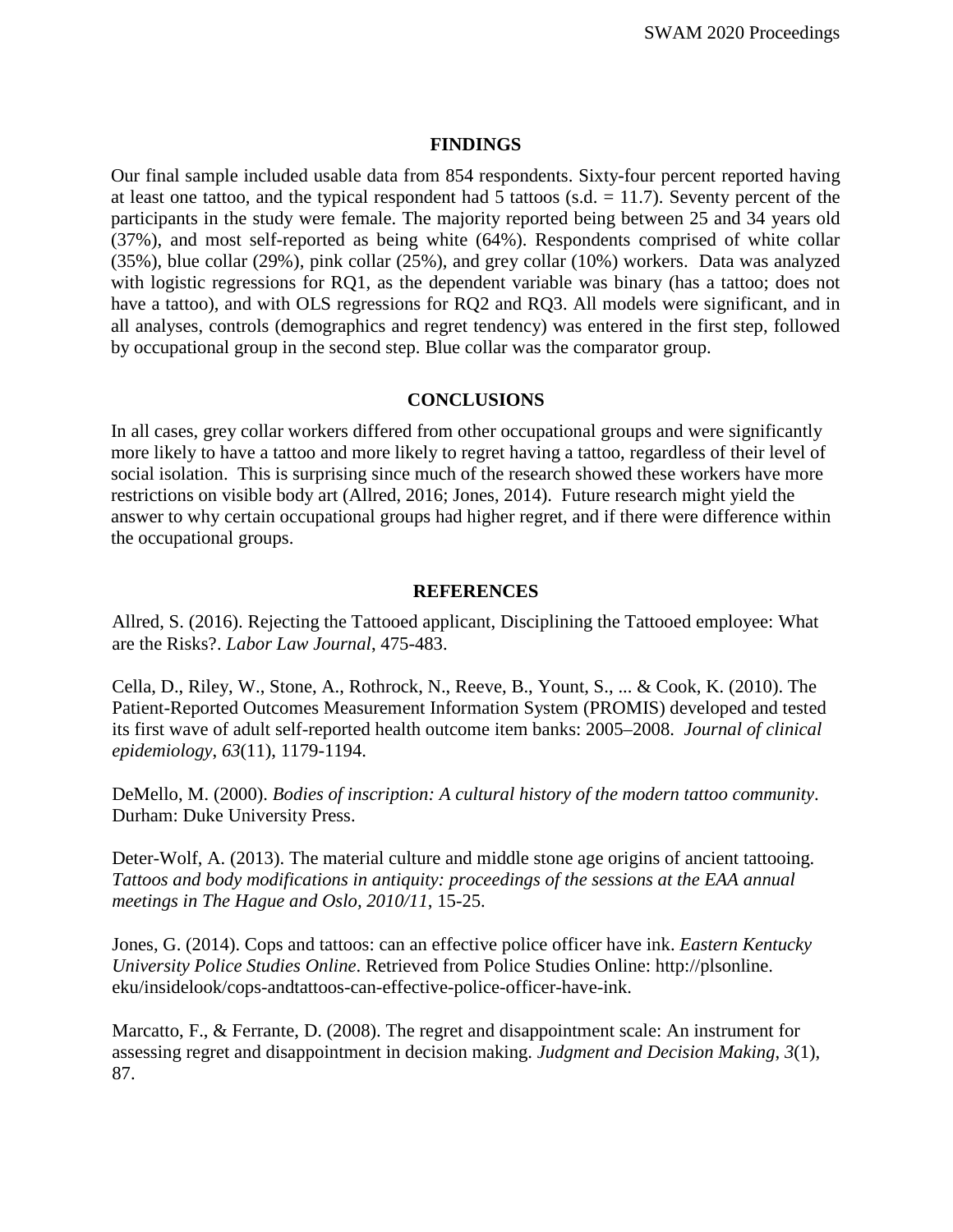## FINDINGS

Our final sample included usable data from 854 respondents. Sixty-four percent reported having at least one tattoo, and the typical respondent had 5 tattoos (s.d. = 11.7). Seventy percent of the participants in the study were female. The majority reported being between 25 and 34 years old (37%), and most self-reported as being white (64%). Respondents comprised of white collar (35%), blue collar (29%), pink collar (25%), and grey collar (10%) workers. Data was analyzed with logistic regressions for RQ1, as the dependent variable was binary (has a tattoo; does not have a tattoo), and with OLS regressions for RQ2 and RQ3. All models were significant, and in all analyses, controls (demographics and regret tendency) was entered in the first step, followed by occupational group in the second step. Blue collar was the comparator group.

## CONCLUSIONS

In all cases, grey collar workers differed from other occupational groups and were significantly more likely to have a tattoo and more likely to regret having a tattoo, regardless of their level of social isolation. This is surprising since much of the research showed these workers have more restrictions on visible body art (Allred, 2016; Jones, 2014). Future research might yield the answer to why certain occupational groups had higher regret, and if there were difference within the occupational groups.

## REFERENCES

Allred, S. (2016). Rejecting the Tattooed applicant, Disciplining the Tattooed employee: What are the Risks?. *Labor Law Journal*, 475-483.

Cella, D., Riley, W., Stone, A., Rothrock, N., Reeve, B., Yount, S., ... & Cook, K. (2010). The Patient-Reported Outcomes Measurement Information System (PROMIS) developed and tested its first wave of adult self-reported health outcome item banks: 2005–2008. *Journal of clinical epidemiology*, *63*(11), 1179-1194.

DeMello, M. (2000). *Bodies of inscription: A cultural history of the modern tattoo community*. Durham: Duke University Press.

Deter-Wolf, A. (2013). The material culture and middle stone age origins of ancient tattooing. *Tattoos and body modifications in antiquity: proceedings of the sessions at the EAA annual meetings in The Hague and Oslo, 2010/11*, 15-25.

Jones, G. (2014). Cops and tattoos: can an effective police officer have ink. *Eastern Kentucky University Police Studies Online*. Retrieved from Police Studies Online: http://plsonline. eku/insidelook/cops-andtattoos-can-effective-police-officer-have-ink.

Marcatto, F., & Ferrante, D. (2008). The regret and disappointment scale: An instrument for assessing regret and disappointment in decision making. *Judgment and Decision Making, 3*(1), 87.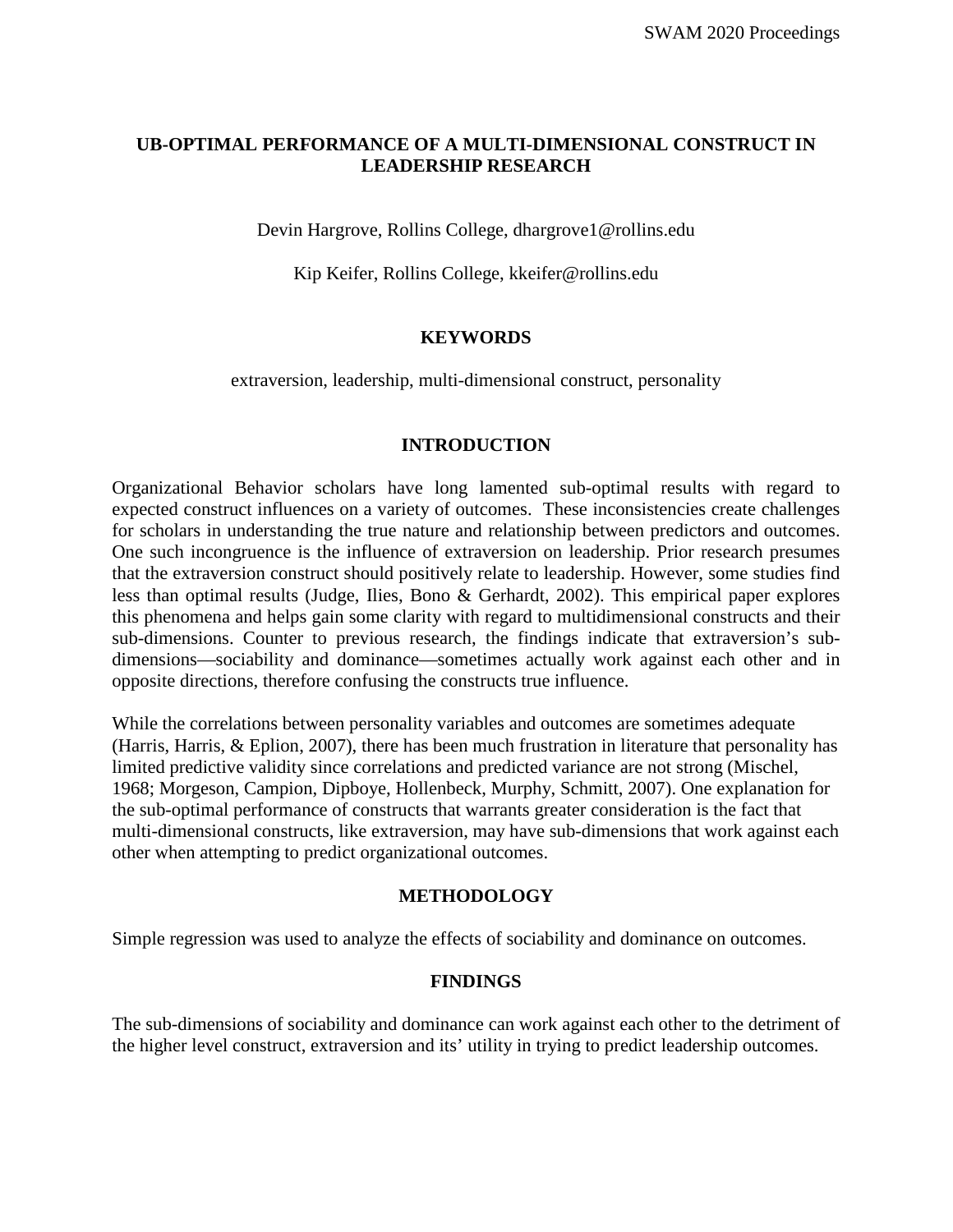# UB-OPTIMAL PERFORMANCE OF A MULTI-DIMENSIONAL CONSTRUCT IN LEADERSHIP RESEARCH

Devin Hargrove, Rollins College, dhargrove1@rollins.edu

Kip Keifer, Rollins College, kkeifer@rollins.edu

## KEYWORDS

extraversion, leadership, multi-dimensional construct, personality

## INTRODUCTION

Organizational Behavior scholars have long lamented sub-optimal results with regard to expected construct influences on a variety of outcomes. These inconsistencies create challenges for scholars in understanding the true nature and relationship between predictors and outcomes. One such incongruence is the influence of extraversion on leadership. Prior research presumes that the extraversion construct should positively relate to leadership. However, some studies find less than optimal results (Judge, Ilies, Bono & Gerhardt, 2002). This empirical paper explores this phenomena and helps gain some clarity with regard to multidimensional constructs and their sub-dimensions. Counter to previous research, the findings indicate that extraversion's sub-dimensions—sociability and dominance—sometimes actually work against each other and in opposite directions, therefore confusing the constructs true influence.

While the correlations between personality variables and outcomes are sometimes adequate (Harris, Harris, & Eplion, 2007), there has been much frustration in literature that personality has limited predictive validity since correlations and predicted variance are not strong (Mischel, 1968; Morgeson, Campion, Dipboye, Hollenbeck, Murphy, Schmitt, 2007). One explanation for the sub-optimal performance of constructs that warrants greater consideration is the fact that multi-dimensional constructs, like extraversion, may have sub-dimensions that work against each other when attempting to predict organizational outcomes.

## METHODOLOGY

Simple regression was used to analyze the effects of sociability and dominance on outcomes.

## FINDINGS

The sub-dimensions of sociability and dominance can work against each other to the detriment of the higher level construct, extraversion and its' utility in trying to predict leadership outcomes.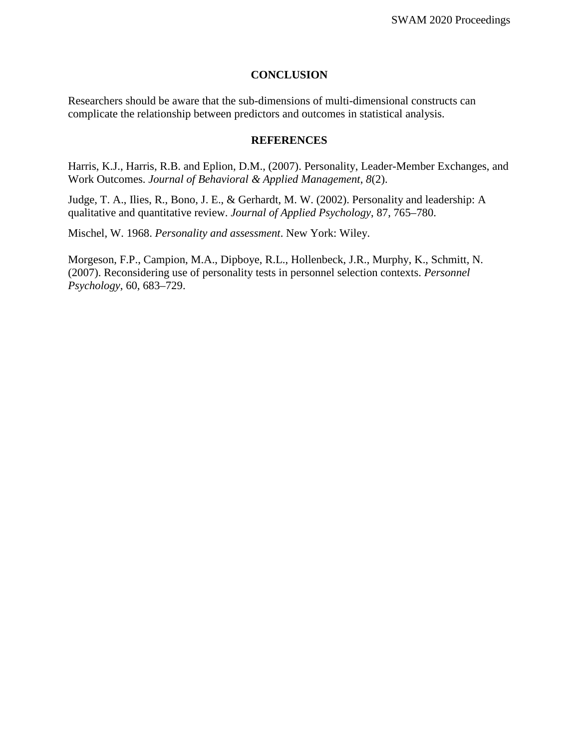## CONCLUSION

Researchers should be aware that the sub-dimensions of multi-dimensional constructs can complicate the relationship between predictors and outcomes in statistical analysis.

## REFERENCES

Harris, K.J., Harris, R.B. and Eplion, D.M., (2007). Personality, Leader-Member Exchanges, and Work Outcomes. *Journal of Behavioral & Applied Management*, *8*(2).

Judge, T. A., Ilies, R., Bono, J. E., & Gerhardt, M. W. (2002). Personality and leadership: A qualitative and quantitative review. *Journal of Applied Psychology*, 87, 765–780.

Mischel, W. 1968. *Personality and assessment*. New York: Wiley.

Morgeson, F.P., Campion, M.A., Dipboye, R.L., Hollenbeck, J.R., Murphy, K., Schmitt, N. (2007). Reconsidering use of personality tests in personnel selection contexts. *Personnel Psychology*, 60, 683–729.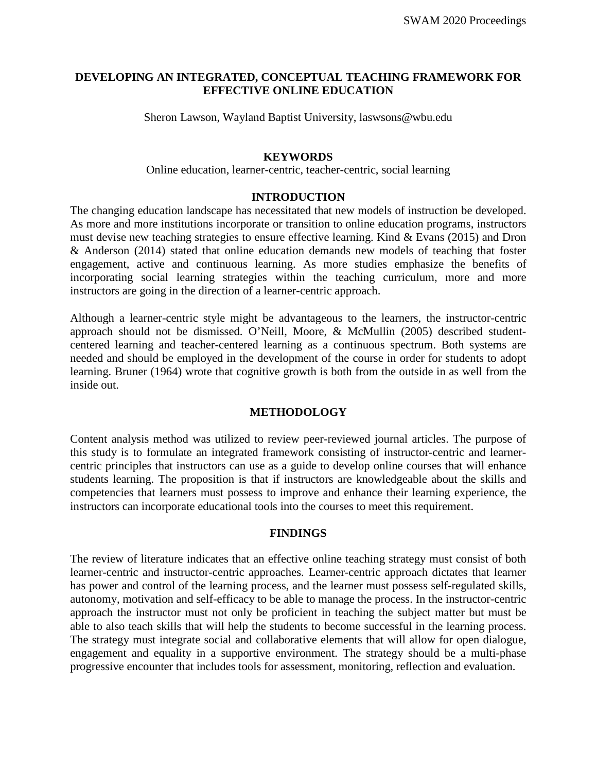# DEVELOPING AN INTEGRATED, CONCEPTUAL TEACHING FRAMEWORK FOR EFFECTIVE ONLINE EDUCATION

Sheron Lawson, Wayland Baptist University, laswsons@wbu.edu

## KEYWORDS

Online education, learner-centric, teacher-centric, social learning

## INTRODUCTION

The changing education landscape has necessitated that new models of instruction be developed. As more and more institutions incorporate or transition to online education programs, instructors must devise new teaching strategies to ensure effective learning. Kind & Evans (2015) and Dron & Anderson (2014) stated that online education demands new models of teaching that foster engagement, active and continuous learning. As more studies emphasize the benefits of incorporating social learning strategies within the teaching curriculum, more and more instructors are going in the direction of a learner-centric approach.

Although a learner-centric style might be advantageous to the learners, the instructor-centric approach should not be dismissed. O'Neill, Moore, & McMullin (2005) described student-centered learning and teacher-centered learning as a continuous spectrum. Both systems are needed and should be employed in the development of the course in order for students to adopt learning. Bruner (1964) wrote that cognitive growth is both from the outside in as well from the inside out.

## METHODOLOGY

Content analysis method was utilized to review peer-reviewed journal articles. The purpose of this study is to formulate an integrated framework consisting of instructor-centric and learner-centric principles that instructors can use as a guide to develop online courses that will enhance students learning. The proposition is that if instructors are knowledgeable about the skills and competencies that learners must possess to improve and enhance their learning experience, the instructors can incorporate educational tools into the courses to meet this requirement.

## FINDINGS

The review of literature indicates that an effective online teaching strategy must consist of both learner-centric and instructor-centric approaches. Learner-centric approach dictates that learner has power and control of the learning process, and the learner must possess self-regulated skills, autonomy, motivation and self-efficacy to be able to manage the process. In the instructor-centric approach the instructor must not only be proficient in teaching the subject matter but must be able to also teach skills that will help the students to become successful in the learning process. The strategy must integrate social and collaborative elements that will allow for open dialogue, engagement and equality in a supportive environment. The strategy should be a multi-phase progressive encounter that includes tools for assessment, monitoring, reflection and evaluation.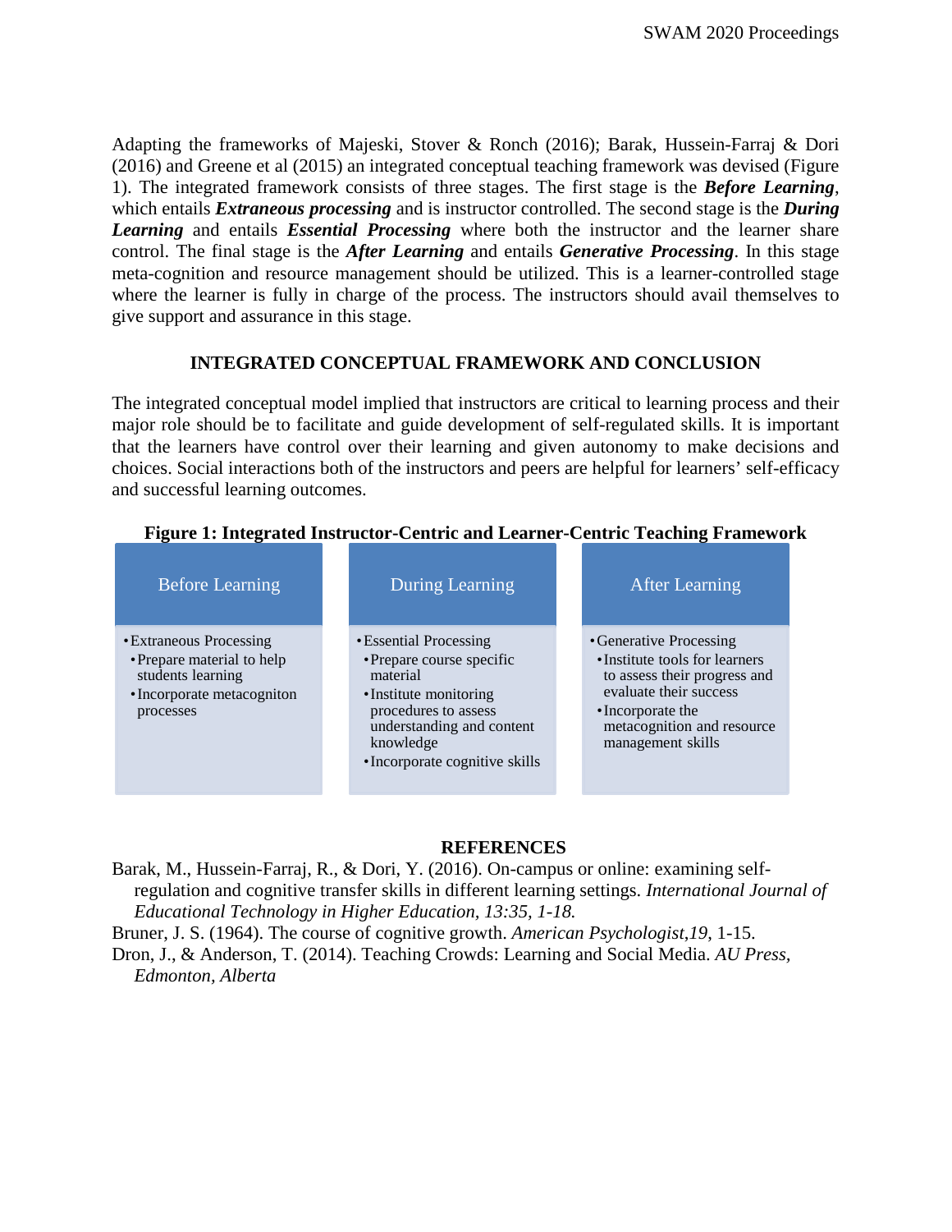Adapting the frameworks of Majeski, Stover & Ronch (2016); Barak, Hussein-Farraj & Dori (2016) and Greene et al (2015) an integrated conceptual teaching framework was devised (Figure 1). The integrated framework consists of three stages. The first stage is the ***Before Learning***, which entails ***Extraneous processing*** and is instructor controlled. The second stage is the ***During Learning*** and entails ***Essential Processing*** where both the instructor and the learner share control. The final stage is the ***After Learning*** and entails ***Generative Processing***. In this stage meta-cognition and resource management should be utilized. This is a learner-controlled stage where the learner is fully in charge of the process. The instructors should avail themselves to give support and assurance in this stage.

## INTEGRATED CONCEPTUAL FRAMEWORK AND CONCLUSION

The integrated conceptual model implied that instructors are critical to learning process and their major role should be to facilitate and guide development of self-regulated skills. It is important that the learners have control over their learning and given autonomy to make decisions and choices. Social interactions both of the instructors and peers are helpful for learners' self-efficacy and successful learning outcomes.

**Figure 1: Integrated Instructor-Centric and Learner-Centric Teaching Framework**

| Before Learning | During Learning | After Learning |
|---|---|---|
| • Extraneous Processing<br>  • Prepare material to help students learning<br>  • Incorporate metacogniton processes | • Essential Processing<br>  • Prepare course specific material<br>  • Institute monitoring procedures to assess understanding and content knowledge<br>  • Incorporate cognitive skills | • Generative Processing<br>  • Institute tools for learners to assess their progress and evaluate their success<br>  • Incorporate the metacognition and resource management skills |

## REFERENCES

Barak, M., Hussein-Farraj, R., & Dori, Y. (2016). On-campus or online: examining self-regulation and cognitive transfer skills in different learning settings. *International Journal of Educational Technology in Higher Education, 13:35, 1-18.*

Bruner, J. S. (1964). The course of cognitive growth. *American Psychologist*,*19*, 1-15.

Dron, J., & Anderson, T. (2014). Teaching Crowds: Learning and Social Media. *AU Press, Edmonton, Alberta*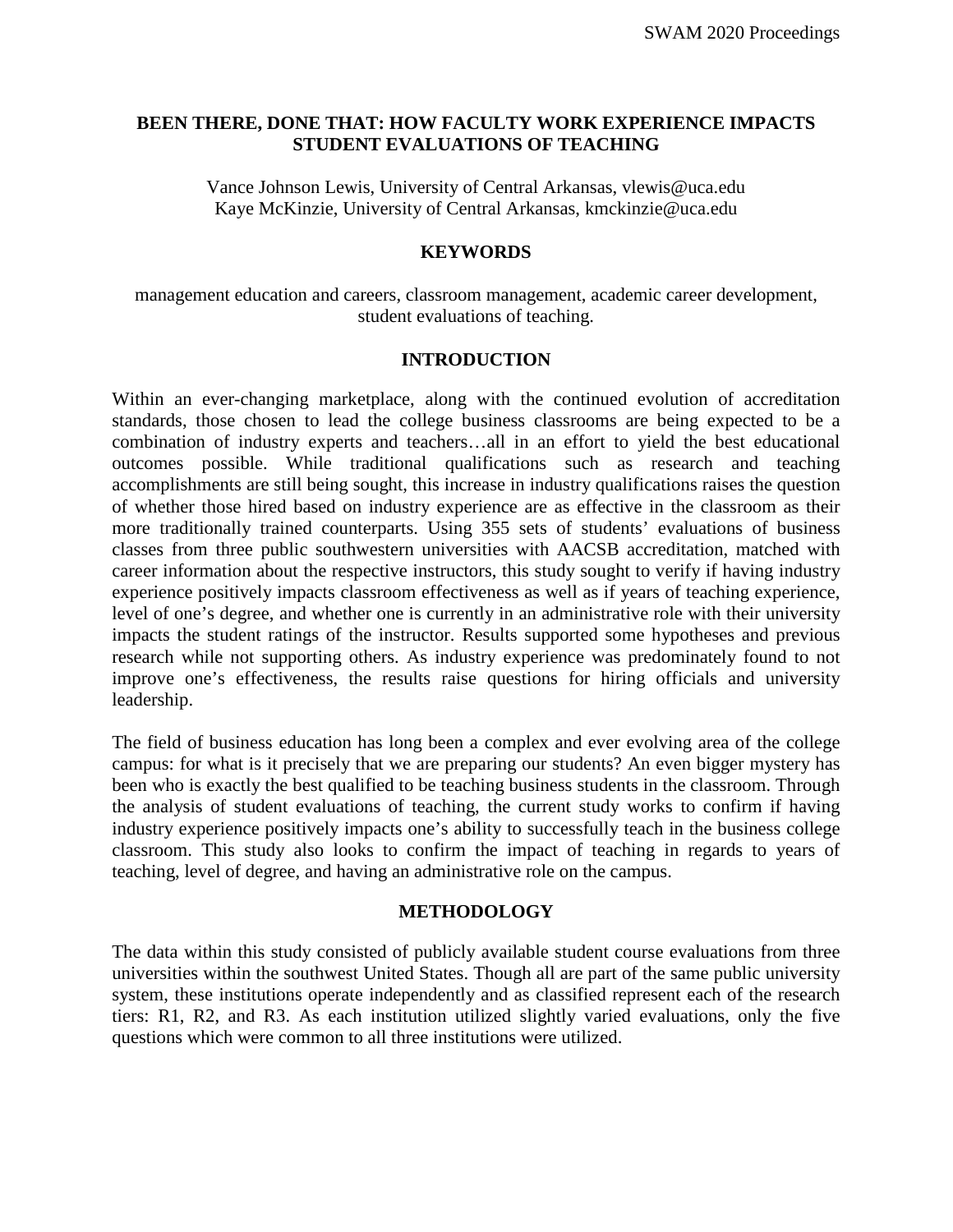# BEEN THERE, DONE THAT: HOW FACULTY WORK EXPERIENCE IMPACTS STUDENT EVALUATIONS OF TEACHING

Vance Johnson Lewis, University of Central Arkansas, vlewis@uca.edu
Kaye McKinzie, University of Central Arkansas, kmckinzie@uca.edu

## KEYWORDS

management education and careers, classroom management, academic career development, student evaluations of teaching.

## INTRODUCTION

Within an ever-changing marketplace, along with the continued evolution of accreditation standards, those chosen to lead the college business classrooms are being expected to be a combination of industry experts and teachers…all in an effort to yield the best educational outcomes possible. While traditional qualifications such as research and teaching accomplishments are still being sought, this increase in industry qualifications raises the question of whether those hired based on industry experience are as effective in the classroom as their more traditionally trained counterparts. Using 355 sets of students' evaluations of business classes from three public southwestern universities with AACSB accreditation, matched with career information about the respective instructors, this study sought to verify if having industry experience positively impacts classroom effectiveness as well as if years of teaching experience, level of one's degree, and whether one is currently in an administrative role with their university impacts the student ratings of the instructor. Results supported some hypotheses and previous research while not supporting others. As industry experience was predominately found to not improve one's effectiveness, the results raise questions for hiring officials and university leadership.

The field of business education has long been a complex and ever evolving area of the college campus: for what is it precisely that we are preparing our students? An even bigger mystery has been who is exactly the best qualified to be teaching business students in the classroom. Through the analysis of student evaluations of teaching, the current study works to confirm if having industry experience positively impacts one's ability to successfully teach in the business college classroom. This study also looks to confirm the impact of teaching in regards to years of teaching, level of degree, and having an administrative role on the campus.

## METHODOLOGY

The data within this study consisted of publicly available student course evaluations from three universities within the southwest United States. Though all are part of the same public university system, these institutions operate independently and as classified represent each of the research tiers: R1, R2, and R3. As each institution utilized slightly varied evaluations, only the five questions which were common to all three institutions were utilized.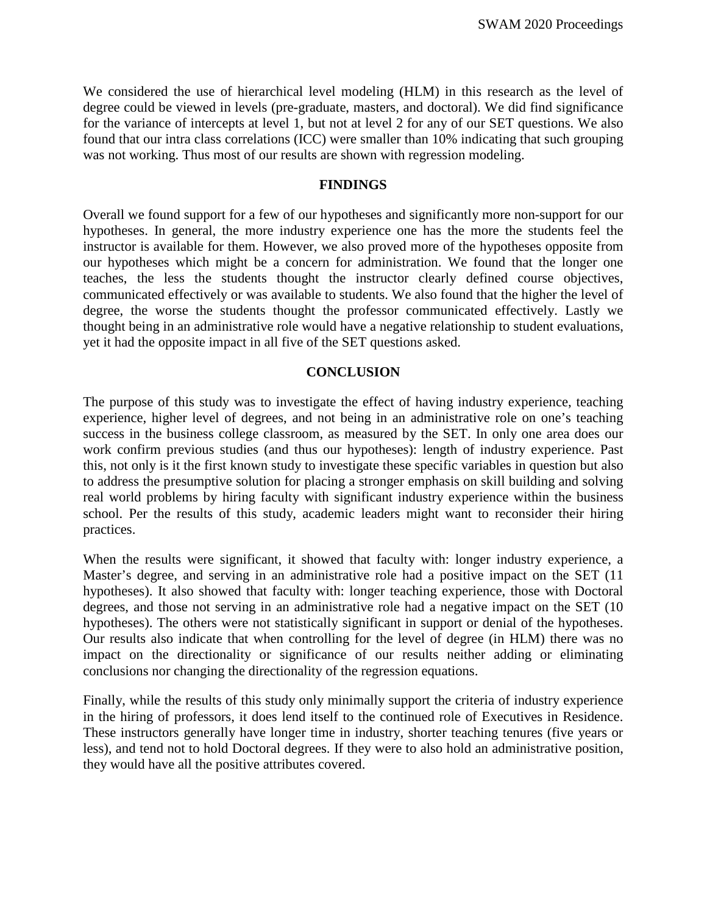We considered the use of hierarchical level modeling (HLM) in this research as the level of degree could be viewed in levels (pre-graduate, masters, and doctoral). We did find significance for the variance of intercepts at level 1, but not at level 2 for any of our SET questions. We also found that our intra class correlations (ICC) were smaller than 10% indicating that such grouping was not working. Thus most of our results are shown with regression modeling.

## FINDINGS

Overall we found support for a few of our hypotheses and significantly more non-support for our hypotheses. In general, the more industry experience one has the more the students feel the instructor is available for them. However, we also proved more of the hypotheses opposite from our hypotheses which might be a concern for administration. We found that the longer one teaches, the less the students thought the instructor clearly defined course objectives, communicated effectively or was available to students. We also found that the higher the level of degree, the worse the students thought the professor communicated effectively. Lastly we thought being in an administrative role would have a negative relationship to student evaluations, yet it had the opposite impact in all five of the SET questions asked.

## CONCLUSION

The purpose of this study was to investigate the effect of having industry experience, teaching experience, higher level of degrees, and not being in an administrative role on one's teaching success in the business college classroom, as measured by the SET. In only one area does our work confirm previous studies (and thus our hypotheses): length of industry experience. Past this, not only is it the first known study to investigate these specific variables in question but also to address the presumptive solution for placing a stronger emphasis on skill building and solving real world problems by hiring faculty with significant industry experience within the business school. Per the results of this study, academic leaders might want to reconsider their hiring practices.

When the results were significant, it showed that faculty with: longer industry experience, a Master's degree, and serving in an administrative role had a positive impact on the SET (11 hypotheses). It also showed that faculty with: longer teaching experience, those with Doctoral degrees, and those not serving in an administrative role had a negative impact on the SET (10 hypotheses). The others were not statistically significant in support or denial of the hypotheses. Our results also indicate that when controlling for the level of degree (in HLM) there was no impact on the directionality or significance of our results neither adding or eliminating conclusions nor changing the directionality of the regression equations.

Finally, while the results of this study only minimally support the criteria of industry experience in the hiring of professors, it does lend itself to the continued role of Executives in Residence. These instructors generally have longer time in industry, shorter teaching tenures (five years or less), and tend not to hold Doctoral degrees. If they were to also hold an administrative position, they would have all the positive attributes covered.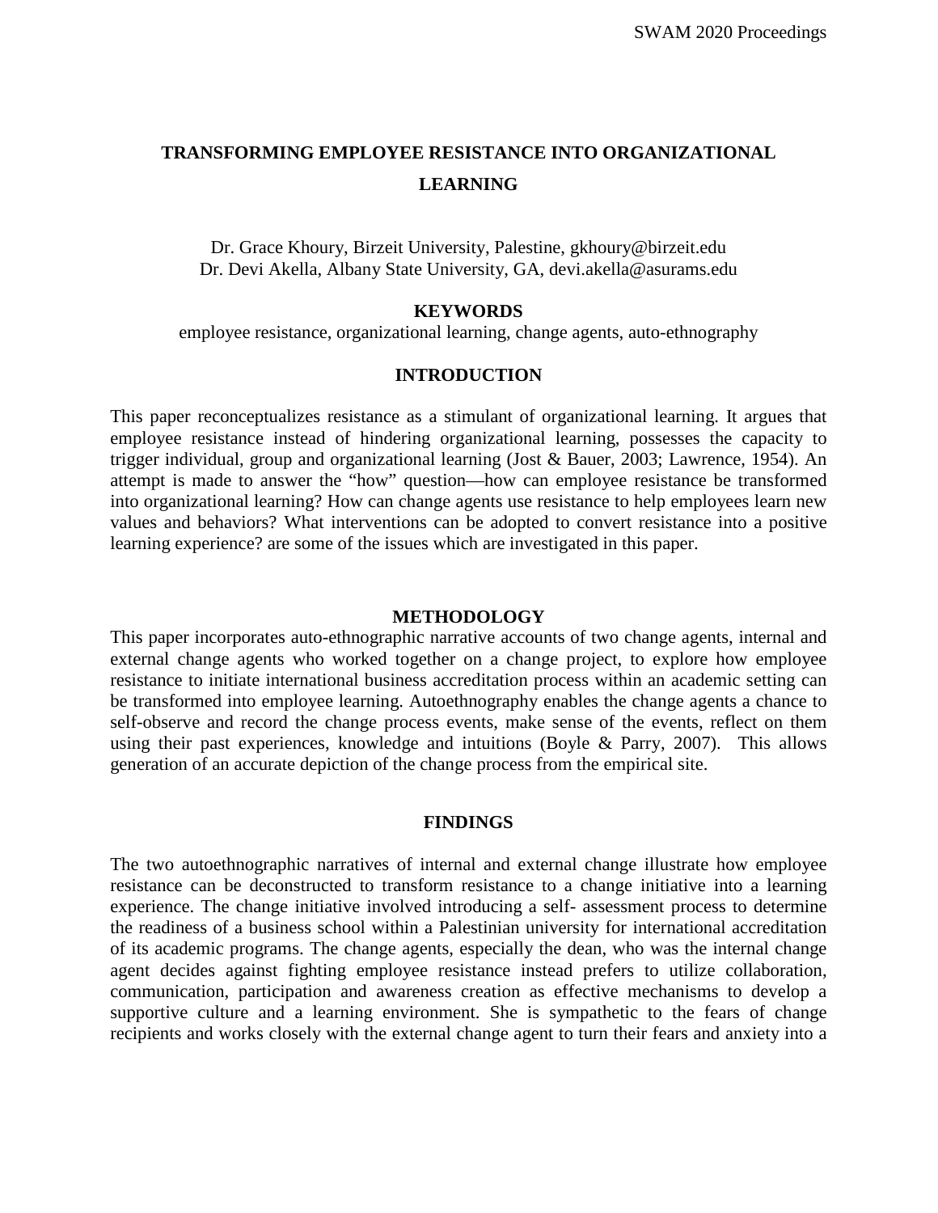# TRANSFORMING EMPLOYEE RESISTANCE INTO ORGANIZATIONAL LEARNING

Dr. Grace Khoury, Birzeit University, Palestine, gkhoury@birzeit.edu
Dr. Devi Akella, Albany State University, GA, devi.akella@asurams.edu

## KEYWORDS

employee resistance, organizational learning, change agents, auto-ethnography

## INTRODUCTION

This paper reconceptualizes resistance as a stimulant of organizational learning. It argues that employee resistance instead of hindering organizational learning, possesses the capacity to trigger individual, group and organizational learning (Jost & Bauer, 2003; Lawrence, 1954). An attempt is made to answer the "how" question—how can employee resistance be transformed into organizational learning? How can change agents use resistance to help employees learn new values and behaviors? What interventions can be adopted to convert resistance into a positive learning experience? are some of the issues which are investigated in this paper.

## METHODOLOGY

This paper incorporates auto-ethnographic narrative accounts of two change agents, internal and external change agents who worked together on a change project, to explore how employee resistance to initiate international business accreditation process within an academic setting can be transformed into employee learning. Autoethnography enables the change agents a chance to self-observe and record the change process events, make sense of the events, reflect on them using their past experiences, knowledge and intuitions (Boyle & Parry, 2007). This allows generation of an accurate depiction of the change process from the empirical site.

## FINDINGS

The two autoethnographic narratives of internal and external change illustrate how employee resistance can be deconstructed to transform resistance to a change initiative into a learning experience. The change initiative involved introducing a self- assessment process to determine the readiness of a business school within a Palestinian university for international accreditation of its academic programs. The change agents, especially the dean, who was the internal change agent decides against fighting employee resistance instead prefers to utilize collaboration, communication, participation and awareness creation as effective mechanisms to develop a supportive culture and a learning environment. She is sympathetic to the fears of change recipients and works closely with the external change agent to turn their fears and anxiety into a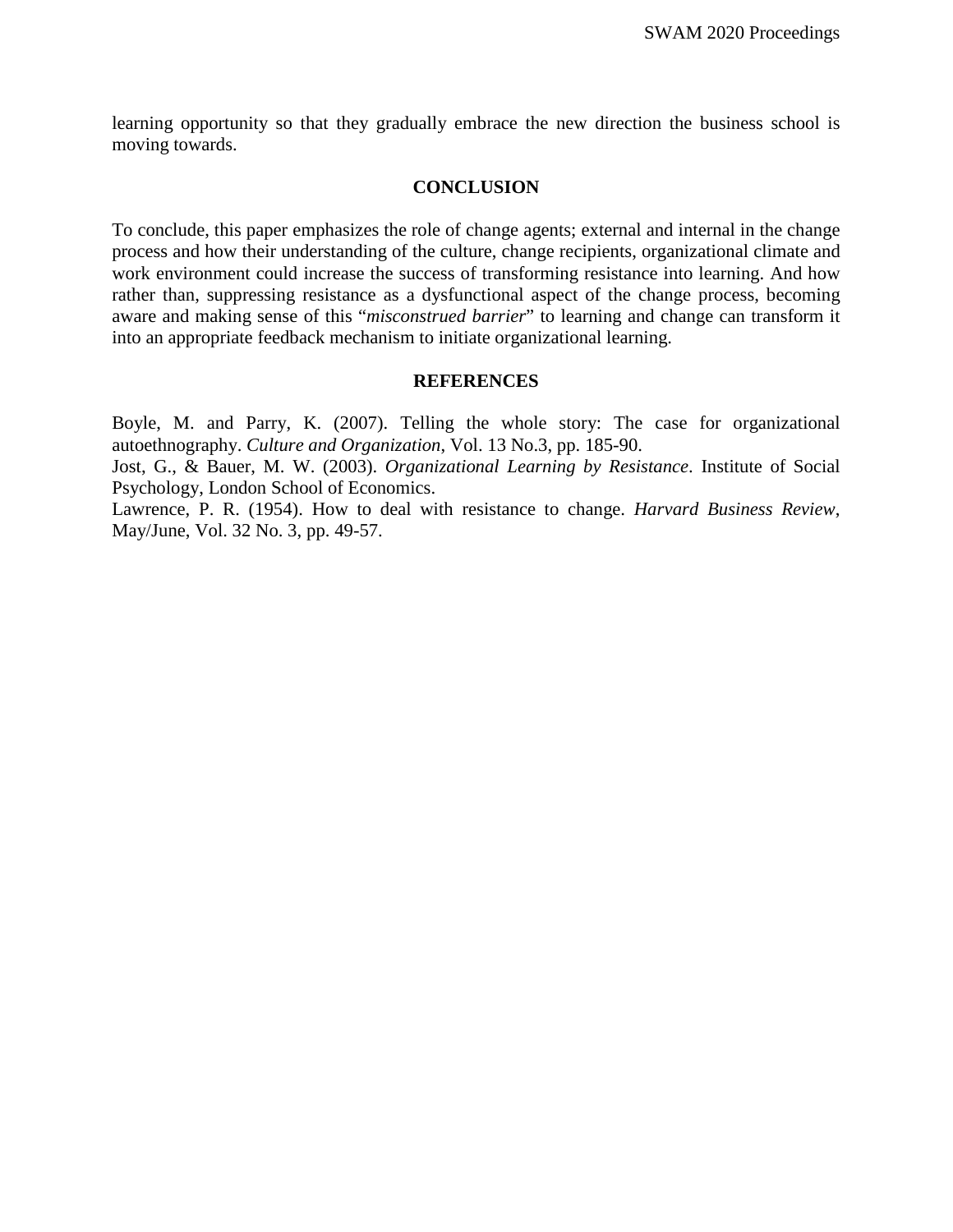learning opportunity so that they gradually embrace the new direction the business school is moving towards.

## CONCLUSION

To conclude, this paper emphasizes the role of change agents; external and internal in the change process and how their understanding of the culture, change recipients, organizational climate and work environment could increase the success of transforming resistance into learning. And how rather than, suppressing resistance as a dysfunctional aspect of the change process, becoming aware and making sense of this "*misconstrued barrier*" to learning and change can transform it into an appropriate feedback mechanism to initiate organizational learning.

## REFERENCES

Boyle, M. and Parry, K. (2007). Telling the whole story: The case for organizational autoethnography. *Culture and Organization*, Vol. 13 No.3, pp. 185-90.

Jost, G., & Bauer, M. W. (2003). *Organizational Learning by Resistance*. Institute of Social Psychology, London School of Economics.

Lawrence, P. R. (1954). How to deal with resistance to change. *Harvard Business Review*, May/June, Vol. 32 No. 3, pp. 49-57.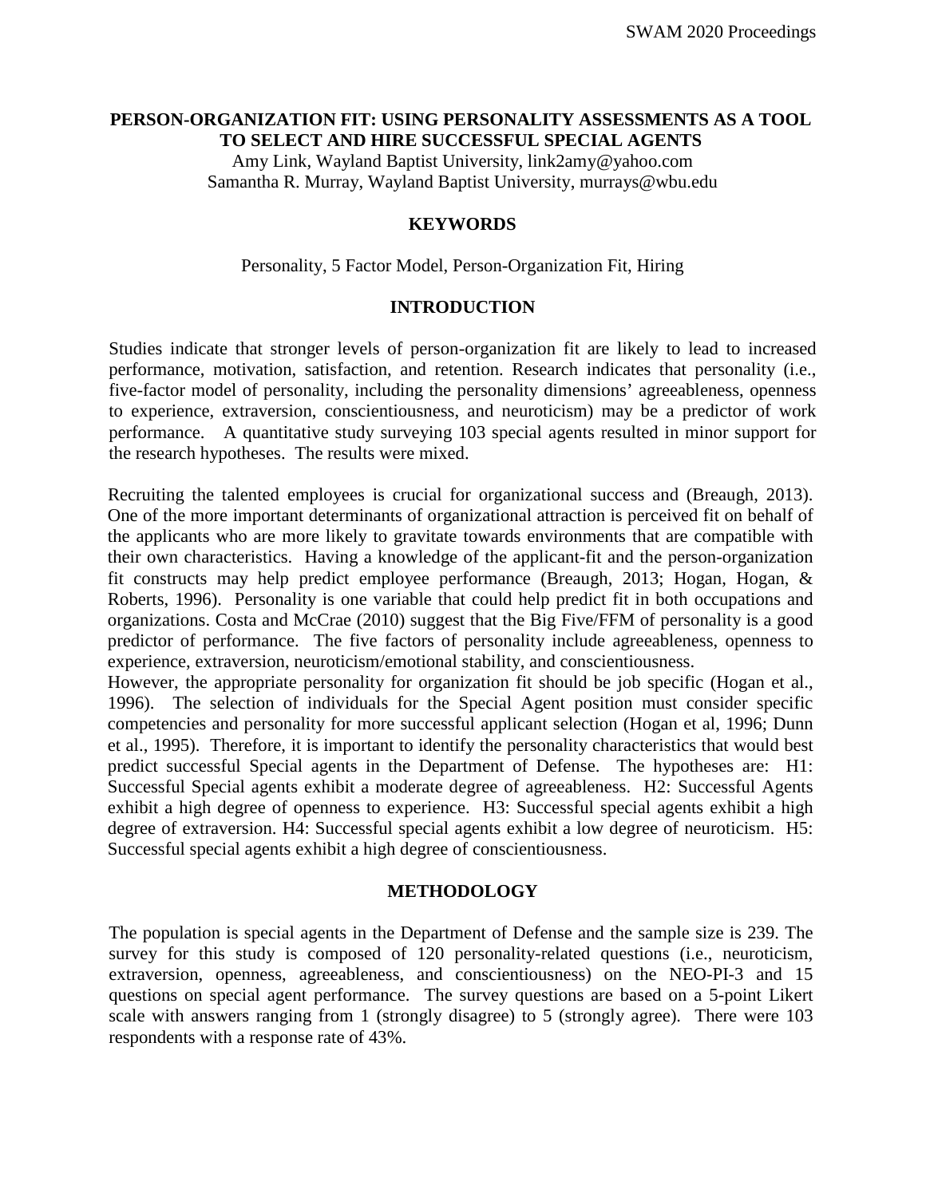# PERSON-ORGANIZATION FIT: USING PERSONALITY ASSESSMENTS AS A TOOL TO SELECT AND HIRE SUCCESSFUL SPECIAL AGENTS

Amy Link, Wayland Baptist University, link2amy@yahoo.com
Samantha R. Murray, Wayland Baptist University, murrays@wbu.edu

## KEYWORDS

Personality, 5 Factor Model, Person-Organization Fit, Hiring

## INTRODUCTION

Studies indicate that stronger levels of person-organization fit are likely to lead to increased performance, motivation, satisfaction, and retention. Research indicates that personality (i.e., five-factor model of personality, including the personality dimensions' agreeableness, openness to experience, extraversion, conscientiousness, and neuroticism) may be a predictor of work performance. A quantitative study surveying 103 special agents resulted in minor support for the research hypotheses. The results were mixed.

Recruiting the talented employees is crucial for organizational success and (Breaugh, 2013). One of the more important determinants of organizational attraction is perceived fit on behalf of the applicants who are more likely to gravitate towards environments that are compatible with their own characteristics. Having a knowledge of the applicant-fit and the person-organization fit constructs may help predict employee performance (Breaugh, 2013; Hogan, Hogan, & Roberts, 1996). Personality is one variable that could help predict fit in both occupations and organizations. Costa and McCrae (2010) suggest that the Big Five/FFM of personality is a good predictor of performance. The five factors of personality include agreeableness, openness to experience, extraversion, neuroticism/emotional stability, and conscientiousness.
However, the appropriate personality for organization fit should be job specific (Hogan et al., 1996). The selection of individuals for the Special Agent position must consider specific competencies and personality for more successful applicant selection (Hogan et al, 1996; Dunn et al., 1995). Therefore, it is important to identify the personality characteristics that would best predict successful Special agents in the Department of Defense. The hypotheses are: H1: Successful Special agents exhibit a moderate degree of agreeableness. H2: Successful Agents exhibit a high degree of openness to experience. H3: Successful special agents exhibit a high degree of extraversion. H4: Successful special agents exhibit a low degree of neuroticism. H5: Successful special agents exhibit a high degree of conscientiousness.

## METHODOLOGY

The population is special agents in the Department of Defense and the sample size is 239. The survey for this study is composed of 120 personality-related questions (i.e., neuroticism, extraversion, openness, agreeableness, and conscientiousness) on the NEO-PI-3 and 15 questions on special agent performance. The survey questions are based on a 5-point Likert scale with answers ranging from 1 (strongly disagree) to 5 (strongly agree). There were 103 respondents with a response rate of 43%.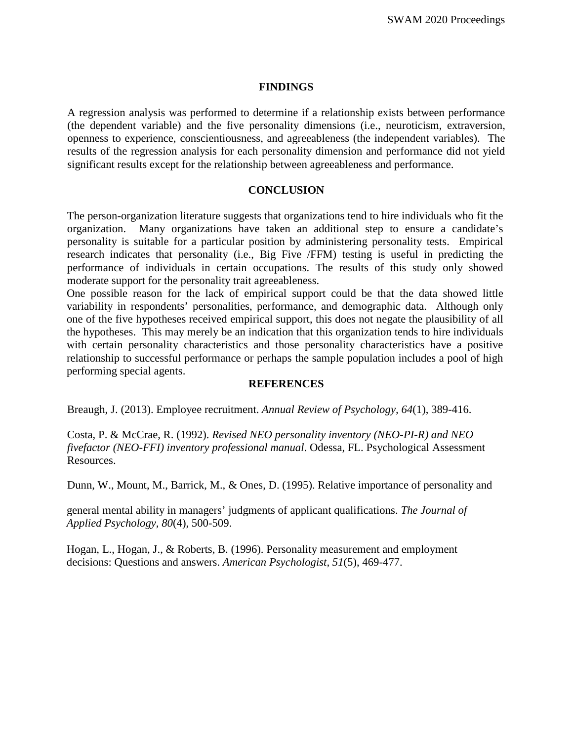## FINDINGS

A regression analysis was performed to determine if a relationship exists between performance (the dependent variable) and the five personality dimensions (i.e., neuroticism, extraversion, openness to experience, conscientiousness, and agreeableness (the independent variables). The results of the regression analysis for each personality dimension and performance did not yield significant results except for the relationship between agreeableness and performance.

## CONCLUSION

The person-organization literature suggests that organizations tend to hire individuals who fit the organization. Many organizations have taken an additional step to ensure a candidate's personality is suitable for a particular position by administering personality tests. Empirical research indicates that personality (i.e., Big Five /FFM) testing is useful in predicting the performance of individuals in certain occupations. The results of this study only showed moderate support for the personality trait agreeableness.

One possible reason for the lack of empirical support could be that the data showed little variability in respondents' personalities, performance, and demographic data. Although only one of the five hypotheses received empirical support, this does not negate the plausibility of all the hypotheses. This may merely be an indication that this organization tends to hire individuals with certain personality characteristics and those personality characteristics have a positive relationship to successful performance or perhaps the sample population includes a pool of high performing special agents.

## REFERENCES

Breaugh, J. (2013). Employee recruitment. *Annual Review of Psychology, 64*(1), 389-416.

Costa, P. & McCrae, R. (1992). *Revised NEO personality inventory (NEO-PI-R) and NEO fivefactor (NEO-FFI) inventory professional manual*. Odessa, FL. Psychological Assessment Resources.

Dunn, W., Mount, M., Barrick, M., & Ones, D. (1995). Relative importance of personality and general mental ability in managers' judgments of applicant qualifications. *The Journal of Applied Psychology, 80*(4), 500-509.

Hogan, L., Hogan, J., & Roberts, B. (1996). Personality measurement and employment decisions: Questions and answers. *American Psychologist, 51*(5), 469-477.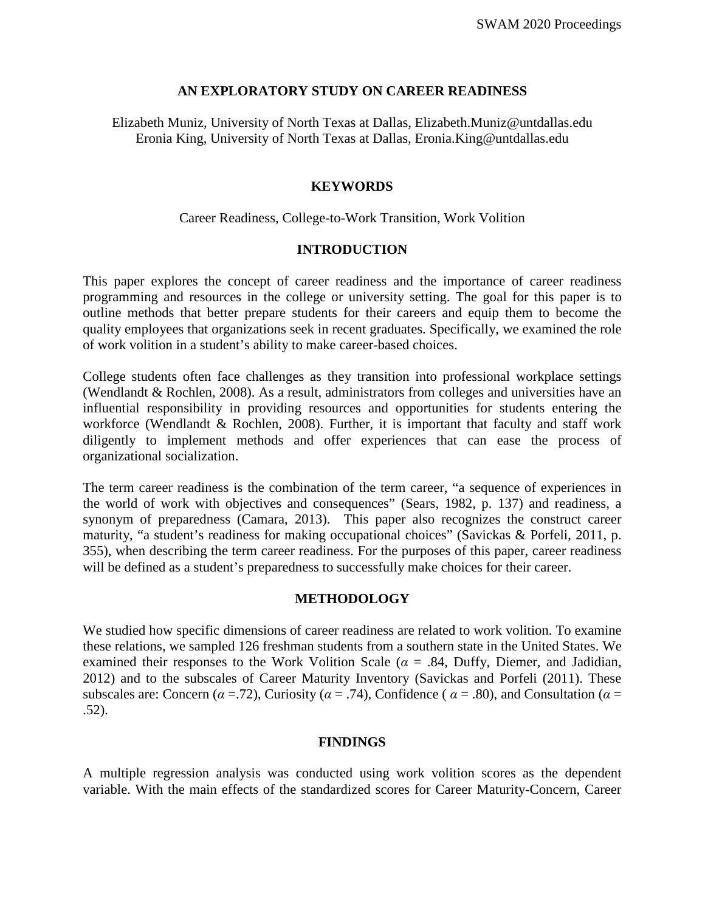# AN EXPLORATORY STUDY ON CAREER READINESS

Elizabeth Muniz, University of North Texas at Dallas, Elizabeth.Muniz@untdallas.edu
Eronia King, University of North Texas at Dallas, Eronia.King@untdallas.edu

## KEYWORDS

Career Readiness, College-to-Work Transition, Work Volition

## INTRODUCTION

This paper explores the concept of career readiness and the importance of career readiness programming and resources in the college or university setting. The goal for this paper is to outline methods that better prepare students for their careers and equip them to become the quality employees that organizations seek in recent graduates. Specifically, we examined the role of work volition in a student's ability to make career-based choices.

College students often face challenges as they transition into professional workplace settings (Wendlandt & Rochlen, 2008). As a result, administrators from colleges and universities have an influential responsibility in providing resources and opportunities for students entering the workforce (Wendlandt & Rochlen, 2008). Further, it is important that faculty and staff work diligently to implement methods and offer experiences that can ease the process of organizational socialization.

The term career readiness is the combination of the term career, "a sequence of experiences in the world of work with objectives and consequences" (Sears, 1982, p. 137) and readiness, a synonym of preparedness (Camara, 2013). This paper also recognizes the construct career maturity, "a student's readiness for making occupational choices" (Savickas & Porfeli, 2011, p. 355), when describing the term career readiness. For the purposes of this paper, career readiness will be defined as a student's preparedness to successfully make choices for their career.

## METHODOLOGY

We studied how specific dimensions of career readiness are related to work volition. To examine these relations, we sampled 126 freshman students from a southern state in the United States. We examined their responses to the Work Volition Scale ($\alpha$ = .84, Duffy, Diemer, and Jadidian, 2012) and to the subscales of Career Maturity Inventory (Savickas and Porfeli (2011). These subscales are: Concern ($\alpha$ =.72), Curiosity ($\alpha$ = .74), Confidence ( $\alpha$ = .80), and Consultation ($\alpha$ = .52).

## FINDINGS

A multiple regression analysis was conducted using work volition scores as the dependent variable. With the main effects of the standardized scores for Career Maturity-Concern, Career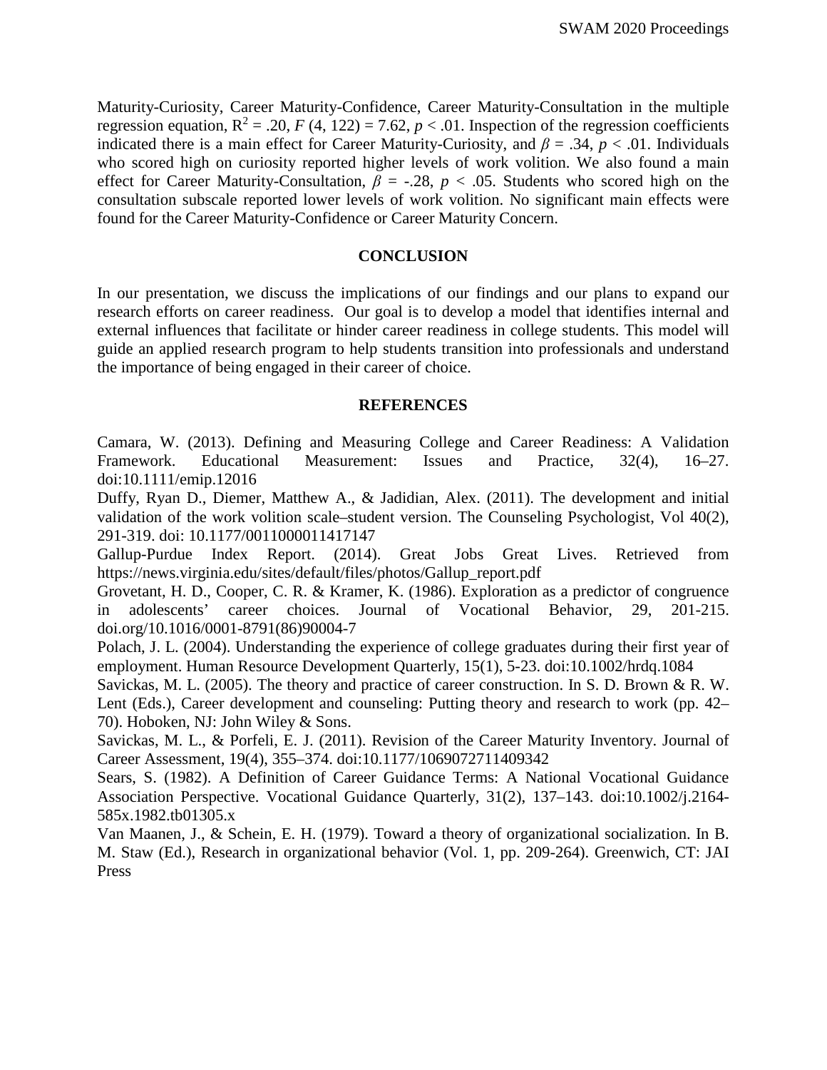Maturity-Curiosity, Career Maturity-Confidence, Career Maturity-Consultation in the multiple regression equation, $R^2 = .20$, $F$ (4, 122) = 7.62, $p < .01$. Inspection of the regression coefficients indicated there is a main effect for Career Maturity-Curiosity, and $\beta = .34$, $p < .01$. Individuals who scored high on curiosity reported higher levels of work volition. We also found a main effect for Career Maturity-Consultation, $\beta = -.28$, $p < .05$. Students who scored high on the consultation subscale reported lower levels of work volition. No significant main effects were found for the Career Maturity-Confidence or Career Maturity Concern.

## CONCLUSION

In our presentation, we discuss the implications of our findings and our plans to expand our research efforts on career readiness. Our goal is to develop a model that identifies internal and external influences that facilitate or hinder career readiness in college students. This model will guide an applied research program to help students transition into professionals and understand the importance of being engaged in their career of choice.

## REFERENCES

Camara, W. (2013). Defining and Measuring College and Career Readiness: A Validation Framework. Educational Measurement: Issues and Practice, 32(4), 16–27. doi:10.1111/emip.12016

Duffy, Ryan D., Diemer, Matthew A., & Jadidian, Alex. (2011). The development and initial validation of the work volition scale–student version. The Counseling Psychologist, Vol 40(2), 291-319. doi: 10.1177/0011000011417147

Gallup-Purdue Index Report. (2014). Great Jobs Great Lives. Retrieved from https://news.virginia.edu/sites/default/files/photos/Gallup_report.pdf

Grovetant, H. D., Cooper, C. R. & Kramer, K. (1986). Exploration as a predictor of congruence in adolescents' career choices. Journal of Vocational Behavior, 29, 201-215. doi.org/10.1016/0001-8791(86)90004-7

Polach, J. L. (2004). Understanding the experience of college graduates during their first year of employment. Human Resource Development Quarterly, 15(1), 5-23. doi:10.1002/hrdq.1084

Savickas, M. L. (2005). The theory and practice of career construction. In S. D. Brown & R. W. Lent (Eds.), Career development and counseling: Putting theory and research to work (pp. 42–70). Hoboken, NJ: John Wiley & Sons.

Savickas, M. L., & Porfeli, E. J. (2011). Revision of the Career Maturity Inventory. Journal of Career Assessment, 19(4), 355–374. doi:10.1177/1069072711409342

Sears, S. (1982). A Definition of Career Guidance Terms: A National Vocational Guidance Association Perspective. Vocational Guidance Quarterly, 31(2), 137–143. doi:10.1002/j.2164-585x.1982.tb01305.x

Van Maanen, J., & Schein, E. H. (1979). Toward a theory of organizational socialization. In B. M. Staw (Ed.), Research in organizational behavior (Vol. 1, pp. 209-264). Greenwich, CT: JAI Press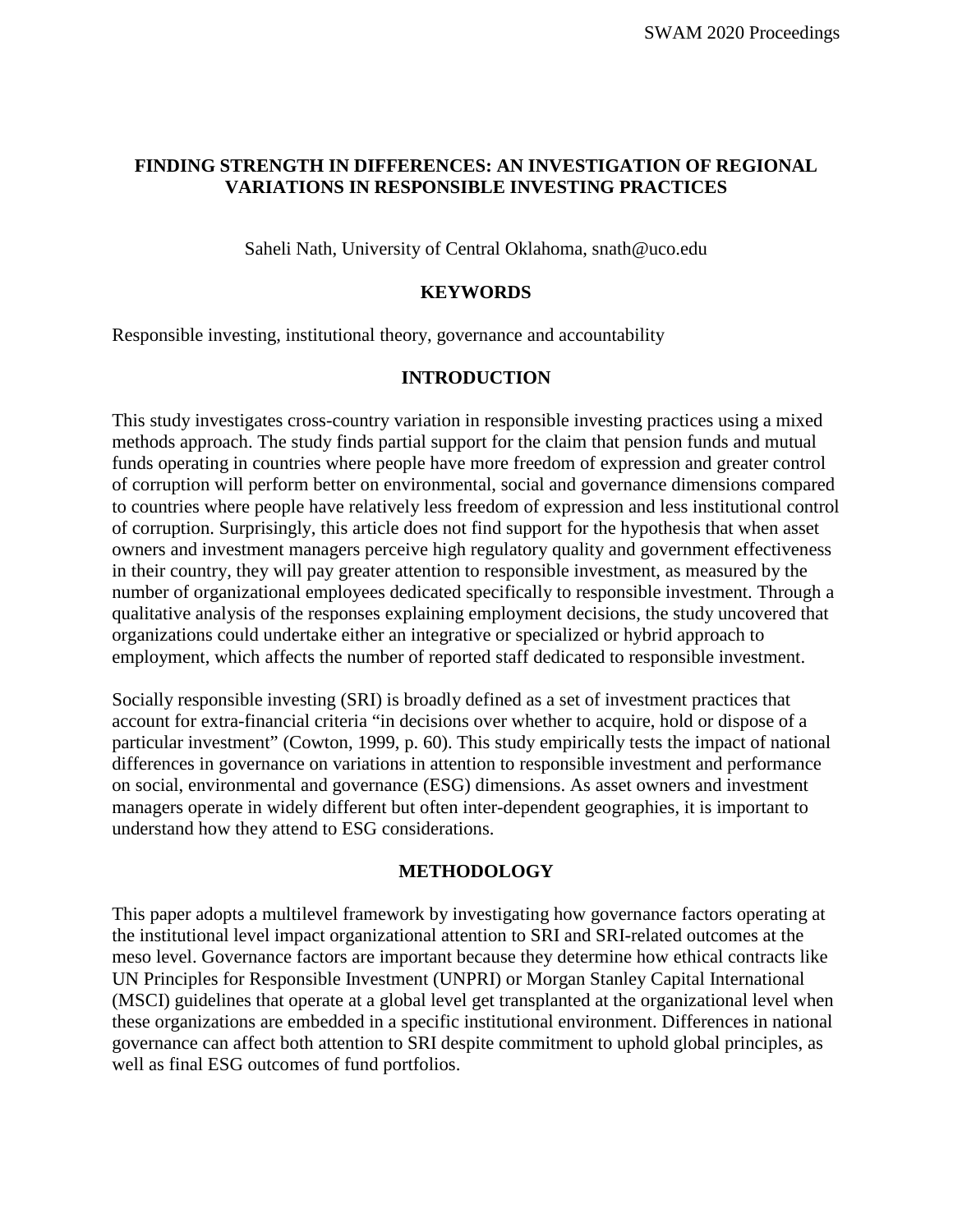# FINDING STRENGTH IN DIFFERENCES: AN INVESTIGATION OF REGIONAL VARIATIONS IN RESPONSIBLE INVESTING PRACTICES

Saheli Nath, University of Central Oklahoma, snath@uco.edu

## KEYWORDS

Responsible investing, institutional theory, governance and accountability

## INTRODUCTION

This study investigates cross-country variation in responsible investing practices using a mixed methods approach. The study finds partial support for the claim that pension funds and mutual funds operating in countries where people have more freedom of expression and greater control of corruption will perform better on environmental, social and governance dimensions compared to countries where people have relatively less freedom of expression and less institutional control of corruption. Surprisingly, this article does not find support for the hypothesis that when asset owners and investment managers perceive high regulatory quality and government effectiveness in their country, they will pay greater attention to responsible investment, as measured by the number of organizational employees dedicated specifically to responsible investment. Through a qualitative analysis of the responses explaining employment decisions, the study uncovered that organizations could undertake either an integrative or specialized or hybrid approach to employment, which affects the number of reported staff dedicated to responsible investment.

Socially responsible investing (SRI) is broadly defined as a set of investment practices that account for extra-financial criteria "in decisions over whether to acquire, hold or dispose of a particular investment" (Cowton, 1999, p. 60). This study empirically tests the impact of national differences in governance on variations in attention to responsible investment and performance on social, environmental and governance (ESG) dimensions. As asset owners and investment managers operate in widely different but often inter-dependent geographies, it is important to understand how they attend to ESG considerations.

## METHODOLOGY

This paper adopts a multilevel framework by investigating how governance factors operating at the institutional level impact organizational attention to SRI and SRI-related outcomes at the meso level. Governance factors are important because they determine how ethical contracts like UN Principles for Responsible Investment (UNPRI) or Morgan Stanley Capital International (MSCI) guidelines that operate at a global level get transplanted at the organizational level when these organizations are embedded in a specific institutional environment. Differences in national governance can affect both attention to SRI despite commitment to uphold global principles, as well as final ESG outcomes of fund portfolios.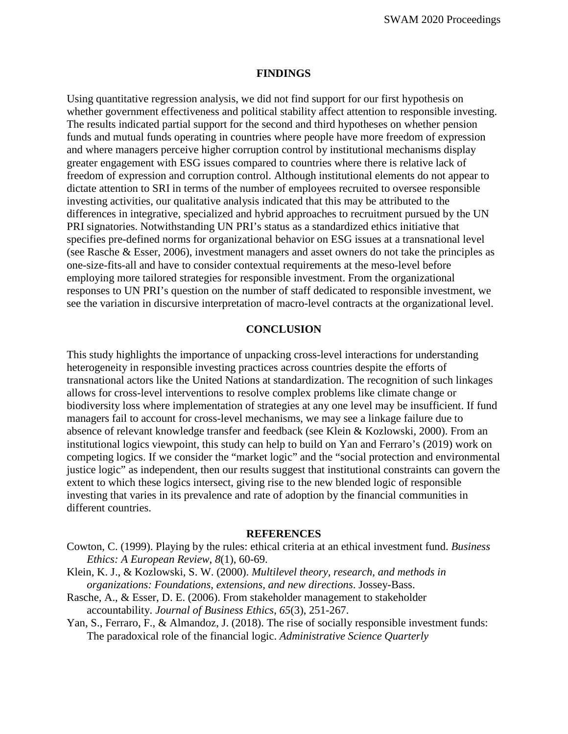## FINDINGS

Using quantitative regression analysis, we did not find support for our first hypothesis on whether government effectiveness and political stability affect attention to responsible investing. The results indicated partial support for the second and third hypotheses on whether pension funds and mutual funds operating in countries where people have more freedom of expression and where managers perceive higher corruption control by institutional mechanisms display greater engagement with ESG issues compared to countries where there is relative lack of freedom of expression and corruption control. Although institutional elements do not appear to dictate attention to SRI in terms of the number of employees recruited to oversee responsible investing activities, our qualitative analysis indicated that this may be attributed to the differences in integrative, specialized and hybrid approaches to recruitment pursued by the UN PRI signatories. Notwithstanding UN PRI's status as a standardized ethics initiative that specifies pre-defined norms for organizational behavior on ESG issues at a transnational level (see Rasche & Esser, 2006), investment managers and asset owners do not take the principles as one-size-fits-all and have to consider contextual requirements at the meso-level before employing more tailored strategies for responsible investment. From the organizational responses to UN PRI's question on the number of staff dedicated to responsible investment, we see the variation in discursive interpretation of macro-level contracts at the organizational level.

## CONCLUSION

This study highlights the importance of unpacking cross-level interactions for understanding heterogeneity in responsible investing practices across countries despite the efforts of transnational actors like the United Nations at standardization. The recognition of such linkages allows for cross-level interventions to resolve complex problems like climate change or biodiversity loss where implementation of strategies at any one level may be insufficient. If fund managers fail to account for cross-level mechanisms, we may see a linkage failure due to absence of relevant knowledge transfer and feedback (see Klein & Kozlowski, 2000). From an institutional logics viewpoint, this study can help to build on Yan and Ferraro's (2019) work on competing logics. If we consider the "market logic" and the "social protection and environmental justice logic" as independent, then our results suggest that institutional constraints can govern the extent to which these logics intersect, giving rise to the new blended logic of responsible investing that varies in its prevalence and rate of adoption by the financial communities in different countries.

## REFERENCES

Cowton, C. (1999). Playing by the rules: ethical criteria at an ethical investment fund. *Business Ethics: A European Review*, *8*(1), 60-69.

Klein, K. J., & Kozlowski, S. W. (2000). *Multilevel theory, research, and methods in organizations: Foundations, extensions, and new directions*. Jossey-Bass.

Rasche, A., & Esser, D. E. (2006). From stakeholder management to stakeholder accountability. *Journal of Business Ethics*, *65*(3), 251-267.

Yan, S., Ferraro, F., & Almandoz, J. (2018). The rise of socially responsible investment funds: The paradoxical role of the financial logic. *Administrative Science Quarterly*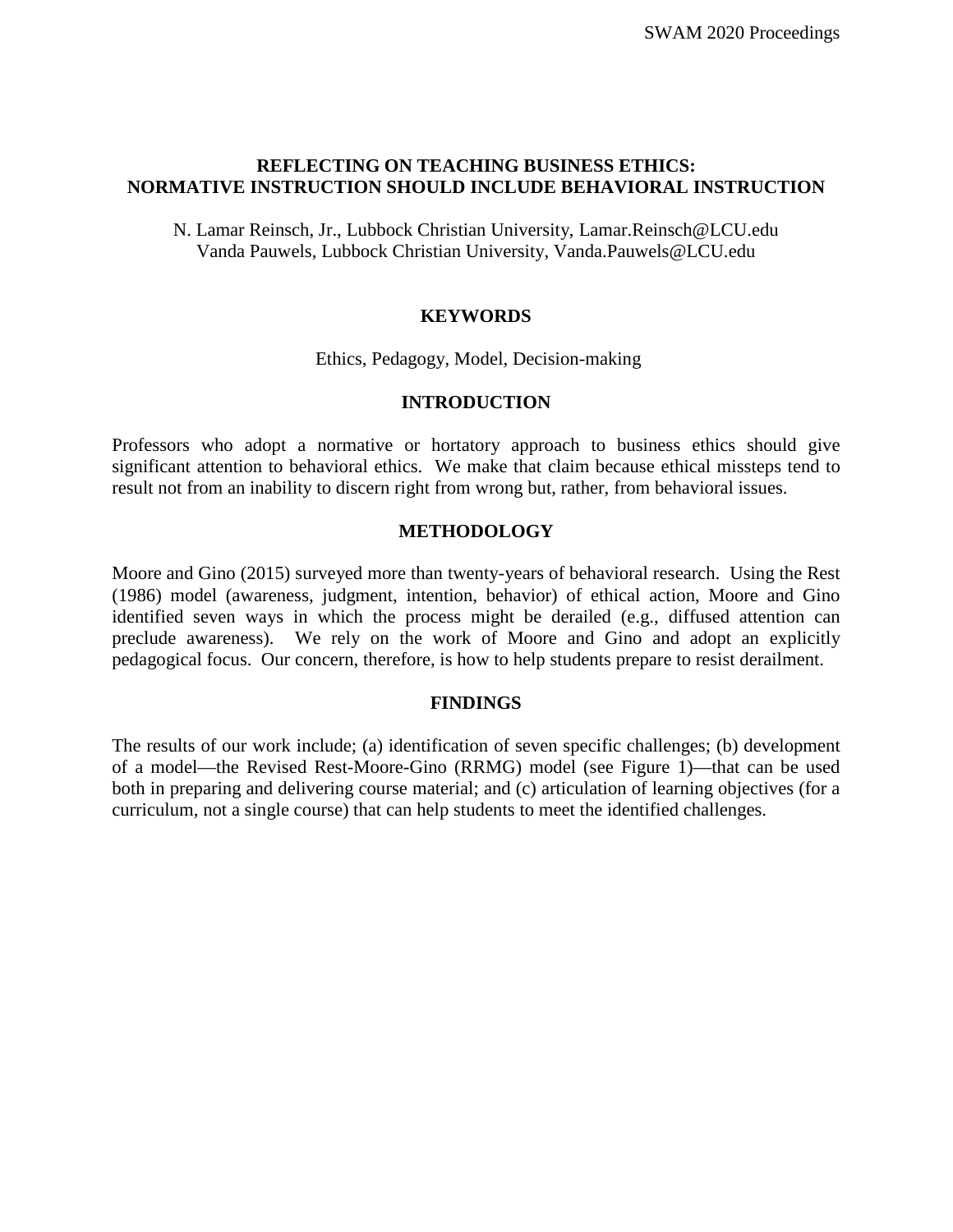# REFLECTING ON TEACHING BUSINESS ETHICS: NORMATIVE INSTRUCTION SHOULD INCLUDE BEHAVIORAL INSTRUCTION

N. Lamar Reinsch, Jr., Lubbock Christian University, Lamar.Reinsch@LCU.edu
Vanda Pauwels, Lubbock Christian University, Vanda.Pauwels@LCU.edu

## KEYWORDS

Ethics, Pedagogy, Model, Decision-making

## INTRODUCTION

Professors who adopt a normative or hortatory approach to business ethics should give significant attention to behavioral ethics. We make that claim because ethical missteps tend to result not from an inability to discern right from wrong but, rather, from behavioral issues.

## METHODOLOGY

Moore and Gino (2015) surveyed more than twenty-years of behavioral research. Using the Rest (1986) model (awareness, judgment, intention, behavior) of ethical action, Moore and Gino identified seven ways in which the process might be derailed (e.g., diffused attention can preclude awareness). We rely on the work of Moore and Gino and adopt an explicitly pedagogical focus. Our concern, therefore, is how to help students prepare to resist derailment.

## FINDINGS

The results of our work include; (a) identification of seven specific challenges; (b) development of a model—the Revised Rest-Moore-Gino (RRMG) model (see Figure 1)—that can be used both in preparing and delivering course material; and (c) articulation of learning objectives (for a curriculum, not a single course) that can help students to meet the identified challenges.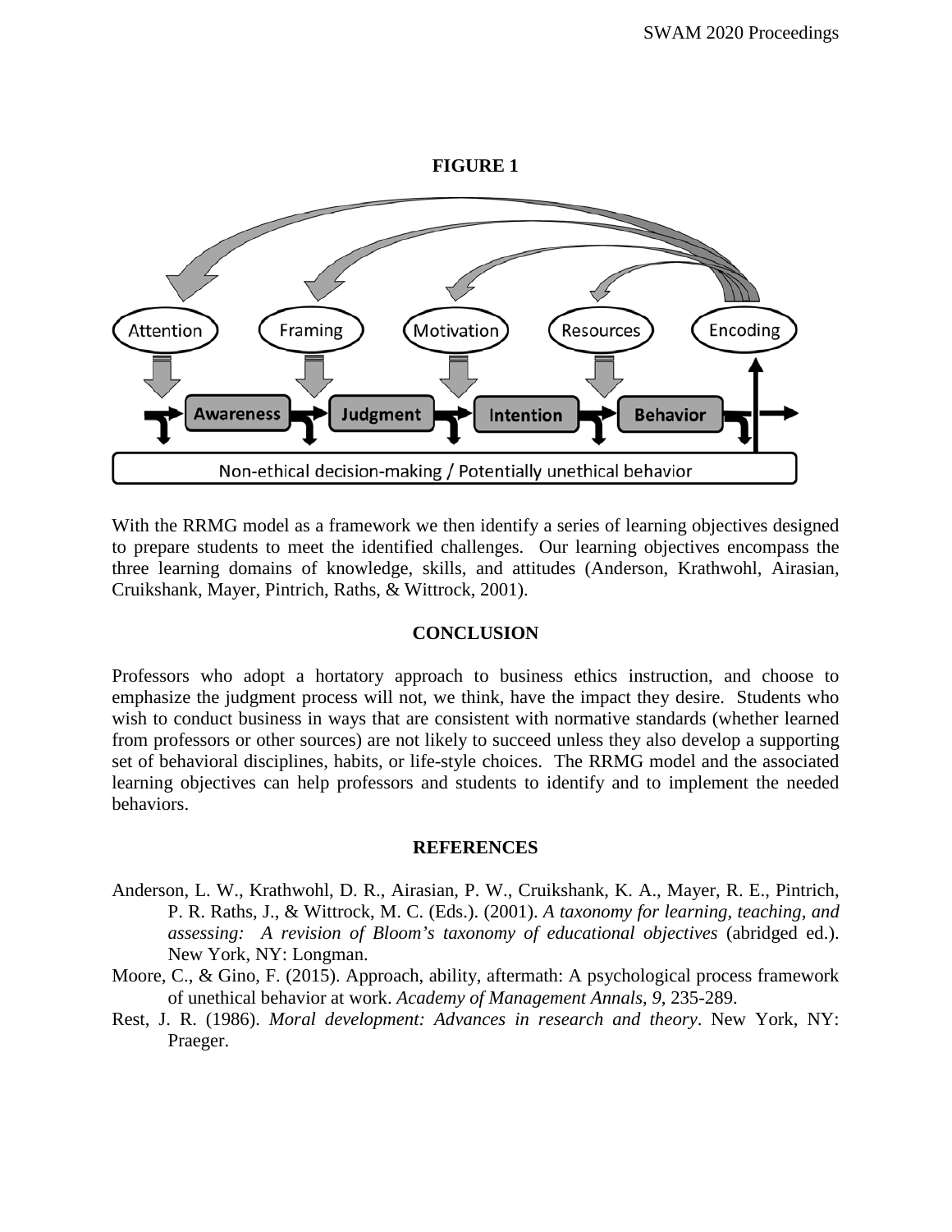**FIGURE 1**

With the RRMG model as a framework we then identify a series of learning objectives designed to prepare students to meet the identified challenges. Our learning objectives encompass the three learning domains of knowledge, skills, and attitudes (Anderson, Krathwohl, Airasian, Cruikshank, Mayer, Pintrich, Raths, & Wittrock, 2001).

## CONCLUSION

Professors who adopt a hortatory approach to business ethics instruction, and choose to emphasize the judgment process will not, we think, have the impact they desire. Students who wish to conduct business in ways that are consistent with normative standards (whether learned from professors or other sources) are not likely to succeed unless they also develop a supporting set of behavioral disciplines, habits, or life-style choices. The RRMG model and the associated learning objectives can help professors and students to identify and to implement the needed behaviors.

## REFERENCES

Anderson, L. W., Krathwohl, D. R., Airasian, P. W., Cruikshank, K. A., Mayer, R. E., Pintrich, P. R. Raths, J., & Wittrock, M. C. (Eds.). (2001). *A taxonomy for learning, teaching, and assessing: A revision of Bloom's taxonomy of educational objectives* (abridged ed.). New York, NY: Longman.

Moore, C., & Gino, F. (2015). Approach, ability, aftermath: A psychological process framework of unethical behavior at work. *Academy of Management Annals*, *9*, 235-289.

Rest, J. R. (1986). *Moral development: Advances in research and theory*. New York, NY: Praeger.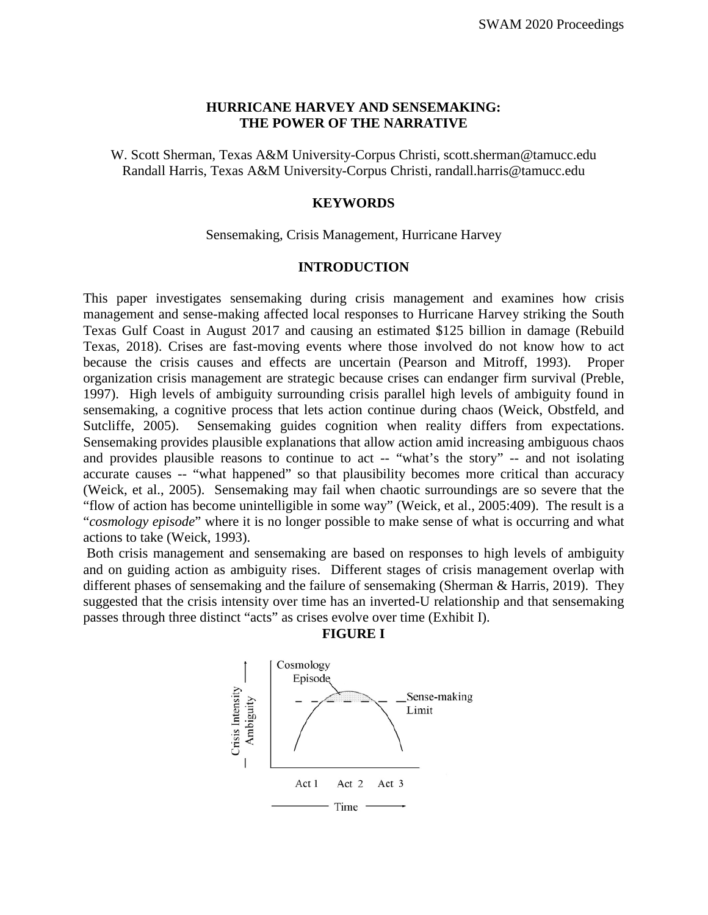# HURRICANE HARVEY AND SENSEMAKING: THE POWER OF THE NARRATIVE

W. Scott Sherman, Texas A&M University-Corpus Christi, scott.sherman@tamucc.edu
Randall Harris, Texas A&M University-Corpus Christi, randall.harris@tamucc.edu

## KEYWORDS

Sensemaking, Crisis Management, Hurricane Harvey

## INTRODUCTION

This paper investigates sensemaking during crisis management and examines how crisis management and sense-making affected local responses to Hurricane Harvey striking the South Texas Gulf Coast in August 2017 and causing an estimated $125 billion in damage (Rebuild Texas, 2018). Crises are fast-moving events where those involved do not know how to act because the crisis causes and effects are uncertain (Pearson and Mitroff, 1993). Proper organization crisis management are strategic because crises can endanger firm survival (Preble, 1997). High levels of ambiguity surrounding crisis parallel high levels of ambiguity found in sensemaking, a cognitive process that lets action continue during chaos (Weick, Obstfeld, and Sutcliffe, 2005). Sensemaking guides cognition when reality differs from expectations. Sensemaking provides plausible explanations that allow action amid increasing ambiguous chaos and provides plausible reasons to continue to act -- "what's the story" -- and not isolating accurate causes -- "what happened" so that plausibility becomes more critical than accuracy (Weick, et al., 2005). Sensemaking may fail when chaotic surroundings are so severe that the "flow of action has become unintelligible in some way" (Weick, et al., 2005:409). The result is a "*cosmology episode*" where it is no longer possible to make sense of what is occurring and what actions to take (Weick, 1993).

Both crisis management and sensemaking are based on responses to high levels of ambiguity and on guiding action as ambiguity rises. Different stages of crisis management overlap with different phases of sensemaking and the failure of sensemaking (Sherman & Harris, 2019). They suggested that the crisis intensity over time has an inverted-U relationship and that sensemaking passes through three distinct "acts" as crises evolve over time (Exhibit I).

**FIGURE I**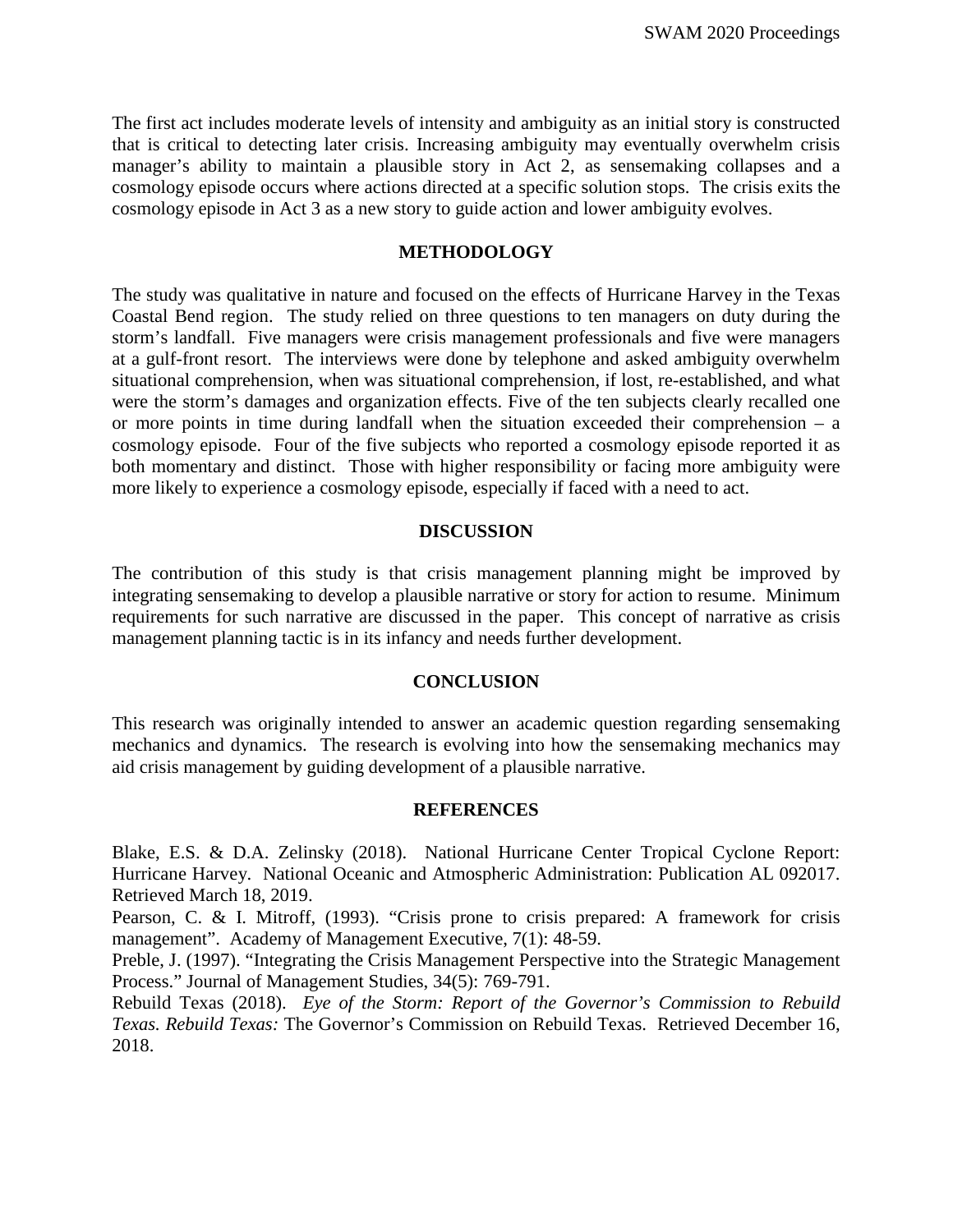The first act includes moderate levels of intensity and ambiguity as an initial story is constructed that is critical to detecting later crisis. Increasing ambiguity may eventually overwhelm crisis manager's ability to maintain a plausible story in Act 2, as sensemaking collapses and a cosmology episode occurs where actions directed at a specific solution stops. The crisis exits the cosmology episode in Act 3 as a new story to guide action and lower ambiguity evolves.

## METHODOLOGY

The study was qualitative in nature and focused on the effects of Hurricane Harvey in the Texas Coastal Bend region. The study relied on three questions to ten managers on duty during the storm's landfall. Five managers were crisis management professionals and five were managers at a gulf-front resort. The interviews were done by telephone and asked ambiguity overwhelm situational comprehension, when was situational comprehension, if lost, re-established, and what were the storm's damages and organization effects. Five of the ten subjects clearly recalled one or more points in time during landfall when the situation exceeded their comprehension – a cosmology episode. Four of the five subjects who reported a cosmology episode reported it as both momentary and distinct. Those with higher responsibility or facing more ambiguity were more likely to experience a cosmology episode, especially if faced with a need to act.

## DISCUSSION

The contribution of this study is that crisis management planning might be improved by integrating sensemaking to develop a plausible narrative or story for action to resume. Minimum requirements for such narrative are discussed in the paper. This concept of narrative as crisis management planning tactic is in its infancy and needs further development.

## CONCLUSION

This research was originally intended to answer an academic question regarding sensemaking mechanics and dynamics. The research is evolving into how the sensemaking mechanics may aid crisis management by guiding development of a plausible narrative.

## REFERENCES

Blake, E.S. & D.A. Zelinsky (2018). National Hurricane Center Tropical Cyclone Report: Hurricane Harvey. National Oceanic and Atmospheric Administration: Publication AL 092017. Retrieved March 18, 2019.

Pearson, C. & I. Mitroff, (1993). "Crisis prone to crisis prepared: A framework for crisis management". Academy of Management Executive, 7(1): 48-59.

Preble, J. (1997). "Integrating the Crisis Management Perspective into the Strategic Management Process." Journal of Management Studies, 34(5): 769-791.

Rebuild Texas (2018). *Eye of the Storm: Report of the Governor's Commission to Rebuild Texas. Rebuild Texas:* The Governor's Commission on Rebuild Texas. Retrieved December 16, 2018.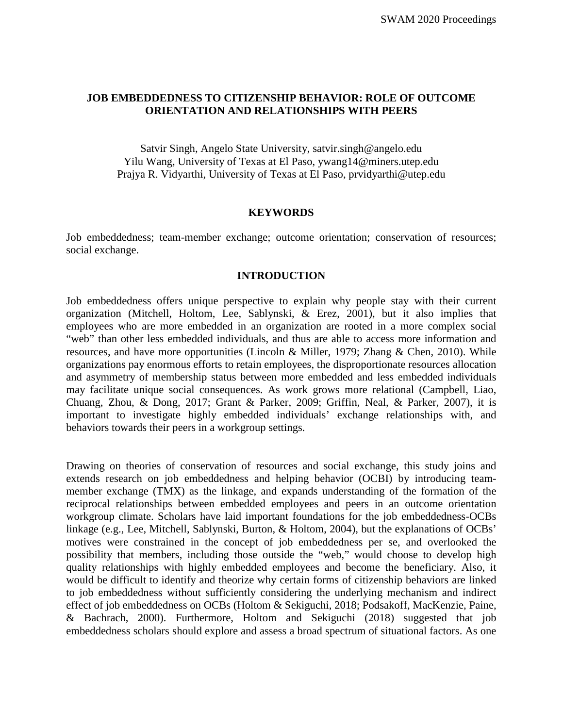## JOB EMBEDDEDNESS TO CITIZENSHIP BEHAVIOR: ROLE OF OUTCOME ORIENTATION AND RELATIONSHIPS WITH PEERS

Satvir Singh, Angelo State University, satvir.singh@angelo.edu
Yilu Wang, University of Texas at El Paso, ywang14@miners.utep.edu
Prajya R. Vidyarthi, University of Texas at El Paso, prvidyarthi@utep.edu

### KEYWORDS

Job embeddedness; team-member exchange; outcome orientation; conservation of resources; social exchange.

### INTRODUCTION

Job embeddedness offers unique perspective to explain why people stay with their current organization (Mitchell, Holtom, Lee, Sablynski, & Erez, 2001), but it also implies that employees who are more embedded in an organization are rooted in a more complex social "web" than other less embedded individuals, and thus are able to access more information and resources, and have more opportunities (Lincoln & Miller, 1979; Zhang & Chen, 2010). While organizations pay enormous efforts to retain employees, the disproportionate resources allocation and asymmetry of membership status between more embedded and less embedded individuals may facilitate unique social consequences. As work grows more relational (Campbell, Liao, Chuang, Zhou, & Dong, 2017; Grant & Parker, 2009; Griffin, Neal, & Parker, 2007), it is important to investigate highly embedded individuals' exchange relationships with, and behaviors towards their peers in a workgroup settings.

Drawing on theories of conservation of resources and social exchange, this study joins and extends research on job embeddedness and helping behavior (OCBI) by introducing team-member exchange (TMX) as the linkage, and expands understanding of the formation of the reciprocal relationships between embedded employees and peers in an outcome orientation workgroup climate. Scholars have laid important foundations for the job embeddedness-OCBs linkage (e.g., Lee, Mitchell, Sablynski, Burton, & Holtom, 2004), but the explanations of OCBs' motives were constrained in the concept of job embeddedness per se, and overlooked the possibility that members, including those outside the "web," would choose to develop high quality relationships with highly embedded employees and become the beneficiary. Also, it would be difficult to identify and theorize why certain forms of citizenship behaviors are linked to job embeddedness without sufficiently considering the underlying mechanism and indirect effect of job embeddedness on OCBs (Holtom & Sekiguchi, 2018; Podsakoff, MacKenzie, Paine, & Bachrach, 2000). Furthermore, Holtom and Sekiguchi (2018) suggested that job embeddedness scholars should explore and assess a broad spectrum of situational factors. As one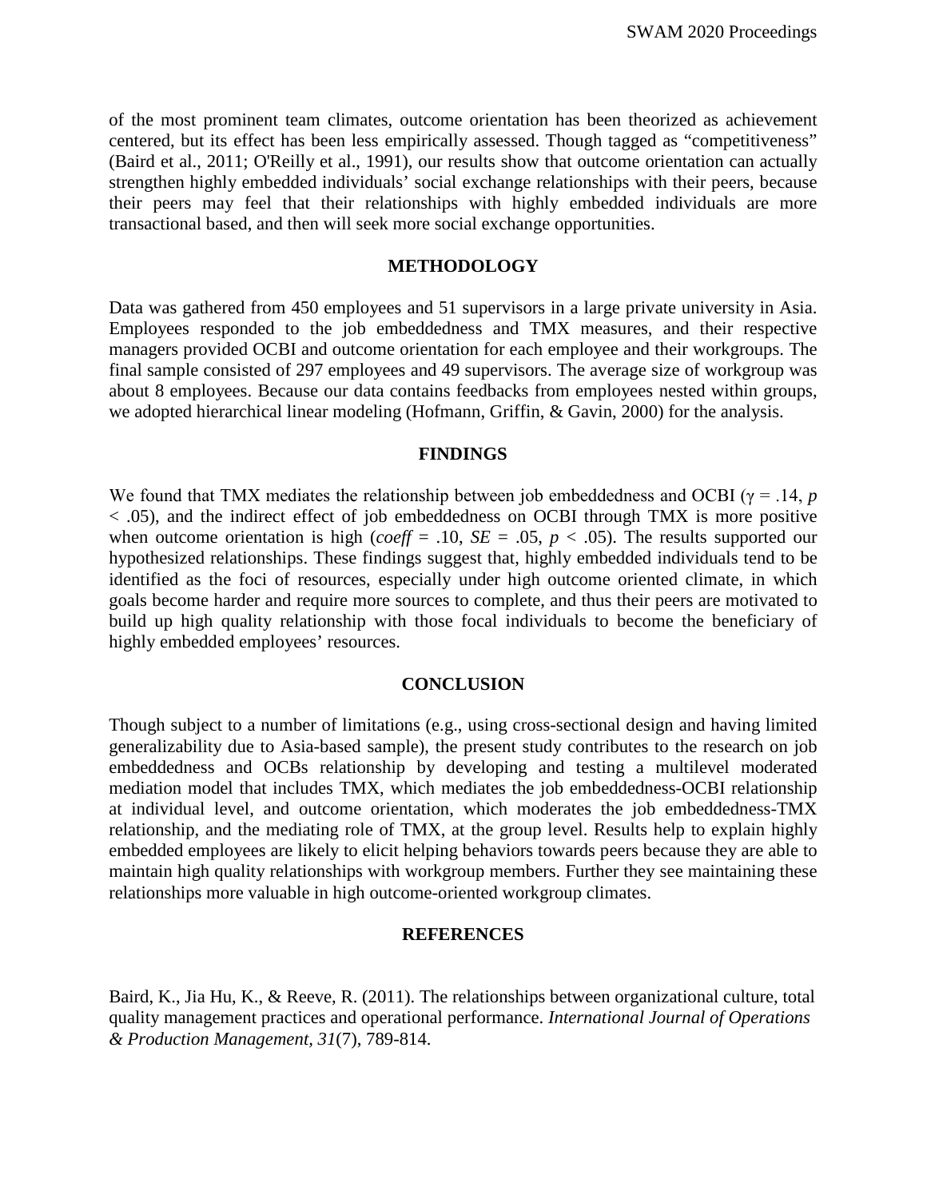of the most prominent team climates, outcome orientation has been theorized as achievement centered, but its effect has been less empirically assessed. Though tagged as "competitiveness" (Baird et al., 2011; O'Reilly et al., 1991), our results show that outcome orientation can actually strengthen highly embedded individuals' social exchange relationships with their peers, because their peers may feel that their relationships with highly embedded individuals are more transactional based, and then will seek more social exchange opportunities.

## METHODOLOGY

Data was gathered from 450 employees and 51 supervisors in a large private university in Asia. Employees responded to the job embeddedness and TMX measures, and their respective managers provided OCBI and outcome orientation for each employee and their workgroups. The final sample consisted of 297 employees and 49 supervisors. The average size of workgroup was about 8 employees. Because our data contains feedbacks from employees nested within groups, we adopted hierarchical linear modeling (Hofmann, Griffin, & Gavin, 2000) for the analysis.

## FINDINGS

We found that TMX mediates the relationship between job embeddedness and OCBI ($\gamma = .14$, $p < .05$), and the indirect effect of job embeddedness on OCBI through TMX is more positive when outcome orientation is high ($coeff = .10$, $SE = .05$, $p < .05$). The results supported our hypothesized relationships. These findings suggest that, highly embedded individuals tend to be identified as the foci of resources, especially under high outcome oriented climate, in which goals become harder and require more sources to complete, and thus their peers are motivated to build up high quality relationship with those focal individuals to become the beneficiary of highly embedded employees' resources.

## CONCLUSION

Though subject to a number of limitations (e.g., using cross-sectional design and having limited generalizability due to Asia-based sample), the present study contributes to the research on job embeddedness and OCBs relationship by developing and testing a multilevel moderated mediation model that includes TMX, which mediates the job embeddedness-OCBI relationship at individual level, and outcome orientation, which moderates the job embeddedness-TMX relationship, and the mediating role of TMX, at the group level. Results help to explain highly embedded employees are likely to elicit helping behaviors towards peers because they are able to maintain high quality relationships with workgroup members. Further they see maintaining these relationships more valuable in high outcome-oriented workgroup climates.

## REFERENCES

Baird, K., Jia Hu, K., & Reeve, R. (2011). The relationships between organizational culture, total quality management practices and operational performance. *International Journal of Operations & Production Management, 31*(7), 789-814.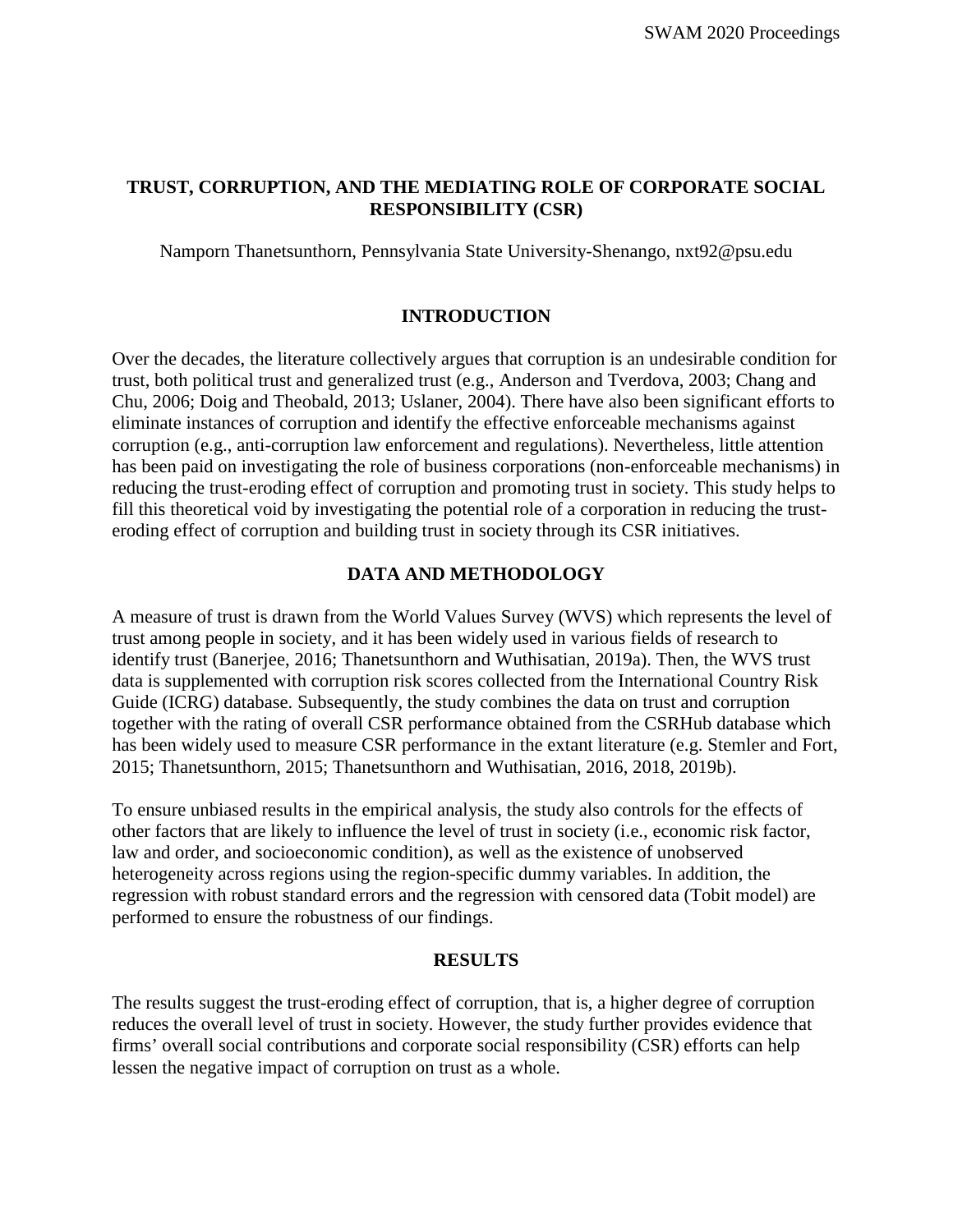# TRUST, CORRUPTION, AND THE MEDIATING ROLE OF CORPORATE SOCIAL RESPONSIBILITY (CSR)

Namporn Thanetsunthorn, Pennsylvania State University-Shenango, nxt92@psu.edu

## INTRODUCTION

Over the decades, the literature collectively argues that corruption is an undesirable condition for trust, both political trust and generalized trust (e.g., Anderson and Tverdova, 2003; Chang and Chu, 2006; Doig and Theobald, 2013; Uslaner, 2004). There have also been significant efforts to eliminate instances of corruption and identify the effective enforceable mechanisms against corruption (e.g., anti-corruption law enforcement and regulations). Nevertheless, little attention has been paid on investigating the role of business corporations (non-enforceable mechanisms) in reducing the trust-eroding effect of corruption and promoting trust in society. This study helps to fill this theoretical void by investigating the potential role of a corporation in reducing the trust-eroding effect of corruption and building trust in society through its CSR initiatives.

## DATA AND METHODOLOGY

A measure of trust is drawn from the World Values Survey (WVS) which represents the level of trust among people in society, and it has been widely used in various fields of research to identify trust (Banerjee, 2016; Thanetsunthorn and Wuthisatian, 2019a). Then, the WVS trust data is supplemented with corruption risk scores collected from the International Country Risk Guide (ICRG) database. Subsequently, the study combines the data on trust and corruption together with the rating of overall CSR performance obtained from the CSRHub database which has been widely used to measure CSR performance in the extant literature (e.g. Stemler and Fort, 2015; Thanetsunthorn, 2015; Thanetsunthorn and Wuthisatian, 2016, 2018, 2019b).

To ensure unbiased results in the empirical analysis, the study also controls for the effects of other factors that are likely to influence the level of trust in society (i.e., economic risk factor, law and order, and socioeconomic condition), as well as the existence of unobserved heterogeneity across regions using the region-specific dummy variables. In addition, the regression with robust standard errors and the regression with censored data (Tobit model) are performed to ensure the robustness of our findings.

## RESULTS

The results suggest the trust-eroding effect of corruption, that is, a higher degree of corruption reduces the overall level of trust in society. However, the study further provides evidence that firms' overall social contributions and corporate social responsibility (CSR) efforts can help lessen the negative impact of corruption on trust as a whole.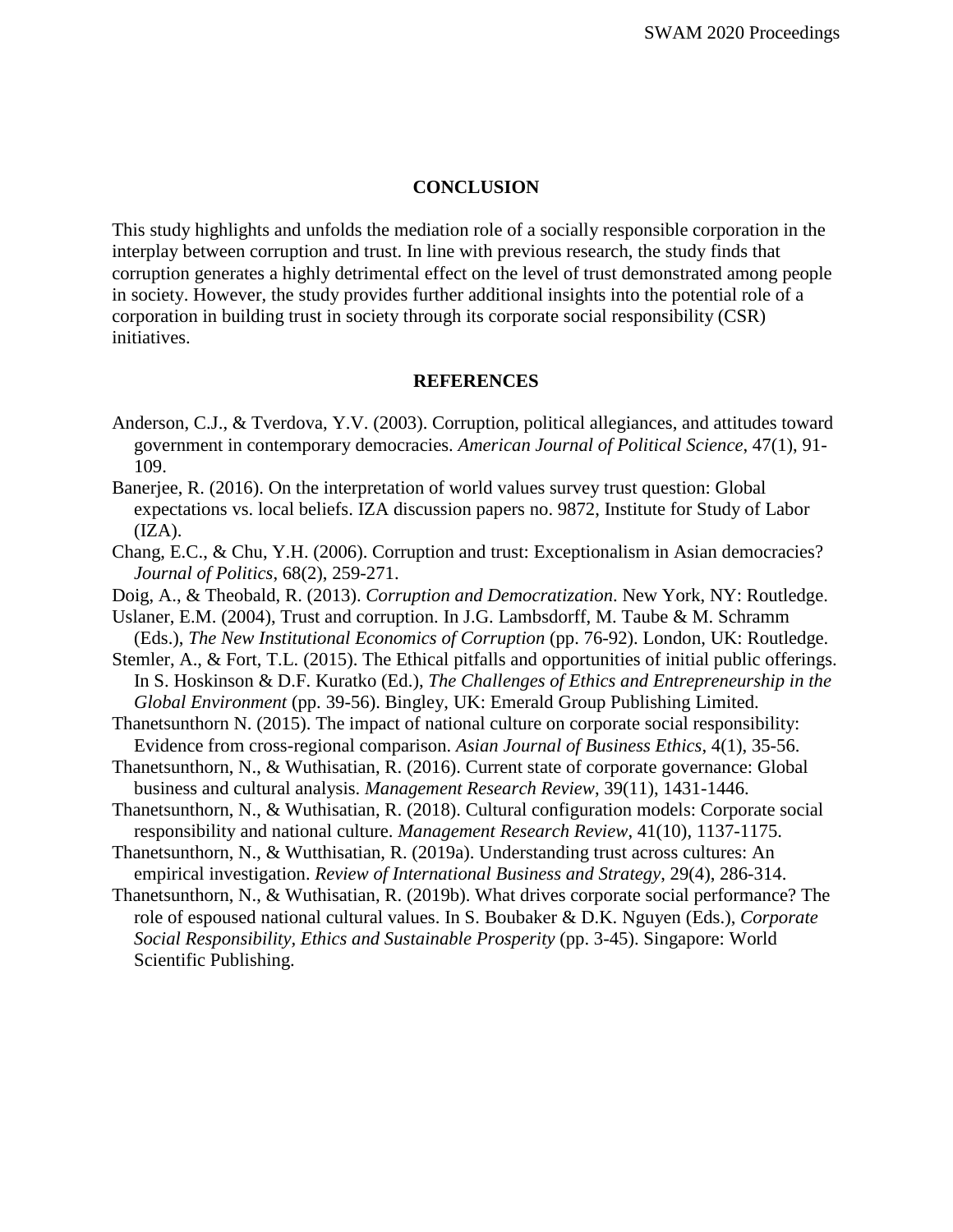## CONCLUSION

This study highlights and unfolds the mediation role of a socially responsible corporation in the interplay between corruption and trust. In line with previous research, the study finds that corruption generates a highly detrimental effect on the level of trust demonstrated among people in society. However, the study provides further additional insights into the potential role of a corporation in building trust in society through its corporate social responsibility (CSR) initiatives.

## REFERENCES

Anderson, C.J., & Tverdova, Y.V. (2003). Corruption, political allegiances, and attitudes toward government in contemporary democracies. *American Journal of Political Science*, 47(1), 91-109.

Banerjee, R. (2016). On the interpretation of world values survey trust question: Global expectations vs. local beliefs. IZA discussion papers no. 9872, Institute for Study of Labor (IZA).

Chang, E.C., & Chu, Y.H. (2006). Corruption and trust: Exceptionalism in Asian democracies? *Journal of Politics*, 68(2), 259-271.

Doig, A., & Theobald, R. (2013). *Corruption and Democratization*. New York, NY: Routledge.

Uslaner, E.M. (2004), Trust and corruption. In J.G. Lambsdorff, M. Taube & M. Schramm (Eds.), *The New Institutional Economics of Corruption* (pp. 76-92). London, UK: Routledge.

Stemler, A., & Fort, T.L. (2015). The Ethical pitfalls and opportunities of initial public offerings. In S. Hoskinson & D.F. Kuratko (Ed.), *The Challenges of Ethics and Entrepreneurship in the Global Environment* (pp. 39-56). Bingley, UK: Emerald Group Publishing Limited.

Thanetsunthorn N. (2015). The impact of national culture on corporate social responsibility: Evidence from cross-regional comparison. *Asian Journal of Business Ethics*, 4(1), 35-56.

Thanetsunthorn, N., & Wuthisatian, R. (2016). Current state of corporate governance: Global business and cultural analysis. *Management Research Review*, 39(11), 1431-1446.

Thanetsunthorn, N., & Wuthisatian, R. (2018). Cultural configuration models: Corporate social responsibility and national culture. *Management Research Review*, 41(10), 1137-1175.

Thanetsunthorn, N., & Wutthisatian, R. (2019a). Understanding trust across cultures: An empirical investigation. *Review of International Business and Strategy*, 29(4), 286-314.

Thanetsunthorn, N., & Wuthisatian, R. (2019b). What drives corporate social performance? The role of espoused national cultural values. In S. Boubaker & D.K. Nguyen (Eds.), *Corporate Social Responsibility, Ethics and Sustainable Prosperity* (pp. 3-45). Singapore: World Scientific Publishing.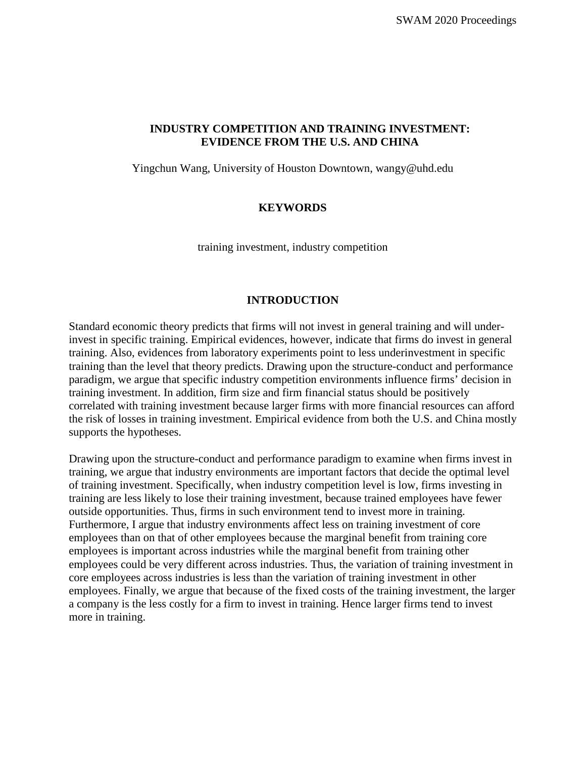# INDUSTRY COMPETITION AND TRAINING INVESTMENT: EVIDENCE FROM THE U.S. AND CHINA

Yingchun Wang, University of Houston Downtown, wangy@uhd.edu

## KEYWORDS

training investment, industry competition

## INTRODUCTION

Standard economic theory predicts that firms will not invest in general training and will under-invest in specific training. Empirical evidences, however, indicate that firms do invest in general training. Also, evidences from laboratory experiments point to less underinvestment in specific training than the level that theory predicts. Drawing upon the structure-conduct and performance paradigm, we argue that specific industry competition environments influence firms' decision in training investment. In addition, firm size and firm financial status should be positively correlated with training investment because larger firms with more financial resources can afford the risk of losses in training investment. Empirical evidence from both the U.S. and China mostly supports the hypotheses.

Drawing upon the structure-conduct and performance paradigm to examine when firms invest in training, we argue that industry environments are important factors that decide the optimal level of training investment. Specifically, when industry competition level is low, firms investing in training are less likely to lose their training investment, because trained employees have fewer outside opportunities. Thus, firms in such environment tend to invest more in training. Furthermore, I argue that industry environments affect less on training investment of core employees than on that of other employees because the marginal benefit from training core employees is important across industries while the marginal benefit from training other employees could be very different across industries. Thus, the variation of training investment in core employees across industries is less than the variation of training investment in other employees. Finally, we argue that because of the fixed costs of the training investment, the larger a company is the less costly for a firm to invest in training. Hence larger firms tend to invest more in training.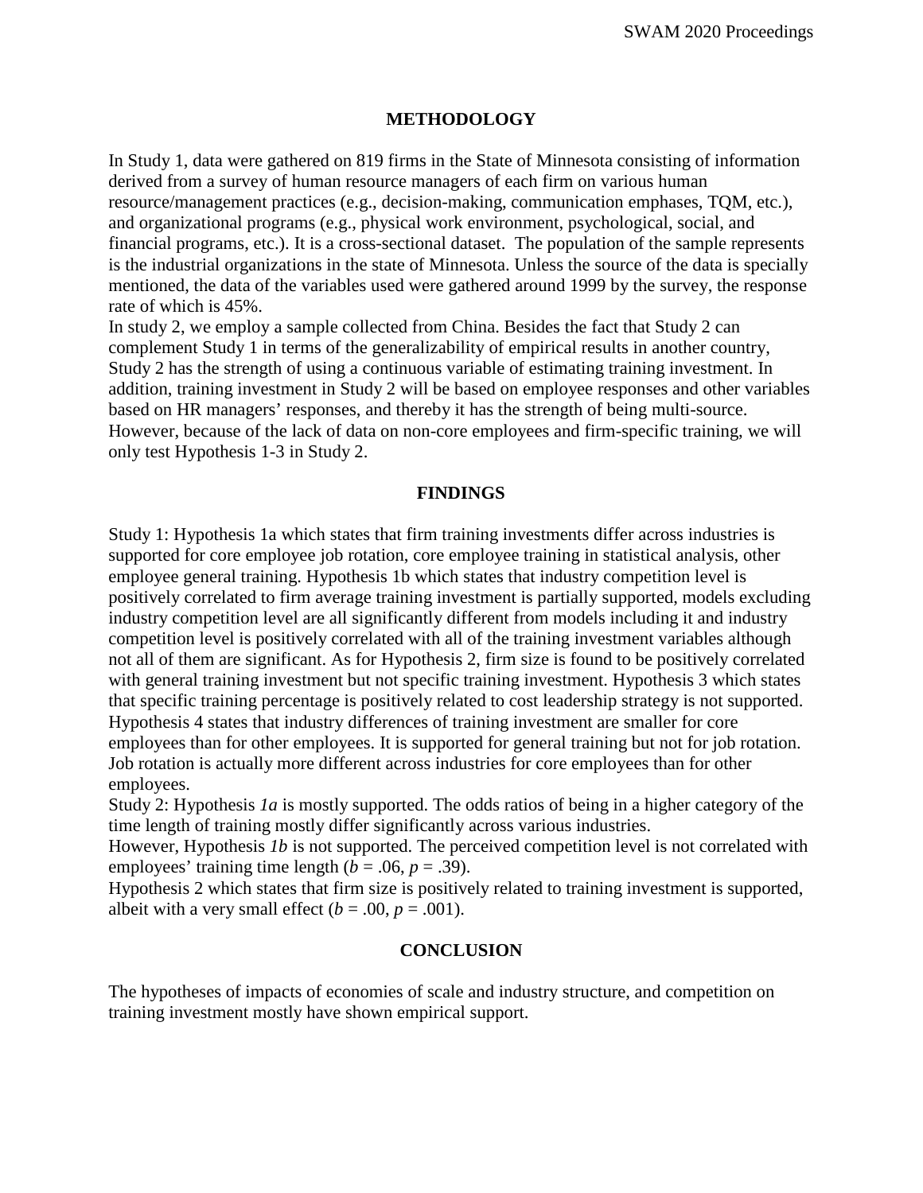## METHODOLOGY

In Study 1, data were gathered on 819 firms in the State of Minnesota consisting of information derived from a survey of human resource managers of each firm on various human resource/management practices (e.g., decision-making, communication emphases, TQM, etc.), and organizational programs (e.g., physical work environment, psychological, social, and financial programs, etc.). It is a cross-sectional dataset. The population of the sample represents is the industrial organizations in the state of Minnesota. Unless the source of the data is specially mentioned, the data of the variables used were gathered around 1999 by the survey, the response rate of which is 45%.

In study 2, we employ a sample collected from China. Besides the fact that Study 2 can complement Study 1 in terms of the generalizability of empirical results in another country, Study 2 has the strength of using a continuous variable of estimating training investment. In addition, training investment in Study 2 will be based on employee responses and other variables based on HR managers' responses, and thereby it has the strength of being multi-source. However, because of the lack of data on non-core employees and firm-specific training, we will only test Hypothesis 1-3 in Study 2.

## FINDINGS

Study 1: Hypothesis 1a which states that firm training investments differ across industries is supported for core employee job rotation, core employee training in statistical analysis, other employee general training. Hypothesis 1b which states that industry competition level is positively correlated to firm average training investment is partially supported, models excluding industry competition level are all significantly different from models including it and industry competition level is positively correlated with all of the training investment variables although not all of them are significant. As for Hypothesis 2, firm size is found to be positively correlated with general training investment but not specific training investment. Hypothesis 3 which states that specific training percentage is positively related to cost leadership strategy is not supported. Hypothesis 4 states that industry differences of training investment are smaller for core employees than for other employees. It is supported for general training but not for job rotation. Job rotation is actually more different across industries for core employees than for other employees.

Study 2: Hypothesis *1a* is mostly supported. The odds ratios of being in a higher category of the time length of training mostly differ significantly across various industries.

However, Hypothesis *1b* is not supported. The perceived competition level is not correlated with employees' training time length ($b = .06$, $p = .39$).

Hypothesis 2 which states that firm size is positively related to training investment is supported, albeit with a very small effect ($b = .00$, $p = .001$).

## CONCLUSION

The hypotheses of impacts of economies of scale and industry structure, and competition on training investment mostly have shown empirical support.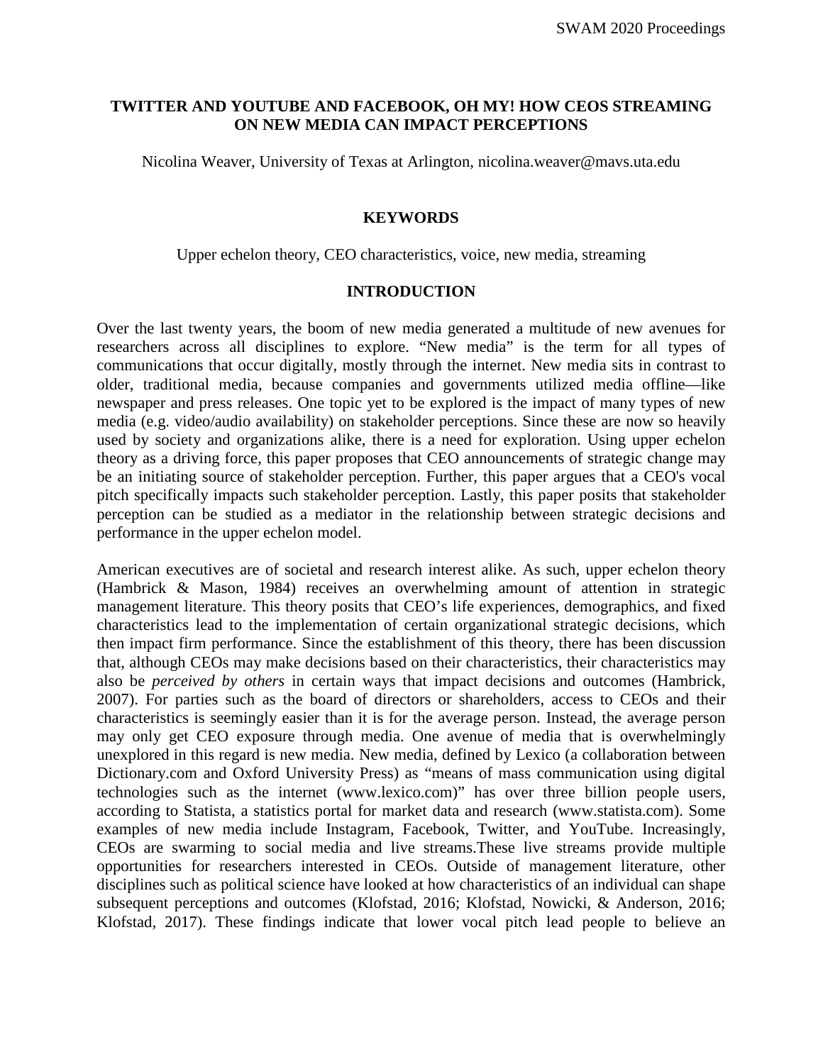# TWITTER AND YOUTUBE AND FACEBOOK, OH MY! HOW CEOS STREAMING ON NEW MEDIA CAN IMPACT PERCEPTIONS

Nicolina Weaver, University of Texas at Arlington, nicolina.weaver@mavs.uta.edu

## KEYWORDS

Upper echelon theory, CEO characteristics, voice, new media, streaming

## INTRODUCTION

Over the last twenty years, the boom of new media generated a multitude of new avenues for researchers across all disciplines to explore. "New media" is the term for all types of communications that occur digitally, mostly through the internet. New media sits in contrast to older, traditional media, because companies and governments utilized media offline—like newspaper and press releases. One topic yet to be explored is the impact of many types of new media (e.g. video/audio availability) on stakeholder perceptions. Since these are now so heavily used by society and organizations alike, there is a need for exploration. Using upper echelon theory as a driving force, this paper proposes that CEO announcements of strategic change may be an initiating source of stakeholder perception. Further, this paper argues that a CEO's vocal pitch specifically impacts such stakeholder perception. Lastly, this paper posits that stakeholder perception can be studied as a mediator in the relationship between strategic decisions and performance in the upper echelon model.

American executives are of societal and research interest alike. As such, upper echelon theory (Hambrick & Mason, 1984) receives an overwhelming amount of attention in strategic management literature. This theory posits that CEO's life experiences, demographics, and fixed characteristics lead to the implementation of certain organizational strategic decisions, which then impact firm performance. Since the establishment of this theory, there has been discussion that, although CEOs may make decisions based on their characteristics, their characteristics may also be *perceived by others* in certain ways that impact decisions and outcomes (Hambrick, 2007). For parties such as the board of directors or shareholders, access to CEOs and their characteristics is seemingly easier than it is for the average person. Instead, the average person may only get CEO exposure through media. One avenue of media that is overwhelmingly unexplored in this regard is new media. New media, defined by Lexico (a collaboration between Dictionary.com and Oxford University Press) as "means of mass communication using digital technologies such as the internet (www.lexico.com)" has over three billion people users, according to Statista, a statistics portal for market data and research (www.statista.com). Some examples of new media include Instagram, Facebook, Twitter, and YouTube. Increasingly, CEOs are swarming to social media and live streams.These live streams provide multiple opportunities for researchers interested in CEOs. Outside of management literature, other disciplines such as political science have looked at how characteristics of an individual can shape subsequent perceptions and outcomes (Klofstad, 2016; Klofstad, Nowicki, & Anderson, 2016; Klofstad, 2017). These findings indicate that lower vocal pitch lead people to believe an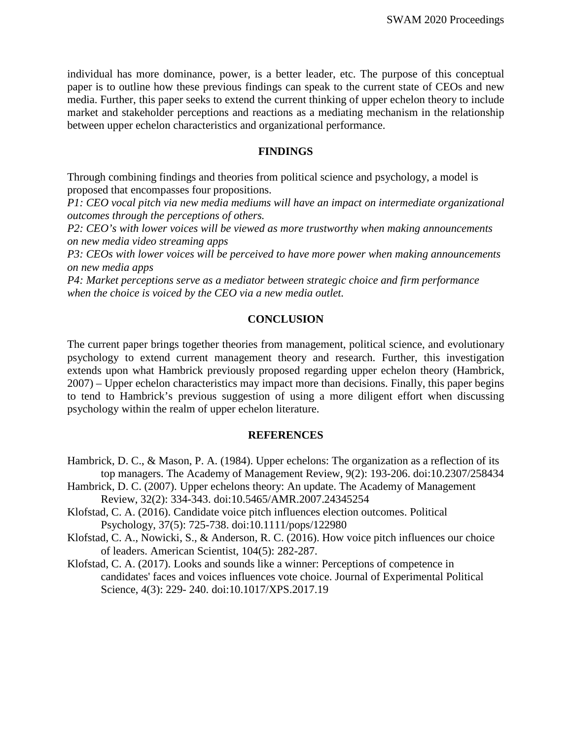individual has more dominance, power, is a better leader, etc. The purpose of this conceptual paper is to outline how these previous findings can speak to the current state of CEOs and new media. Further, this paper seeks to extend the current thinking of upper echelon theory to include market and stakeholder perceptions and reactions as a mediating mechanism in the relationship between upper echelon characteristics and organizational performance.

## FINDINGS

Through combining findings and theories from political science and psychology, a model is proposed that encompasses four propositions.
*P1: CEO vocal pitch via new media mediums will have an impact on intermediate organizational outcomes through the perceptions of others.*
*P2: CEO's with lower voices will be viewed as more trustworthy when making announcements on new media video streaming apps*
*P3: CEOs with lower voices will be perceived to have more power when making announcements on new media apps*
*P4: Market perceptions serve as a mediator between strategic choice and firm performance when the choice is voiced by the CEO via a new media outlet.*

## CONCLUSION

The current paper brings together theories from management, political science, and evolutionary psychology to extend current management theory and research. Further, this investigation extends upon what Hambrick previously proposed regarding upper echelon theory (Hambrick, 2007) – Upper echelon characteristics may impact more than decisions. Finally, this paper begins to tend to Hambrick's previous suggestion of using a more diligent effort when discussing psychology within the realm of upper echelon literature.

## REFERENCES

Hambrick, D. C., & Mason, P. A. (1984). Upper echelons: The organization as a reflection of its top managers. The Academy of Management Review, 9(2): 193-206. doi:10.2307/258434

Hambrick, D. C. (2007). Upper echelons theory: An update. The Academy of Management Review, 32(2): 334-343. doi:10.5465/AMR.2007.24345254

Klofstad, C. A. (2016). Candidate voice pitch influences election outcomes. Political Psychology, 37(5): 725-738. doi:10.1111/pops/122980

Klofstad, C. A., Nowicki, S., & Anderson, R. C. (2016). How voice pitch influences our choice of leaders. American Scientist, 104(5): 282-287.

Klofstad, C. A. (2017). Looks and sounds like a winner: Perceptions of competence in candidates' faces and voices influences vote choice. Journal of Experimental Political Science, 4(3): 229- 240. doi:10.1017/XPS.2017.19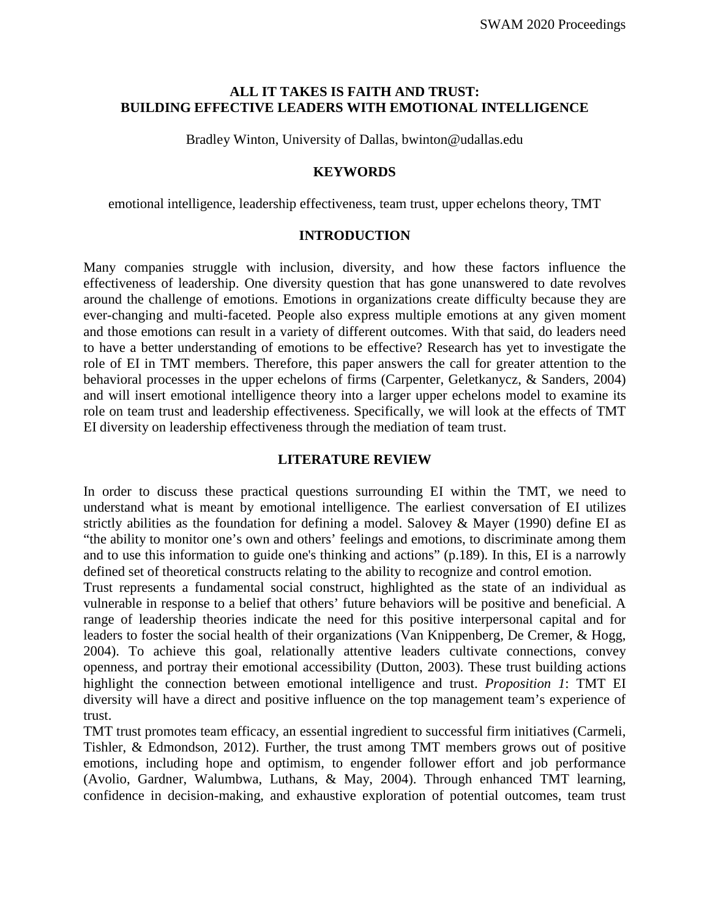# ALL IT TAKES IS FAITH AND TRUST: BUILDING EFFECTIVE LEADERS WITH EMOTIONAL INTELLIGENCE

Bradley Winton, University of Dallas, bwinton@udallas.edu

## KEYWORDS

emotional intelligence, leadership effectiveness, team trust, upper echelons theory, TMT

## INTRODUCTION

Many companies struggle with inclusion, diversity, and how these factors influence the effectiveness of leadership. One diversity question that has gone unanswered to date revolves around the challenge of emotions. Emotions in organizations create difficulty because they are ever-changing and multi-faceted. People also express multiple emotions at any given moment and those emotions can result in a variety of different outcomes. With that said, do leaders need to have a better understanding of emotions to be effective? Research has yet to investigate the role of EI in TMT members. Therefore, this paper answers the call for greater attention to the behavioral processes in the upper echelons of firms (Carpenter, Geletkanycz, & Sanders, 2004) and will insert emotional intelligence theory into a larger upper echelons model to examine its role on team trust and leadership effectiveness. Specifically, we will look at the effects of TMT EI diversity on leadership effectiveness through the mediation of team trust.

## LITERATURE REVIEW

In order to discuss these practical questions surrounding EI within the TMT, we need to understand what is meant by emotional intelligence. The earliest conversation of EI utilizes strictly abilities as the foundation for defining a model. Salovey & Mayer (1990) define EI as "the ability to monitor one's own and others' feelings and emotions, to discriminate among them and to use this information to guide one's thinking and actions" (p.189). In this, EI is a narrowly defined set of theoretical constructs relating to the ability to recognize and control emotion.

Trust represents a fundamental social construct, highlighted as the state of an individual as vulnerable in response to a belief that others' future behaviors will be positive and beneficial. A range of leadership theories indicate the need for this positive interpersonal capital and for leaders to foster the social health of their organizations (Van Knippenberg, De Cremer, & Hogg, 2004). To achieve this goal, relationally attentive leaders cultivate connections, convey openness, and portray their emotional accessibility (Dutton, 2003). These trust building actions highlight the connection between emotional intelligence and trust. *Proposition 1*: TMT EI diversity will have a direct and positive influence on the top management team's experience of trust.

TMT trust promotes team efficacy, an essential ingredient to successful firm initiatives (Carmeli, Tishler, & Edmondson, 2012). Further, the trust among TMT members grows out of positive emotions, including hope and optimism, to engender follower effort and job performance (Avolio, Gardner, Walumbwa, Luthans, & May, 2004). Through enhanced TMT learning, confidence in decision-making, and exhaustive exploration of potential outcomes, team trust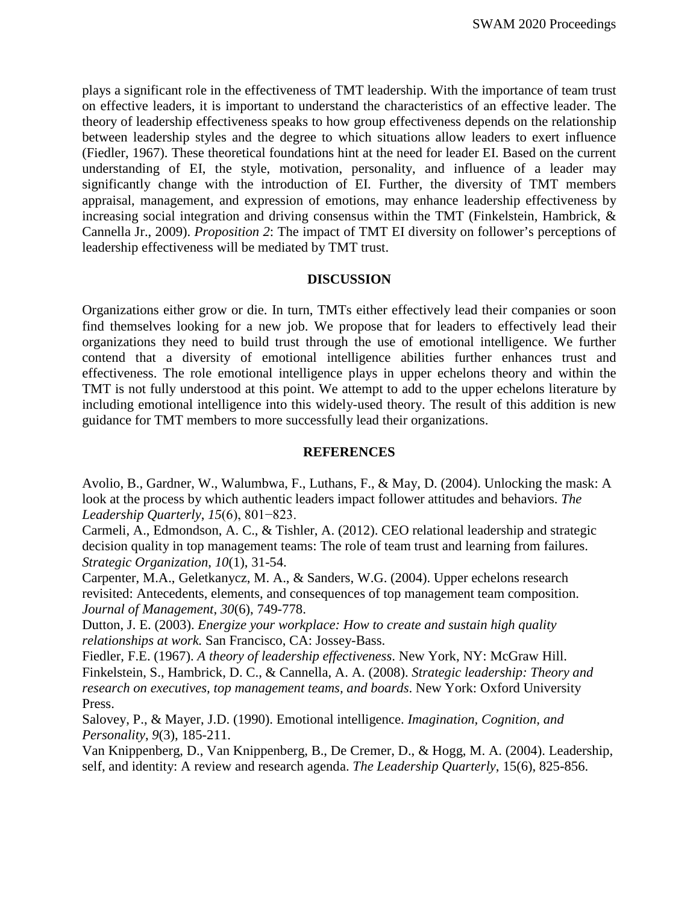plays a significant role in the effectiveness of TMT leadership. With the importance of team trust on effective leaders, it is important to understand the characteristics of an effective leader. The theory of leadership effectiveness speaks to how group effectiveness depends on the relationship between leadership styles and the degree to which situations allow leaders to exert influence (Fiedler, 1967). These theoretical foundations hint at the need for leader EI. Based on the current understanding of EI, the style, motivation, personality, and influence of a leader may significantly change with the introduction of EI. Further, the diversity of TMT members appraisal, management, and expression of emotions, may enhance leadership effectiveness by increasing social integration and driving consensus within the TMT (Finkelstein, Hambrick, & Cannella Jr., 2009). *Proposition 2*: The impact of TMT EI diversity on follower's perceptions of leadership effectiveness will be mediated by TMT trust.

## DISCUSSION

Organizations either grow or die. In turn, TMTs either effectively lead their companies or soon find themselves looking for a new job. We propose that for leaders to effectively lead their organizations they need to build trust through the use of emotional intelligence. We further contend that a diversity of emotional intelligence abilities further enhances trust and effectiveness. The role emotional intelligence plays in upper echelons theory and within the TMT is not fully understood at this point. We attempt to add to the upper echelons literature by including emotional intelligence into this widely-used theory. The result of this addition is new guidance for TMT members to more successfully lead their organizations.

## REFERENCES

Avolio, B., Gardner, W., Walumbwa, F., Luthans, F., & May, D. (2004). Unlocking the mask: A look at the process by which authentic leaders impact follower attitudes and behaviors. *The Leadership Quarterly*, *15*(6), 801−823.

Carmeli, A., Edmondson, A. C., & Tishler, A. (2012). CEO relational leadership and strategic decision quality in top management teams: The role of team trust and learning from failures. *Strategic Organization*, *10*(1), 31-54.

Carpenter, M.A., Geletkanycz, M. A., & Sanders, W.G. (2004). Upper echelons research revisited: Antecedents, elements, and consequences of top management team composition. *Journal of Management*, *30*(6), 749-778.

Dutton, J. E. (2003). *Energize your workplace: How to create and sustain high quality relationships at work.* San Francisco, CA: Jossey-Bass.

Fiedler, F.E. (1967). *A theory of leadership effectiveness*. New York, NY: McGraw Hill.

Finkelstein, S., Hambrick, D. C., & Cannella, A. A. (2008). *Strategic leadership: Theory and research on executives, top management teams, and boards*. New York: Oxford University Press.

Salovey, P., & Mayer, J.D. (1990). Emotional intelligence. *Imagination, Cognition, and Personality*, *9*(3), 185-211.

Van Knippenberg, D., Van Knippenberg, B., De Cremer, D., & Hogg, M. A. (2004). Leadership, self, and identity: A review and research agenda. *The Leadership Quarterly*, 15(6), 825-856.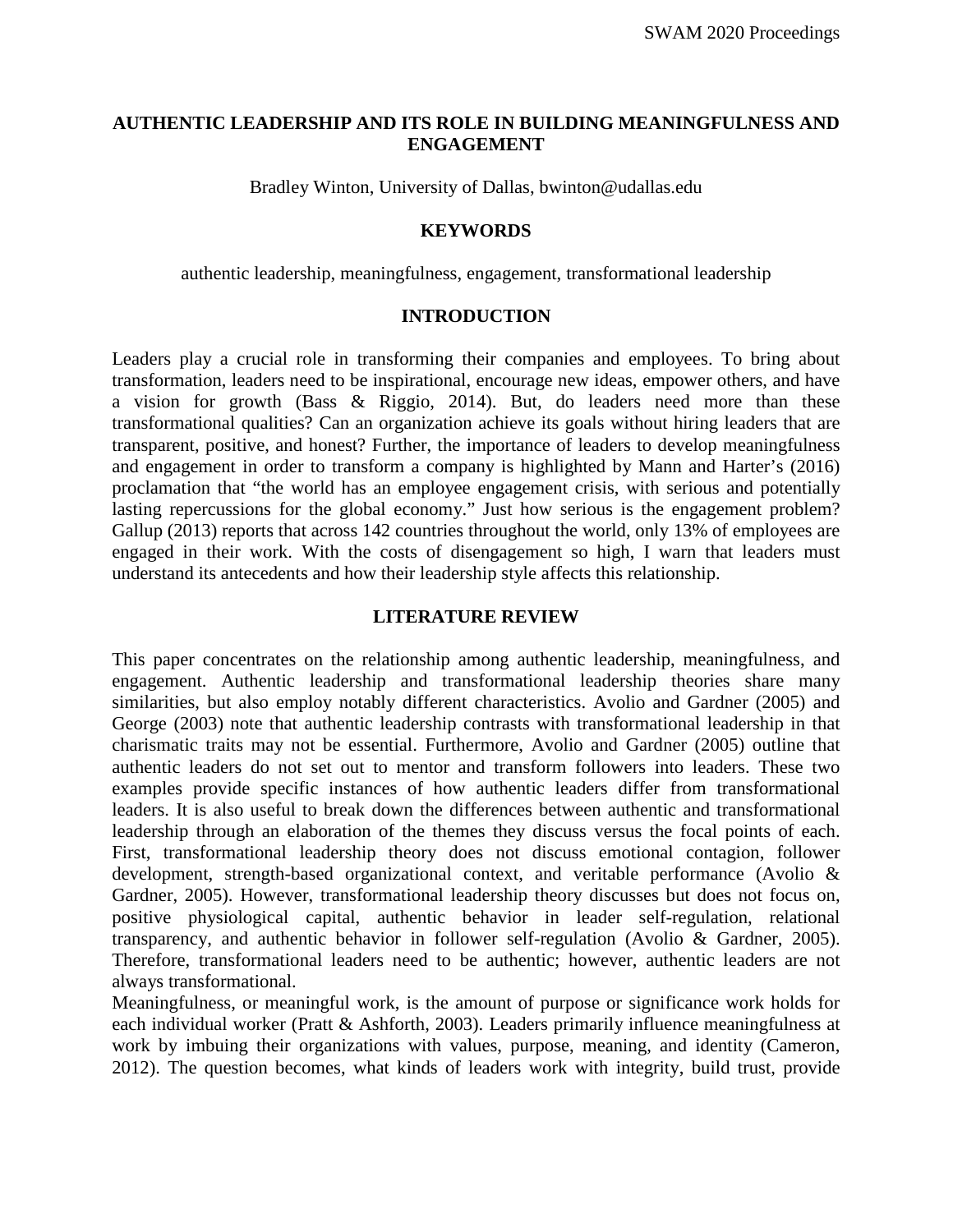# AUTHENTIC LEADERSHIP AND ITS ROLE IN BUILDING MEANINGFULNESS AND ENGAGEMENT

Bradley Winton, University of Dallas, bwinton@udallas.edu

## KEYWORDS

authentic leadership, meaningfulness, engagement, transformational leadership

## INTRODUCTION

Leaders play a crucial role in transforming their companies and employees. To bring about transformation, leaders need to be inspirational, encourage new ideas, empower others, and have a vision for growth (Bass & Riggio, 2014). But, do leaders need more than these transformational qualities? Can an organization achieve its goals without hiring leaders that are transparent, positive, and honest? Further, the importance of leaders to develop meaningfulness and engagement in order to transform a company is highlighted by Mann and Harter's (2016) proclamation that "the world has an employee engagement crisis, with serious and potentially lasting repercussions for the global economy." Just how serious is the engagement problem? Gallup (2013) reports that across 142 countries throughout the world, only 13% of employees are engaged in their work. With the costs of disengagement so high, I warn that leaders must understand its antecedents and how their leadership style affects this relationship.

## LITERATURE REVIEW

This paper concentrates on the relationship among authentic leadership, meaningfulness, and engagement. Authentic leadership and transformational leadership theories share many similarities, but also employ notably different characteristics. Avolio and Gardner (2005) and George (2003) note that authentic leadership contrasts with transformational leadership in that charismatic traits may not be essential. Furthermore, Avolio and Gardner (2005) outline that authentic leaders do not set out to mentor and transform followers into leaders. These two examples provide specific instances of how authentic leaders differ from transformational leaders. It is also useful to break down the differences between authentic and transformational leadership through an elaboration of the themes they discuss versus the focal points of each. First, transformational leadership theory does not discuss emotional contagion, follower development, strength-based organizational context, and veritable performance (Avolio & Gardner, 2005). However, transformational leadership theory discusses but does not focus on, positive physiological capital, authentic behavior in leader self-regulation, relational transparency, and authentic behavior in follower self-regulation (Avolio & Gardner, 2005). Therefore, transformational leaders need to be authentic; however, authentic leaders are not always transformational.

Meaningfulness, or meaningful work, is the amount of purpose or significance work holds for each individual worker (Pratt & Ashforth, 2003). Leaders primarily influence meaningfulness at work by imbuing their organizations with values, purpose, meaning, and identity (Cameron, 2012). The question becomes, what kinds of leaders work with integrity, build trust, provide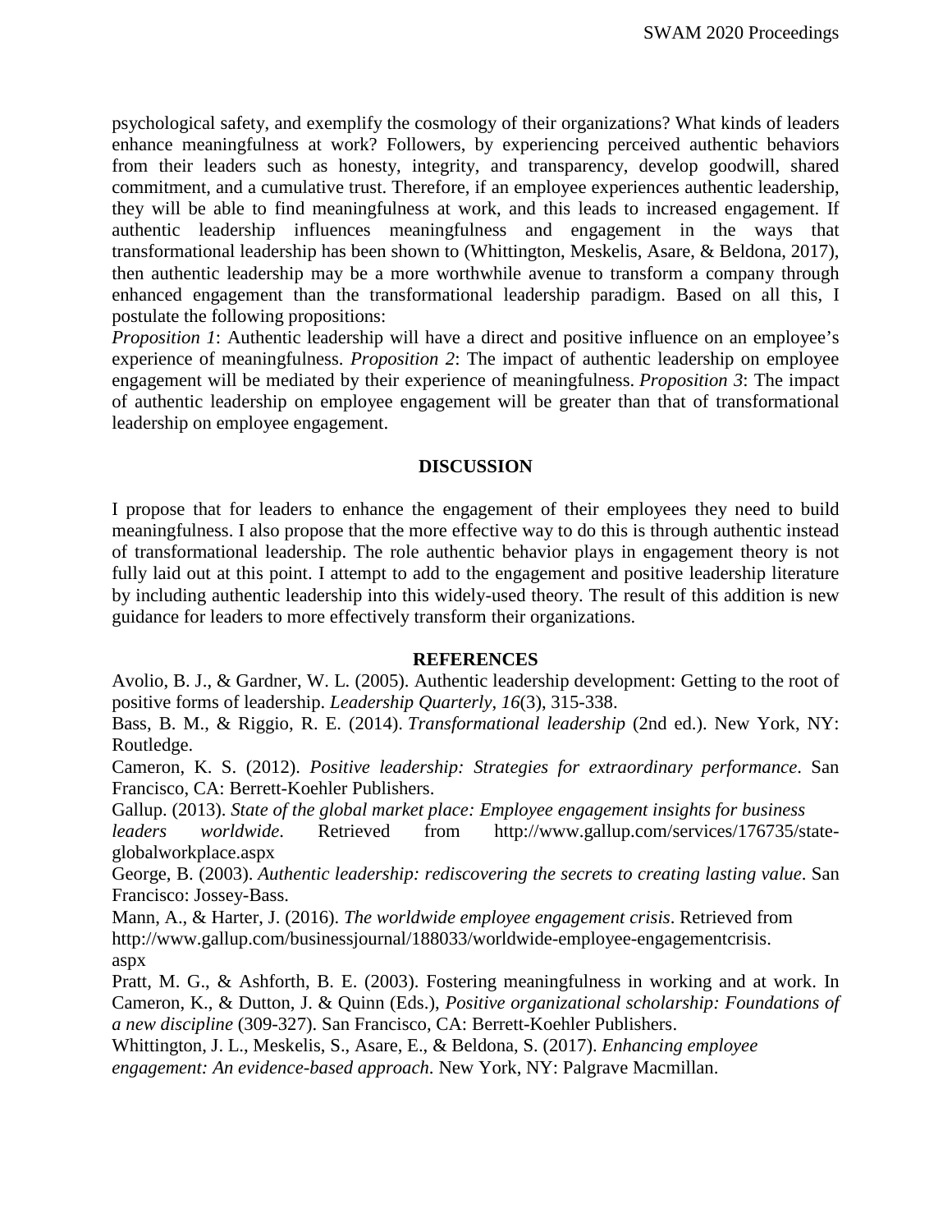psychological safety, and exemplify the cosmology of their organizations? What kinds of leaders enhance meaningfulness at work? Followers, by experiencing perceived authentic behaviors from their leaders such as honesty, integrity, and transparency, develop goodwill, shared commitment, and a cumulative trust. Therefore, if an employee experiences authentic leadership, they will be able to find meaningfulness at work, and this leads to increased engagement. If authentic leadership influences meaningfulness and engagement in the ways that transformational leadership has been shown to (Whittington, Meskelis, Asare, & Beldona, 2017), then authentic leadership may be a more worthwhile avenue to transform a company through enhanced engagement than the transformational leadership paradigm. Based on all this, I postulate the following propositions:

*Proposition 1*: Authentic leadership will have a direct and positive influence on an employee's experience of meaningfulness. *Proposition 2*: The impact of authentic leadership on employee engagement will be mediated by their experience of meaningfulness. *Proposition 3*: The impact of authentic leadership on employee engagement will be greater than that of transformational leadership on employee engagement.

## DISCUSSION

I propose that for leaders to enhance the engagement of their employees they need to build meaningfulness. I also propose that the more effective way to do this is through authentic instead of transformational leadership. The role authentic behavior plays in engagement theory is not fully laid out at this point. I attempt to add to the engagement and positive leadership literature by including authentic leadership into this widely-used theory. The result of this addition is new guidance for leaders to more effectively transform their organizations.

## REFERENCES

Avolio, B. J., & Gardner, W. L. (2005). Authentic leadership development: Getting to the root of positive forms of leadership. *Leadership Quarterly*, *16*(3), 315-338.

Bass, B. M., & Riggio, R. E. (2014). *Transformational leadership* (2nd ed.). New York, NY: Routledge.

Cameron, K. S. (2012). *Positive leadership: Strategies for extraordinary performance*. San Francisco, CA: Berrett-Koehler Publishers.

Gallup. (2013). *State of the global market place: Employee engagement insights for business leaders worldwide*. Retrieved from http://www.gallup.com/services/176735/state-globalworkplace.aspx

George, B. (2003). *Authentic leadership: rediscovering the secrets to creating lasting value*. San Francisco: Jossey-Bass.

Mann, A., & Harter, J. (2016). *The worldwide employee engagement crisis*. Retrieved from http://www.gallup.com/businessjournal/188033/worldwide-employee-engagementcrisis.aspx

Pratt, M. G., & Ashforth, B. E. (2003). Fostering meaningfulness in working and at work. In Cameron, K., & Dutton, J. & Quinn (Eds.), *Positive organizational scholarship: Foundations of a new discipline* (309-327). San Francisco, CA: Berrett-Koehler Publishers.

Whittington, J. L., Meskelis, S., Asare, E., & Beldona, S. (2017). *Enhancing employee engagement: An evidence-based approach*. New York, NY: Palgrave Macmillan.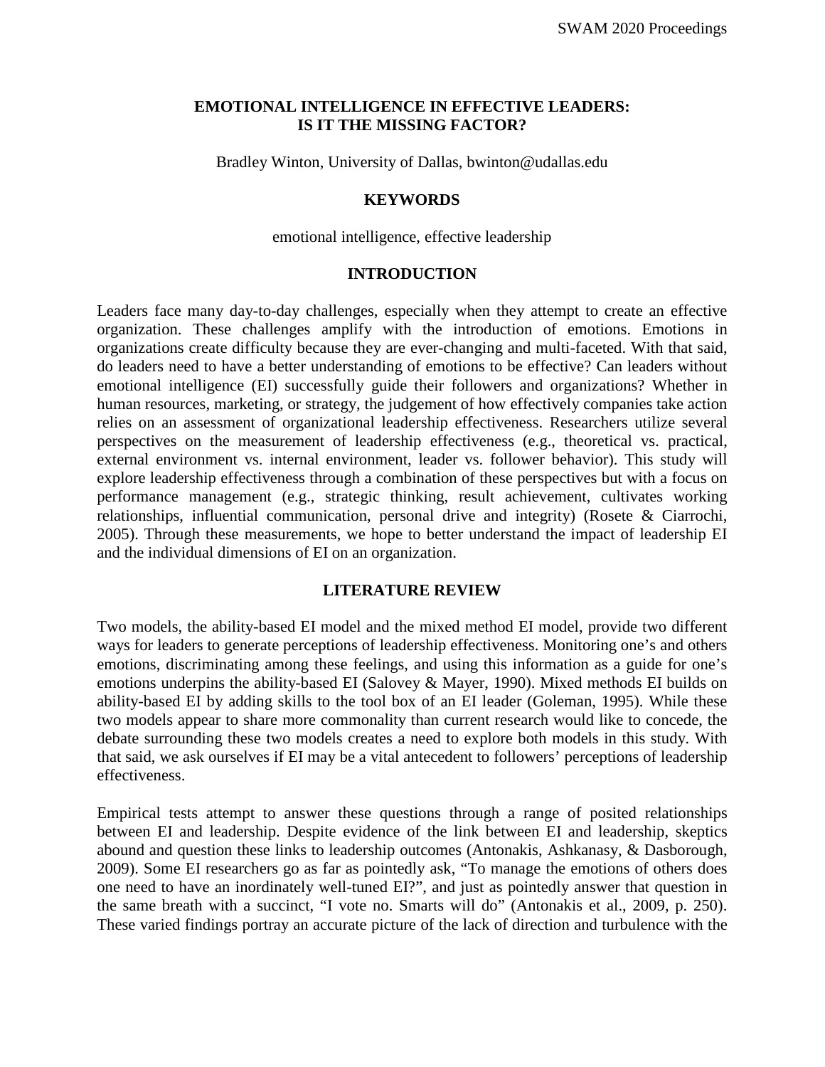# EMOTIONAL INTELLIGENCE IN EFFECTIVE LEADERS: IS IT THE MISSING FACTOR?

Bradley Winton, University of Dallas, bwinton@udallas.edu

## KEYWORDS

emotional intelligence, effective leadership

## INTRODUCTION

Leaders face many day-to-day challenges, especially when they attempt to create an effective organization. These challenges amplify with the introduction of emotions. Emotions in organizations create difficulty because they are ever-changing and multi-faceted. With that said, do leaders need to have a better understanding of emotions to be effective? Can leaders without emotional intelligence (EI) successfully guide their followers and organizations? Whether in human resources, marketing, or strategy, the judgement of how effectively companies take action relies on an assessment of organizational leadership effectiveness. Researchers utilize several perspectives on the measurement of leadership effectiveness (e.g., theoretical vs. practical, external environment vs. internal environment, leader vs. follower behavior). This study will explore leadership effectiveness through a combination of these perspectives but with a focus on performance management (e.g., strategic thinking, result achievement, cultivates working relationships, influential communication, personal drive and integrity) (Rosete & Ciarrochi, 2005). Through these measurements, we hope to better understand the impact of leadership EI and the individual dimensions of EI on an organization.

## LITERATURE REVIEW

Two models, the ability-based EI model and the mixed method EI model, provide two different ways for leaders to generate perceptions of leadership effectiveness. Monitoring one's and others emotions, discriminating among these feelings, and using this information as a guide for one's emotions underpins the ability-based EI (Salovey & Mayer, 1990). Mixed methods EI builds on ability-based EI by adding skills to the tool box of an EI leader (Goleman, 1995). While these two models appear to share more commonality than current research would like to concede, the debate surrounding these two models creates a need to explore both models in this study. With that said, we ask ourselves if EI may be a vital antecedent to followers' perceptions of leadership effectiveness.

Empirical tests attempt to answer these questions through a range of posited relationships between EI and leadership. Despite evidence of the link between EI and leadership, skeptics abound and question these links to leadership outcomes (Antonakis, Ashkanasy, & Dasborough, 2009). Some EI researchers go as far as pointedly ask, "To manage the emotions of others does one need to have an inordinately well-tuned EI?", and just as pointedly answer that question in the same breath with a succinct, "I vote no. Smarts will do" (Antonakis et al., 2009, p. 250). These varied findings portray an accurate picture of the lack of direction and turbulence with the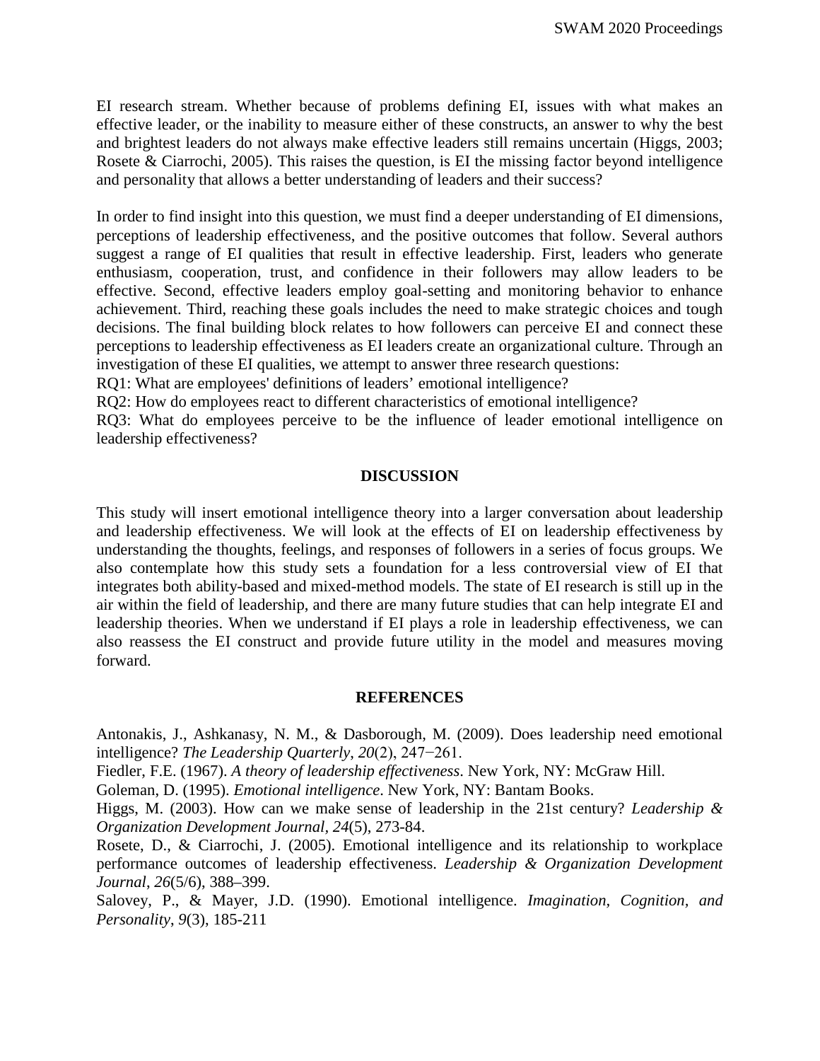EI research stream. Whether because of problems defining EI, issues with what makes an effective leader, or the inability to measure either of these constructs, an answer to why the best and brightest leaders do not always make effective leaders still remains uncertain (Higgs, 2003; Rosete & Ciarrochi, 2005). This raises the question, is EI the missing factor beyond intelligence and personality that allows a better understanding of leaders and their success?

In order to find insight into this question, we must find a deeper understanding of EI dimensions, perceptions of leadership effectiveness, and the positive outcomes that follow. Several authors suggest a range of EI qualities that result in effective leadership. First, leaders who generate enthusiasm, cooperation, trust, and confidence in their followers may allow leaders to be effective. Second, effective leaders employ goal-setting and monitoring behavior to enhance achievement. Third, reaching these goals includes the need to make strategic choices and tough decisions. The final building block relates to how followers can perceive EI and connect these perceptions to leadership effectiveness as EI leaders create an organizational culture. Through an investigation of these EI qualities, we attempt to answer three research questions:

RQ1: What are employees' definitions of leaders' emotional intelligence?

RQ2: How do employees react to different characteristics of emotional intelligence?

RQ3: What do employees perceive to be the influence of leader emotional intelligence on leadership effectiveness?

## DISCUSSION

This study will insert emotional intelligence theory into a larger conversation about leadership and leadership effectiveness. We will look at the effects of EI on leadership effectiveness by understanding the thoughts, feelings, and responses of followers in a series of focus groups. We also contemplate how this study sets a foundation for a less controversial view of EI that integrates both ability-based and mixed-method models. The state of EI research is still up in the air within the field of leadership, and there are many future studies that can help integrate EI and leadership theories. When we understand if EI plays a role in leadership effectiveness, we can also reassess the EI construct and provide future utility in the model and measures moving forward.

## REFERENCES

Antonakis, J., Ashkanasy, N. M., & Dasborough, M. (2009). Does leadership need emotional intelligence? *The Leadership Quarterly*, *20*(2), 247−261.

Fiedler, F.E. (1967). *A theory of leadership effectiveness*. New York, NY: McGraw Hill.

Goleman, D. (1995). *Emotional intelligence*. New York, NY: Bantam Books.

Higgs, M. (2003). How can we make sense of leadership in the 21st century? *Leadership & Organization Development Journal, 24*(5), 273-84.

Rosete, D., & Ciarrochi, J. (2005). Emotional intelligence and its relationship to workplace performance outcomes of leadership effectiveness. *Leadership & Organization Development Journal*, *26*(5/6), 388–399.

Salovey, P., & Mayer, J.D. (1990). Emotional intelligence. *Imagination, Cognition, and Personality*, *9*(3), 185-211